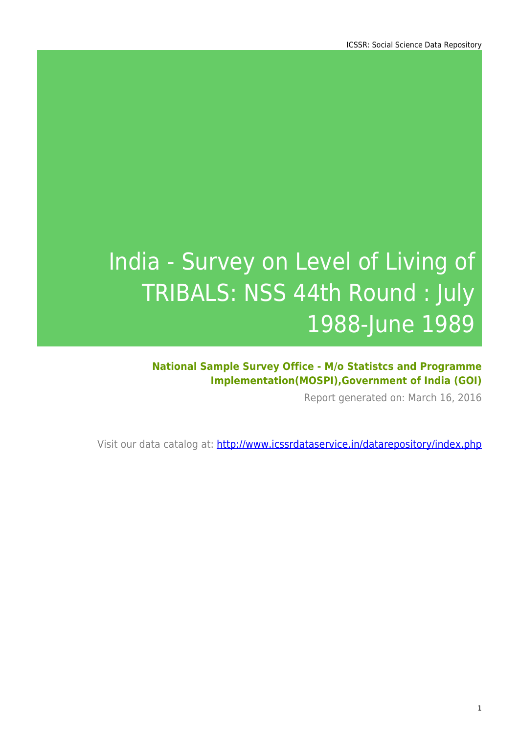# India - Survey on Level of Living of TRIBALS: NSS 44th Round : July 1988-June 1989

**National Sample Survey Office - M/o Statistcs and Programme Implementation(MOSPI),Government of India (GOI)**

Report generated on: March 16, 2016

Visit our data catalog at: http://www.icssrdataservice.in/datarepository/index.php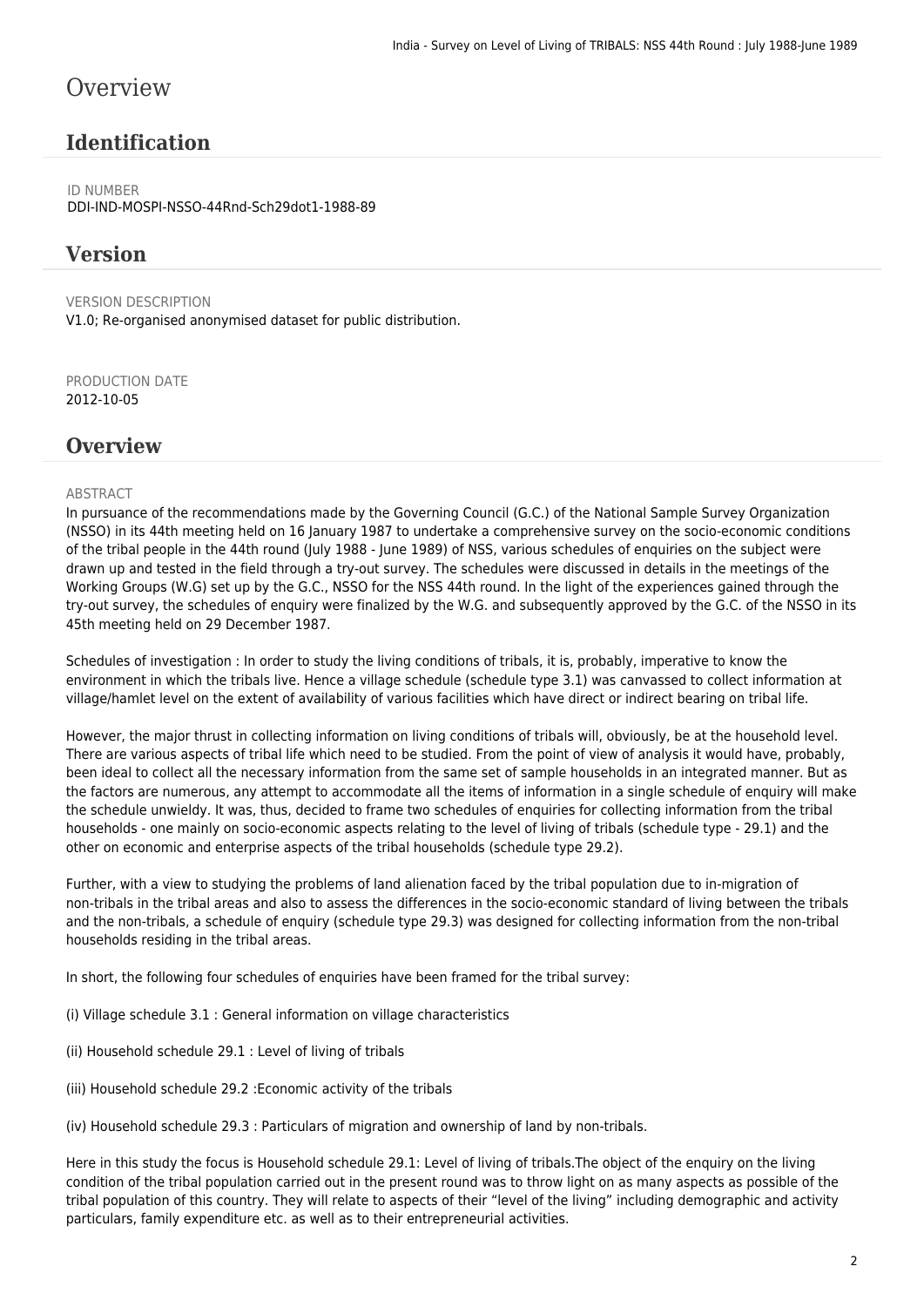# Overview

## Identification

ID NUMBER
DDI-IND-MOSPI-NSSO-44Rnd-Sch29dot1-1988-89

## Version

VERSION DESCRIPTION
V1.0; Re-organised anonymised dataset for public distribution.

PRODUCTION DATE
2012-10-05

## Overview

ABSTRACT
In pursuance of the recommendations made by the Governing Council (G.C.) of the National Sample Survey Organization (NSSO) in its 44th meeting held on 16 January 1987 to undertake a comprehensive survey on the socio-economic conditions of the tribal people in the 44th round (July 1988 - June 1989) of NSS, various schedules of enquiries on the subject were drawn up and tested in the field through a try-out survey. The schedules were discussed in details in the meetings of the Working Groups (W.G) set up by the G.C., NSSO for the NSS 44th round. In the light of the experiences gained through the try-out survey, the schedules of enquiry were finalized by the W.G. and subsequently approved by the G.C. of the NSSO in its 45th meeting held on 29 December 1987.

Schedules of investigation : In order to study the living conditions of tribals, it is, probably, imperative to know the environment in which the tribals live. Hence a village schedule (schedule type 3.1) was canvassed to collect information at village/hamlet level on the extent of availability of various facilities which have direct or indirect bearing on tribal life.

However, the major thrust in collecting information on living conditions of tribals will, obviously, be at the household level. There are various aspects of tribal life which need to be studied. From the point of view of analysis it would have, probably, been ideal to collect all the necessary information from the same set of sample households in an integrated manner. But as the factors are numerous, any attempt to accommodate all the items of information in a single schedule of enquiry will make the schedule unwieldy. It was, thus, decided to frame two schedules of enquiries for collecting information from the tribal households - one mainly on socio-economic aspects relating to the level of living of tribals (schedule type - 29.1) and the other on economic and enterprise aspects of the tribal households (schedule type 29.2).

Further, with a view to studying the problems of land alienation faced by the tribal population due to in-migration of non-tribals in the tribal areas and also to assess the differences in the socio-economic standard of living between the tribals and the non-tribals, a schedule of enquiry (schedule type 29.3) was designed for collecting information from the non-tribal households residing in the tribal areas.

In short, the following four schedules of enquiries have been framed for the tribal survey:

(i) Village schedule 3.1 : General information on village characteristics

(ii) Household schedule 29.1 : Level of living of tribals

(iii) Household schedule 29.2 :Economic activity of the tribals

(iv) Household schedule 29.3 : Particulars of migration and ownership of land by non-tribals.

Here in this study the focus is Household schedule 29.1: Level of living of tribals.The object of the enquiry on the living condition of the tribal population carried out in the present round was to throw light on as many aspects as possible of the tribal population of this country. They will relate to aspects of their "level of the living" including demographic and activity particulars, family expenditure etc. as well as to their entrepreneurial activities.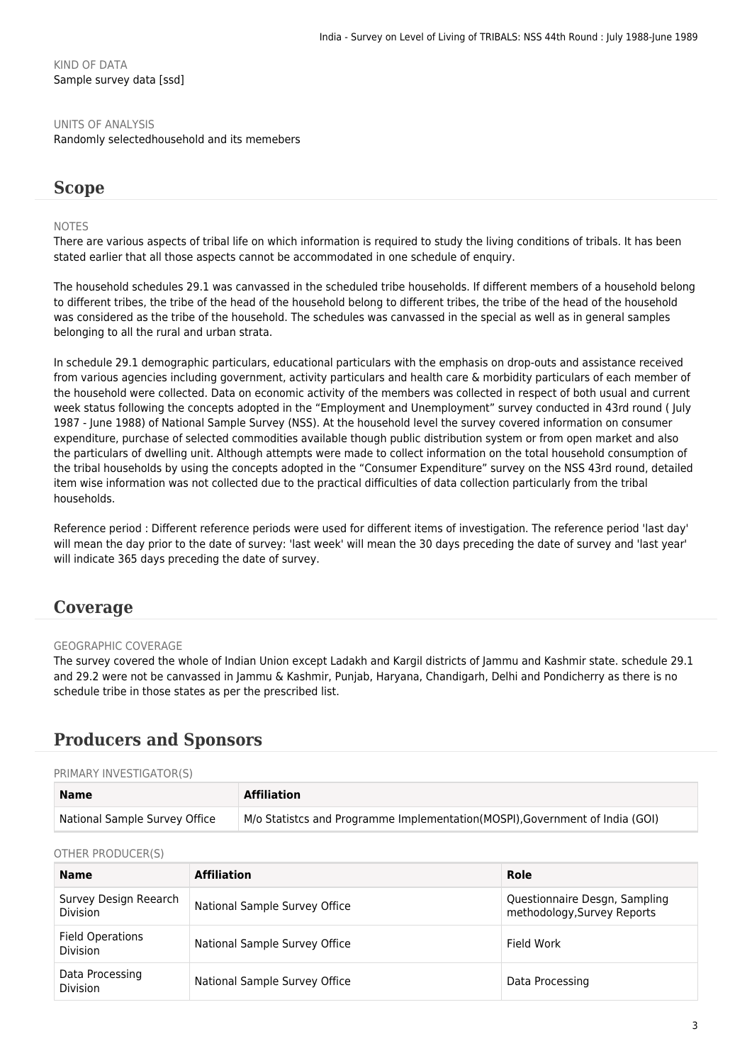KIND OF DATA

Sample survey data [ssd]

UNITS OF ANALYSIS

Randomly selectedhousehold and its memebers

## Scope

NOTES

There are various aspects of tribal life on which information is required to study the living conditions of tribals. It has been stated earlier that all those aspects cannot be accommodated in one schedule of enquiry.

The household schedules 29.1 was canvassed in the scheduled tribe households. If different members of a household belong to different tribes, the tribe of the head of the household belong to different tribes, the tribe of the head of the household was considered as the tribe of the household. The schedules was canvassed in the special as well as in general samples belonging to all the rural and urban strata.

In schedule 29.1 demographic particulars, educational particulars with the emphasis on drop-outs and assistance received from various agencies including government, activity particulars and health care & morbidity particulars of each member of the household were collected. Data on economic activity of the members was collected in respect of both usual and current week status following the concepts adopted in the "Employment and Unemployment" survey conducted in 43rd round ( July 1987 - June 1988) of National Sample Survey (NSS). At the household level the survey covered information on consumer expenditure, purchase of selected commodities available though public distribution system or from open market and also the particulars of dwelling unit. Although attempts were made to collect information on the total household consumption of the tribal households by using the concepts adopted in the "Consumer Expenditure" survey on the NSS 43rd round, detailed item wise information was not collected due to the practical difficulties of data collection particularly from the tribal households.

Reference period : Different reference periods were used for different items of investigation. The reference period 'last day' will mean the day prior to the date of survey: 'last week' will mean the 30 days preceding the date of survey and 'last year' will indicate 365 days preceding the date of survey.

## Coverage

GEOGRAPHIC COVERAGE

The survey covered the whole of Indian Union except Ladakh and Kargil districts of Jammu and Kashmir state. schedule 29.1 and 29.2 were not be canvassed in Jammu & Kashmir, Punjab, Haryana, Chandigarh, Delhi and Pondicherry as there is no schedule tribe in those states as per the prescribed list.

## Producers and Sponsors

PRIMARY INVESTIGATOR(S)

| Name | Affiliation |
| --- | --- |
| National Sample Survey Office | M/o Statistcs and Programme Implementation(MOSPI),Government of India (GOI) |

OTHER PRODUCER(S)

| Name | Affiliation | Role |
| --- | --- | --- |
| Survey Design Reearch Division | National Sample Survey Office | Questionnaire Desgn, Sampling methodology,Survey Reports |
| Field Operations Division | National Sample Survey Office | Field Work |
| Data Processing Division | National Sample Survey Office | Data Processing |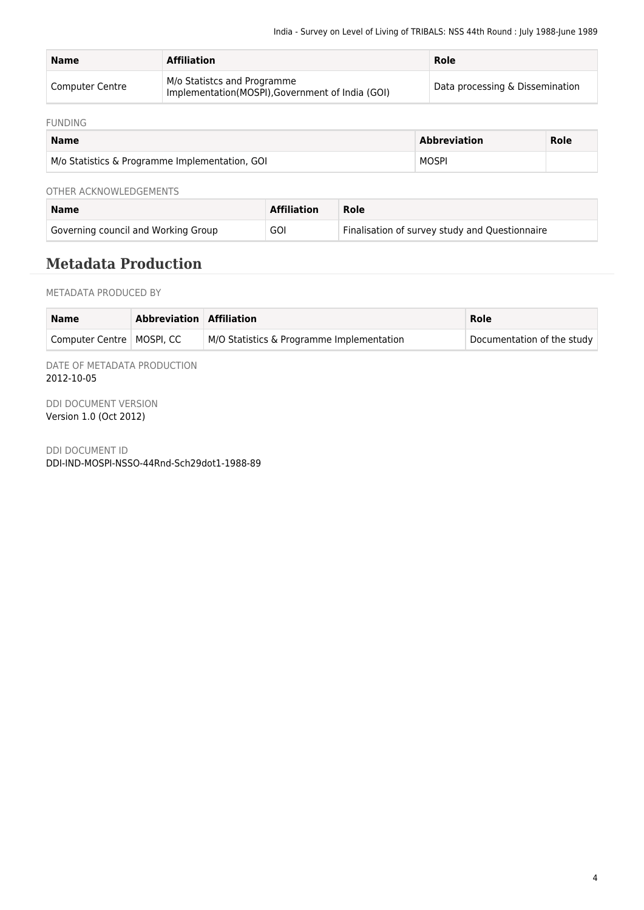| Name | Affiliation | Role |
| --- | --- | --- |
| Computer Centre | M/o Statistcs and Programme Implementation(MOSPI),Government of India (GOI) | Data processing & Dissemination |

FUNDING

| Name | Abbreviation | Role |
| --- | --- | --- |
| M/o Statistics & Programme Implementation, GOI | MOSPI | |

OTHER ACKNOWLEDGEMENTS

| Name | Affiliation | Role |
| --- | --- | --- |
| Governing council and Working Group | GOI | Finalisation of survey study and Questionnaire |

## Metadata Production

METADATA PRODUCED BY

| Name | Abbreviation | Affiliation | Role |
| --- | --- | --- | --- |
| Computer Centre | MOSPI, CC | M/O Statistics & Programme Implementation | Documentation of the study |

DATE OF METADATA PRODUCTION
2012-10-05

DDI DOCUMENT VERSION
Version 1.0 (Oct 2012)

DDI DOCUMENT ID
DDI-IND-MOSPI-NSSO-44Rnd-Sch29dot1-1988-89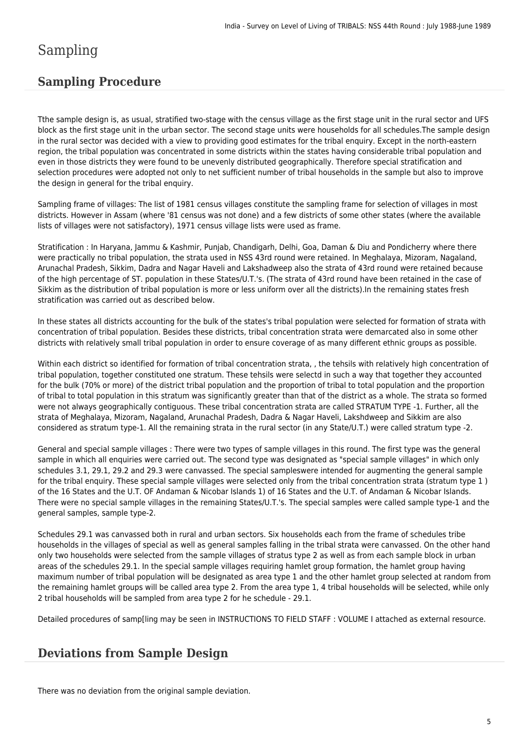# Sampling

## Sampling Procedure

Tthe sample design is, as usual, stratified two-stage with the census village as the first stage unit in the rural sector and UFS block as the first stage unit in the urban sector. The second stage units were households for all schedules.The sample design in the rural sector was decided with a view to providing good estimates for the tribal enquiry. Except in the north-eastern region, the tribal population was concentrated in some districts within the states having considerable tribal population and even in those districts they were found to be unevenly distributed geographically. Therefore special stratification and selection procedures were adopted not only to net sufficient number of tribal households in the sample but also to improve the design in general for the tribal enquiry.

Sampling frame of villages: The list of 1981 census villages constitute the sampling frame for selection of villages in most districts. However in Assam (where '81 census was not done) and a few districts of some other states (where the available lists of villages were not satisfactory), 1971 census village lists were used as frame.

Stratification : In Haryana, Jammu & Kashmir, Punjab, Chandigarh, Delhi, Goa, Daman & Diu and Pondicherry where there were practically no tribal population, the strata used in NSS 43rd round were retained. In Meghalaya, Mizoram, Nagaland, Arunachal Pradesh, Sikkim, Dadra and Nagar Haveli and Lakshadweep also the strata of 43rd round were retained because of the high percentage of ST. population in these States/U.T.'s. (The strata of 43rd round have been retained in the case of Sikkim as the distribution of tribal population is more or less uniform over all the districts).In the remaining states fresh stratification was carried out as described below.

In these states all districts accounting for the bulk of the states's tribal population were selected for formation of strata with concentration of tribal population. Besides these districts, tribal concentration strata were demarcated also in some other districts with relatively small tribal population in order to ensure coverage of as many different ethnic groups as possible.

Within each district so identified for formation of tribal concentration strata, , the tehsils with relatively high concentration of tribal population, together constituted one stratum. These tehsils were selectd in such a way that together they accounted for the bulk (70% or more) of the district tribal population and the proportion of tribal to total population and the proportion of tribal to total population in this stratum was significantly greater than that of the district as a whole. The strata so formed were not always geographically contiguous. These tribal concentration strata are called STRATUM TYPE -1. Further, all the strata of Meghalaya, Mizoram, Nagaland, Arunachal Pradesh, Dadra & Nagar Haveli, Lakshdweep and Sikkim are also considered as stratum type-1. All the remaining strata in the rural sector (in any State/U.T.) were called stratum type -2.

General and special sample villages : There were two types of sample villages in this round. The first type was the general sample in which all enquiries were carried out. The second type was designated as "special sample villages" in which only schedules 3.1, 29.1, 29.2 and 29.3 were canvassed. The special sampleswere intended for augmenting the general sample for the tribal enquiry. These special sample villages were selected only from the tribal concentration strata (stratum type 1 ) of the 16 States and the U.T. OF Andaman & Nicobar Islands 1) of 16 States and the U.T. of Andaman & Nicobar Islands. There were no special sample villages in the remaining States/U.T.'s. The special samples were called sample type-1 and the general samples, sample type-2.

Schedules 29.1 was canvassed both in rural and urban sectors. Six households each from the frame of schedules tribe households in the villages of special as well as general samples falling in the tribal strata were canvassed. On the other hand only two households were selected from the sample villages of stratus type 2 as well as from each sample block in urban areas of the schedules 29.1. In the special sample villages requiring hamlet group formation, the hamlet group having maximum number of tribal population will be designated as area type 1 and the other hamlet group selected at random from the remaining hamlet groups will be called area type 2. From the area type 1, 4 tribal households will be selected, while only 2 tribal households will be sampled from area type 2 for he schedule - 29.1.

Detailed procedures of samp[ling may be seen in INSTRUCTIONS TO FIELD STAFF : VOLUME I attached as external resource.

## Deviations from Sample Design

There was no deviation from the original sample deviation.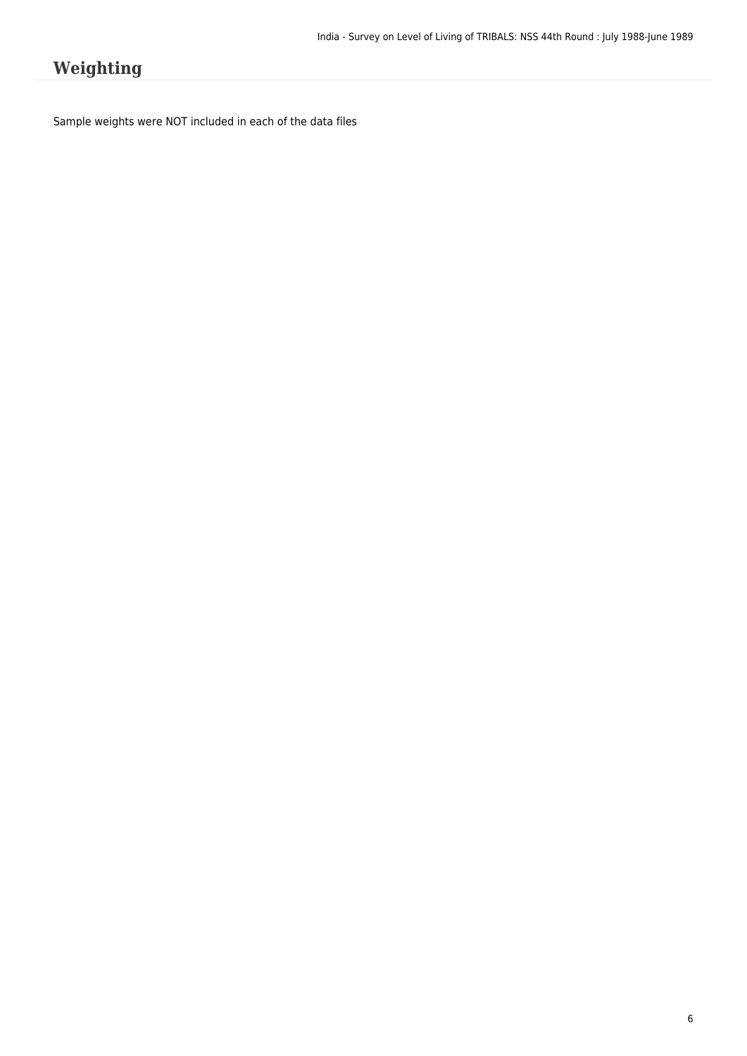# Weighting

Sample weights were NOT included in each of the data files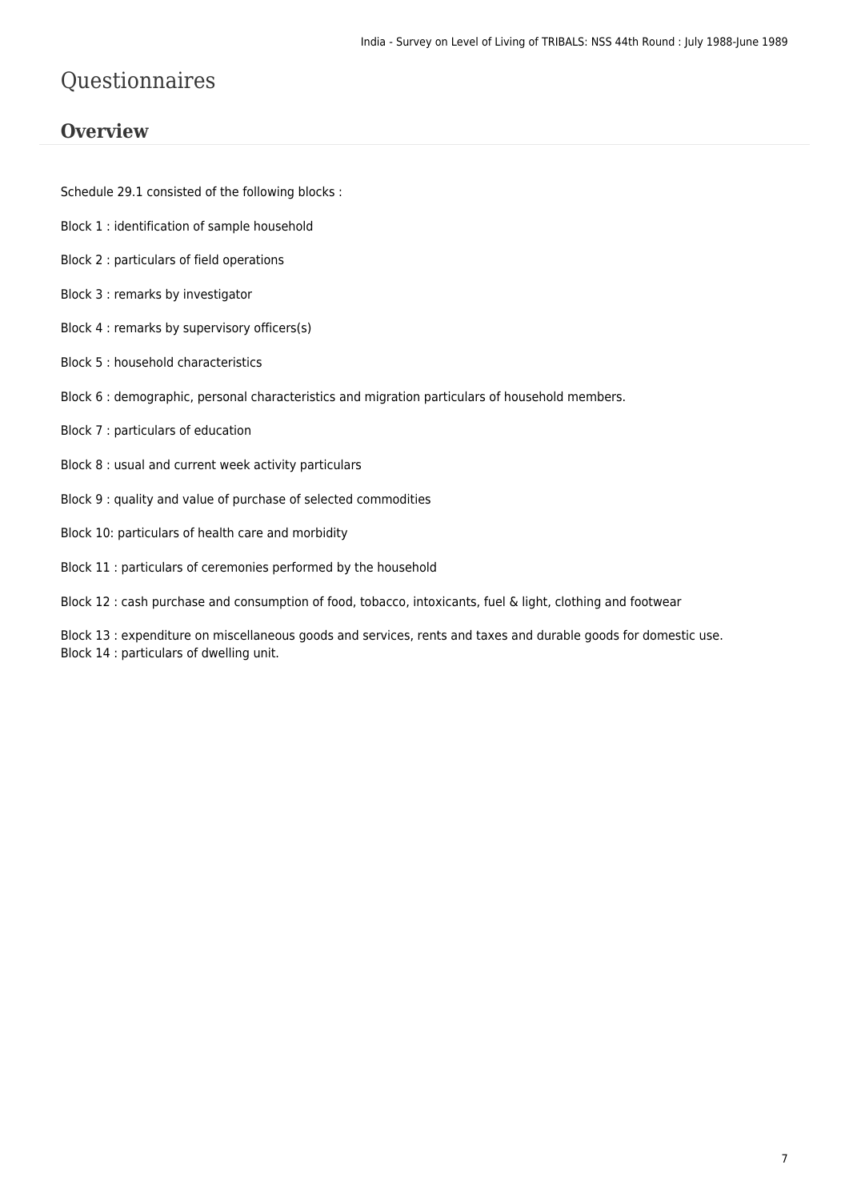# Questionnaires

## Overview

Schedule 29.1 consisted of the following blocks :

Block 1 : identification of sample household

Block 2 : particulars of field operations

Block 3 : remarks by investigator

Block 4 : remarks by supervisory officers(s)

Block 5 : household characteristics

Block 6 : demographic, personal characteristics and migration particulars of household members.

Block 7 : particulars of education

Block 8 : usual and current week activity particulars

Block 9 : quality and value of purchase of selected commodities

Block 10: particulars of health care and morbidity

Block 11 : particulars of ceremonies performed by the household

Block 12 : cash purchase and consumption of food, tobacco, intoxicants, fuel & light, clothing and footwear

Block 13 : expenditure on miscellaneous goods and services, rents and taxes and durable goods for domestic use.
Block 14 : particulars of dwelling unit.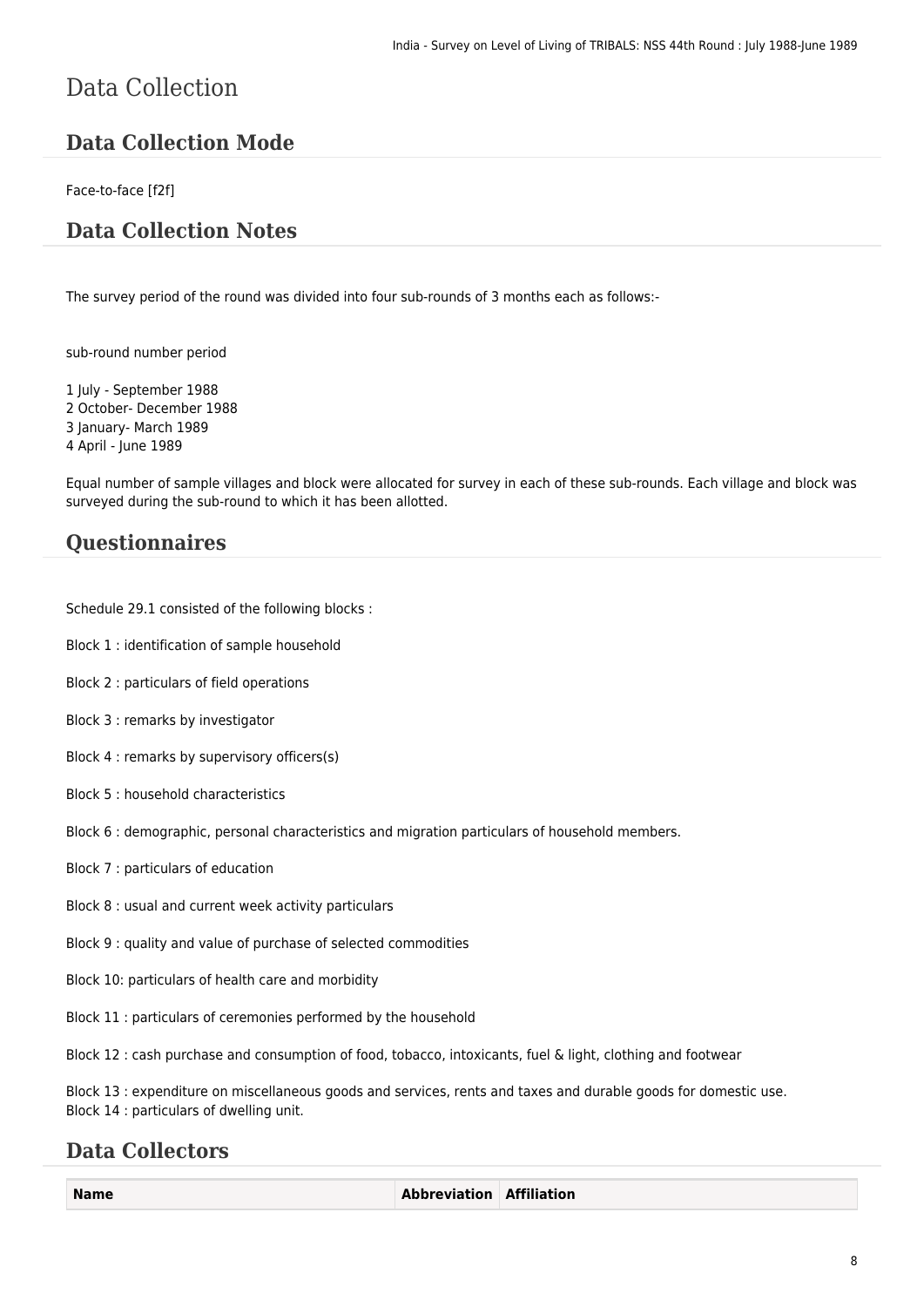# Data Collection

## Data Collection Mode

Face-to-face [f2f]

## Data Collection Notes

The survey period of the round was divided into four sub-rounds of 3 months each as follows:-

sub-round number period

1 July - September 1988
2 October- December 1988
3 January- March 1989
4 April - June 1989

Equal number of sample villages and block were allocated for survey in each of these sub-rounds. Each village and block was surveyed during the sub-round to which it has been allotted.

## Questionnaires

Schedule 29.1 consisted of the following blocks :

Block 1 : identification of sample household

Block 2 : particulars of field operations

Block 3 : remarks by investigator

Block 4 : remarks by supervisory officers(s)

Block 5 : household characteristics

Block 6 : demographic, personal characteristics and migration particulars of household members.

Block 7 : particulars of education

Block 8 : usual and current week activity particulars

Block 9 : quality and value of purchase of selected commodities

Block 10: particulars of health care and morbidity

Block 11 : particulars of ceremonies performed by the household

Block 12 : cash purchase and consumption of food, tobacco, intoxicants, fuel & light, clothing and footwear

Block 13 : expenditure on miscellaneous goods and services, rents and taxes and durable goods for domestic use.
Block 14 : particulars of dwelling unit.

## Data Collectors

| Name | Abbreviation | Affiliation |
| --- | --- | --- |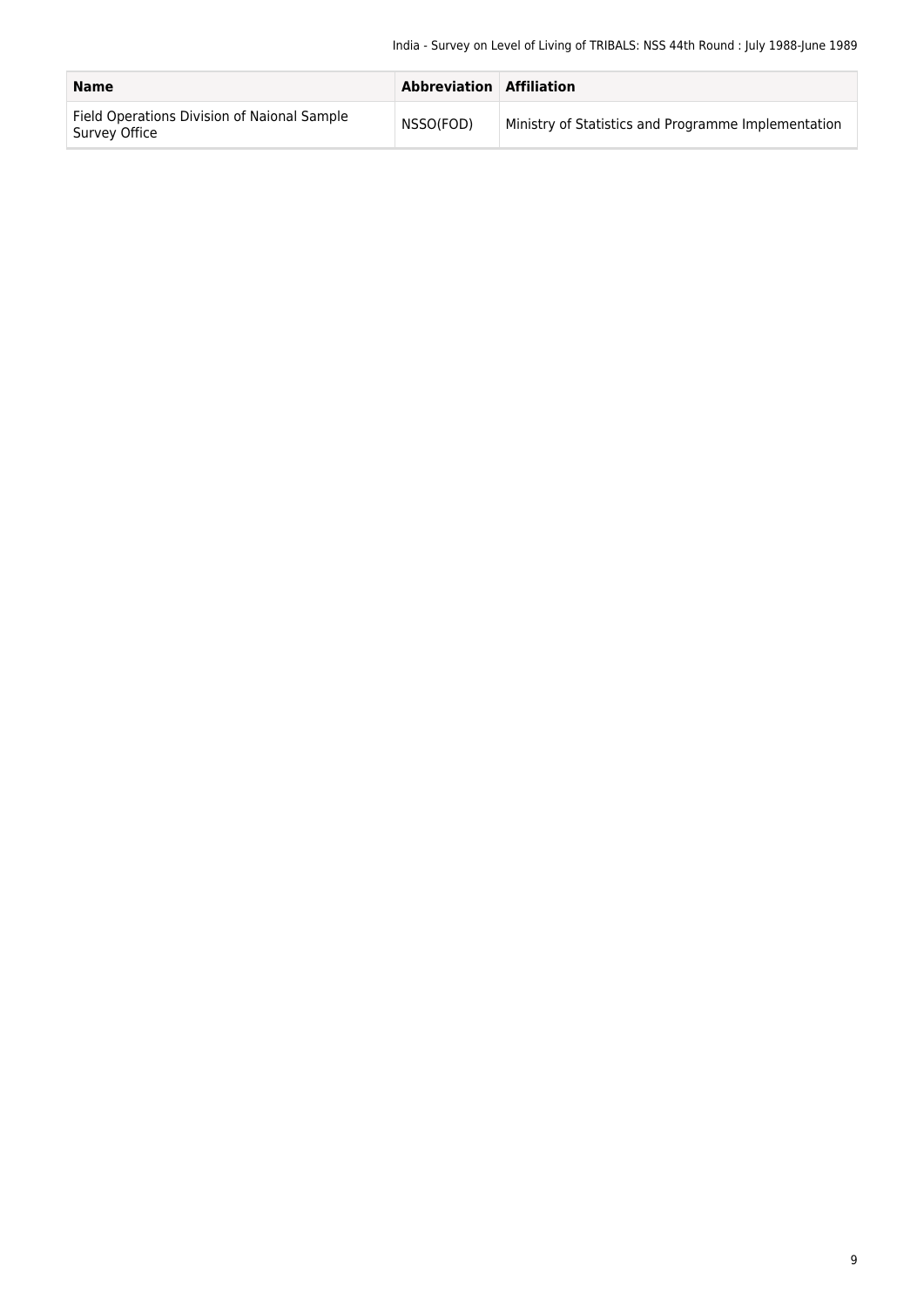| Name | Abbreviation | Affiliation |
| --- | --- | --- |
| Field Operations Division of Naional Sample Survey Office | NSSO(FOD) | Ministry of Statistics and Programme Implementation |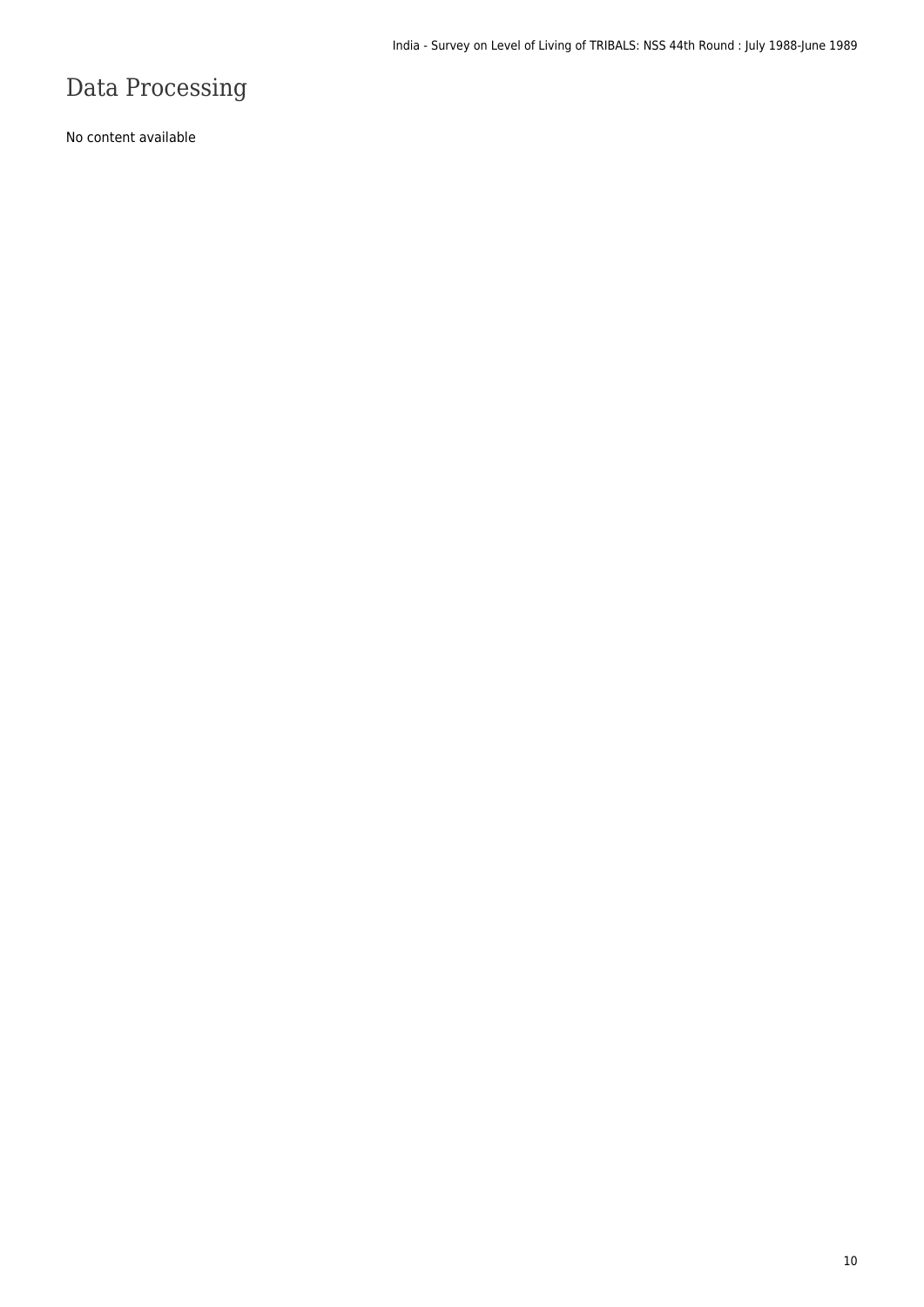# Data Processing

No content available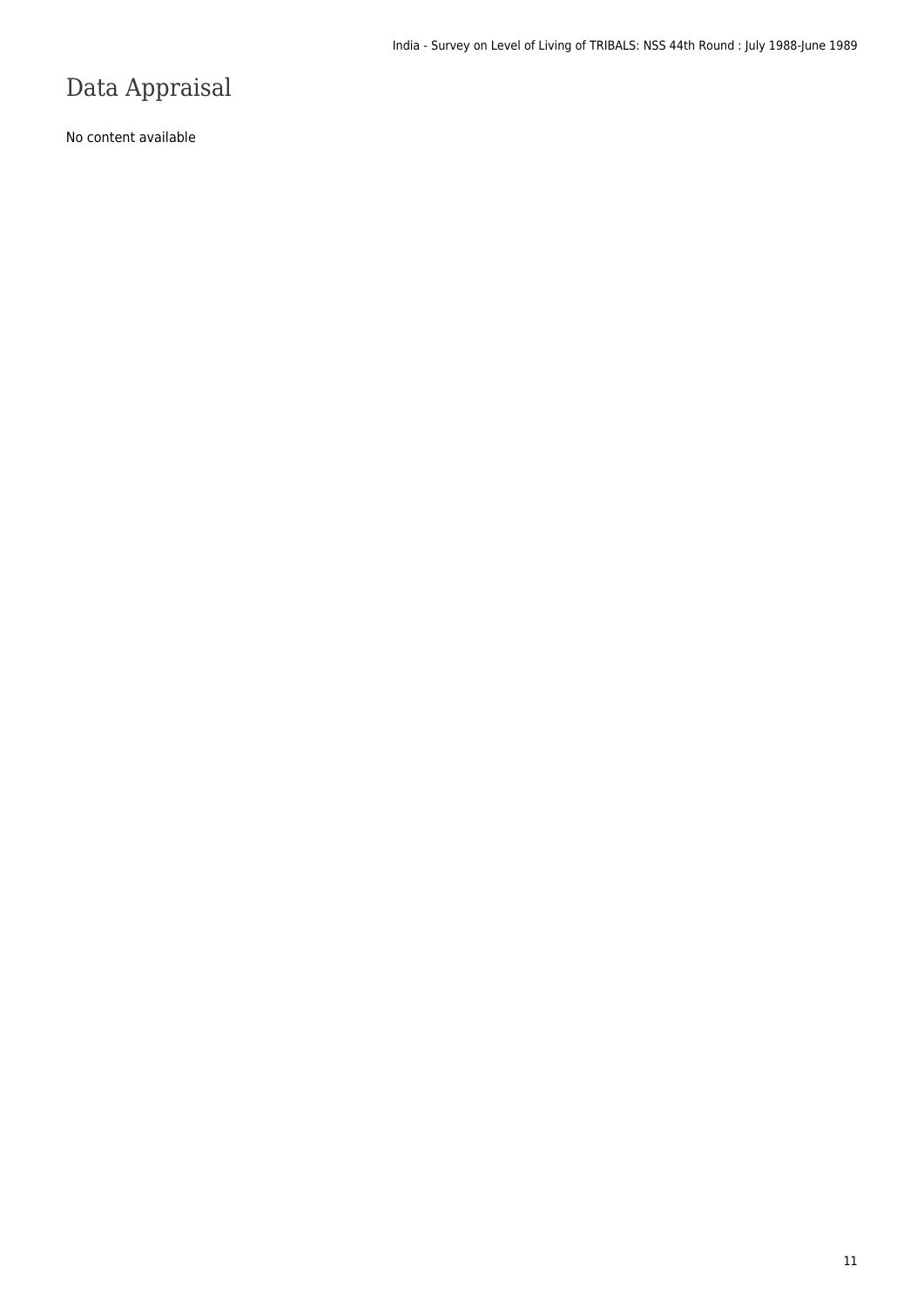# Data Appraisal

No content available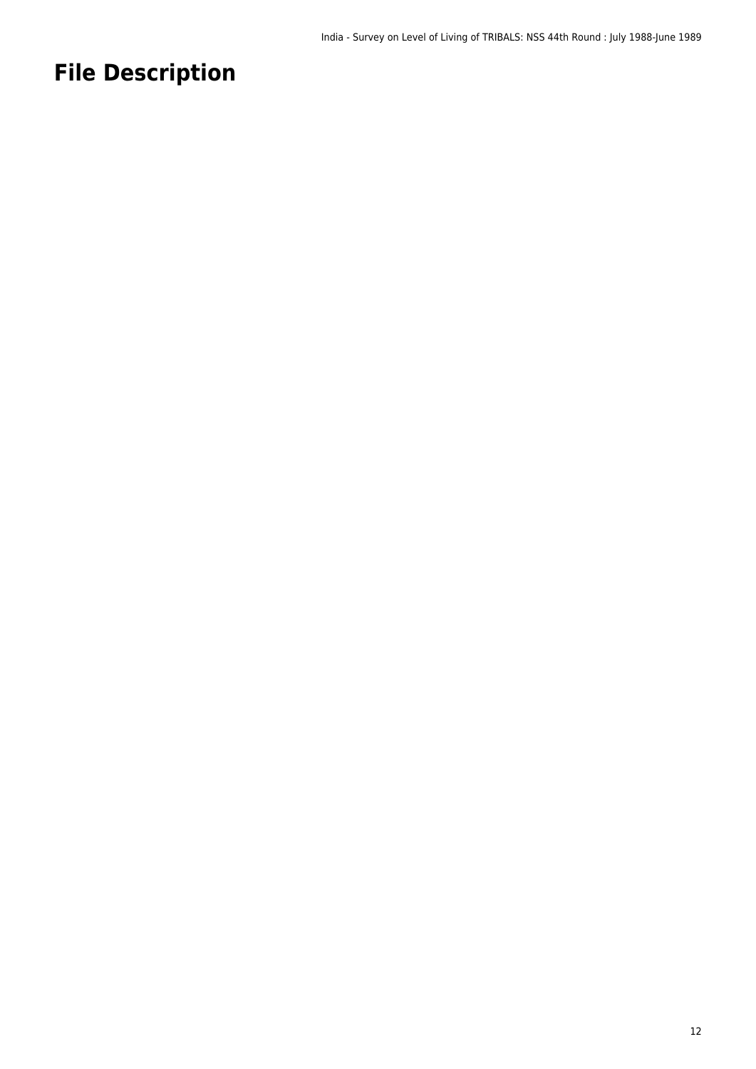# File Description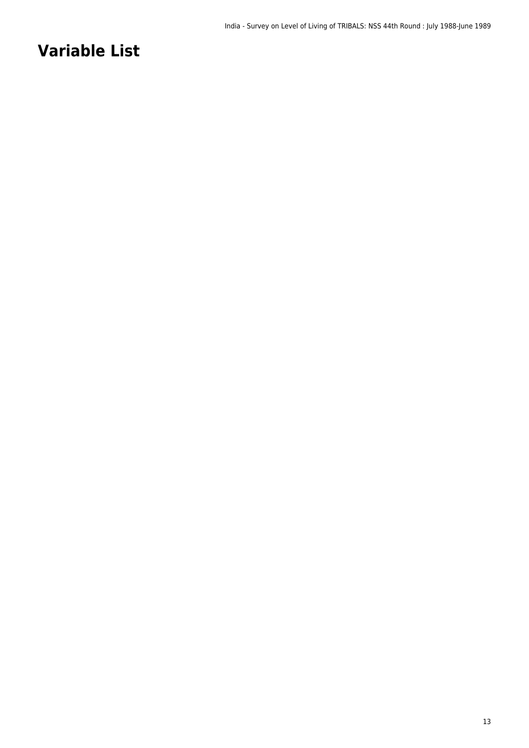# Variable List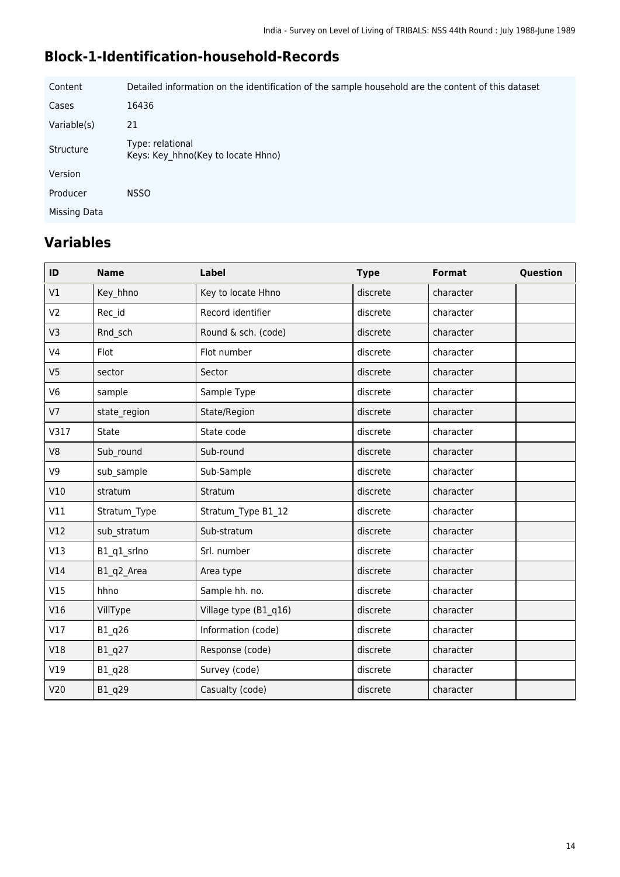## Block-1-Identification-household-Records

| | |
|---|---|
| Content | Detailed information on the identification of the sample household are the content of this dataset |
| Cases | 16436 |
| Variable(s) | 21 |
| Structure | Type: relational<br>Keys: Key_hhno(Key to locate Hhno) |
| Version | |
| Producer | NSSO |
| Missing Data | |

## Variables

| ID | Name | Label | Type | Format | Question |
|---|---|---|---|---|---|
| V1 | Key_hhno | Key to locate Hhno | discrete | character | |
| V2 | Rec_id | Record identifier | discrete | character | |
| V3 | Rnd_sch | Round & sch. (code) | discrete | character | |
| V4 | Flot | Flot number | discrete | character | |
| V5 | sector | Sector | discrete | character | |
| V6 | sample | Sample Type | discrete | character | |
| V7 | state_region | State/Region | discrete | character | |
| V317 | State | State code | discrete | character | |
| V8 | Sub_round | Sub-round | discrete | character | |
| V9 | sub_sample | Sub-Sample | discrete | character | |
| V10 | stratum | Stratum | discrete | character | |
| V11 | Stratum_Type | Stratum_Type B1_12 | discrete | character | |
| V12 | sub_stratum | Sub-stratum | discrete | character | |
| V13 | B1_q1_srlno | Srl. number | discrete | character | |
| V14 | B1_q2_Area | Area type | discrete | character | |
| V15 | hhno | Sample hh. no. | discrete | character | |
| V16 | VillType | Village type (B1_q16) | discrete | character | |
| V17 | B1_q26 | Information (code) | discrete | character | |
| V18 | B1_q27 | Response (code) | discrete | character | |
| V19 | B1_q28 | Survey (code) | discrete | character | |
| V20 | B1_q29 | Casualty (code) | discrete | character | |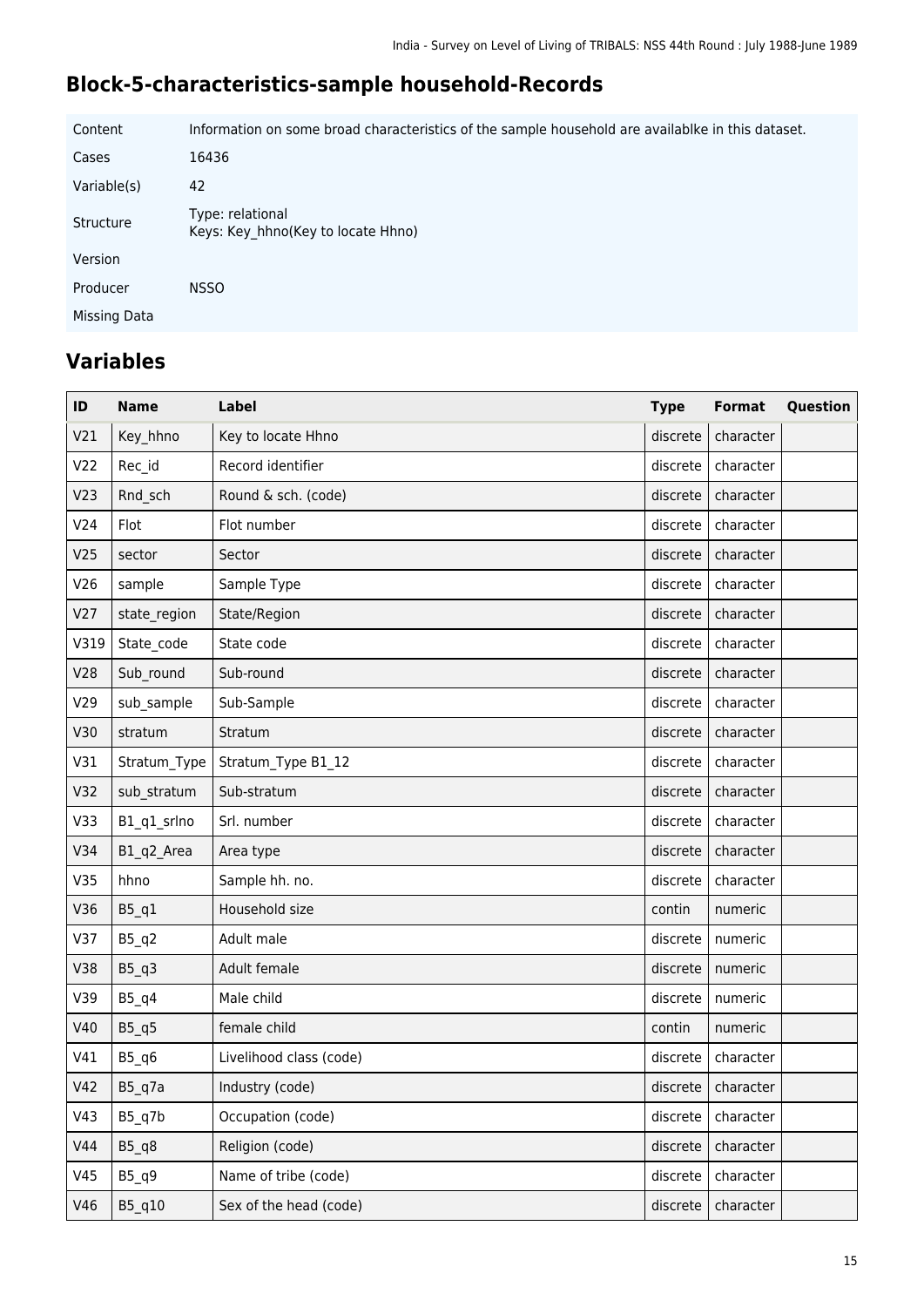## Block-5-characteristics-sample household-Records

| | |
|---|---|
| Content | Information on some broad characteristics of the sample household are availablke in this dataset. |
| Cases | 16436 |
| Variable(s) | 42 |
| Structure | Type: relational<br>Keys: Key_hhno(Key to locate Hhno) |
| Version | |
| Producer | NSSO |
| Missing Data | |

## Variables

| ID | Name | Label | Type | Format | Question |
|---|---|---|---|---|---|
| V21 | Key_hhno | Key to locate Hhno | discrete | character | |
| V22 | Rec_id | Record identifier | discrete | character | |
| V23 | Rnd_sch | Round & sch. (code) | discrete | character | |
| V24 | Flot | Flot number | discrete | character | |
| V25 | sector | Sector | discrete | character | |
| V26 | sample | Sample Type | discrete | character | |
| V27 | state_region | State/Region | discrete | character | |
| V319 | State_code | State code | discrete | character | |
| V28 | Sub_round | Sub-round | discrete | character | |
| V29 | sub_sample | Sub-Sample | discrete | character | |
| V30 | stratum | Stratum | discrete | character | |
| V31 | Stratum_Type | Stratum_Type B1_12 | discrete | character | |
| V32 | sub_stratum | Sub-stratum | discrete | character | |
| V33 | B1_q1_srlno | Srl. number | discrete | character | |
| V34 | B1_q2_Area | Area type | discrete | character | |
| V35 | hhno | Sample hh. no. | discrete | character | |
| V36 | B5_q1 | Household size | contin | numeric | |
| V37 | B5_q2 | Adult male | discrete | numeric | |
| V38 | B5_q3 | Adult female | discrete | numeric | |
| V39 | B5_q4 | Male child | discrete | numeric | |
| V40 | B5_q5 | female child | contin | numeric | |
| V41 | B5_q6 | Livelihood class (code) | discrete | character | |
| V42 | B5_q7a | Industry (code) | discrete | character | |
| V43 | B5_q7b | Occupation (code) | discrete | character | |
| V44 | B5_q8 | Religion (code) | discrete | character | |
| V45 | B5_q9 | Name of tribe (code) | discrete | character | |
| V46 | B5_q10 | Sex of the head (code) | discrete | character | |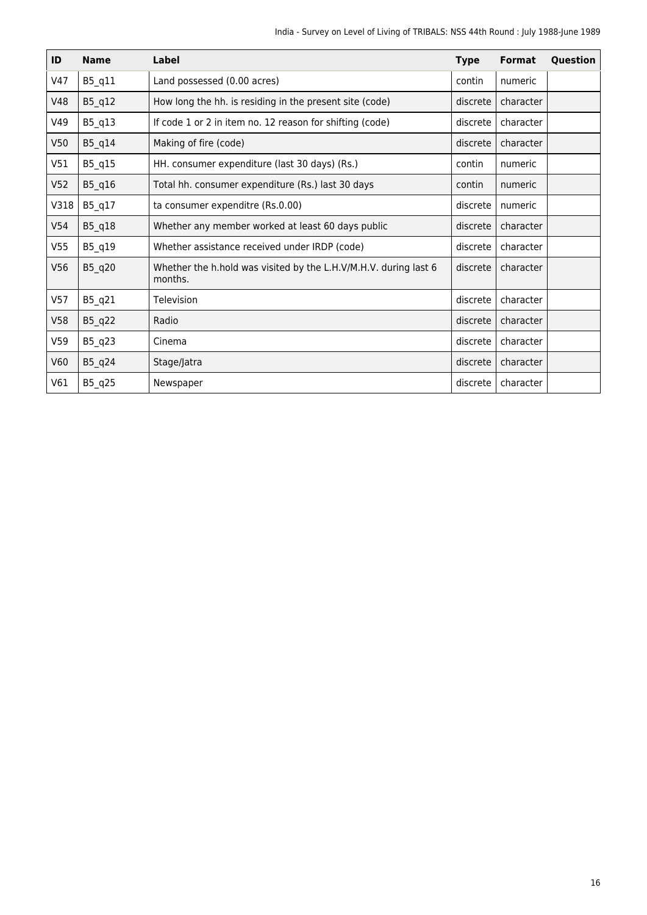| ID | Name | Label | Type | Format | Question |
| --- | --- | --- | --- | --- | --- |
| V47 | B5_q11 | Land possessed (0.00 acres) | contin | numeric | |
| V48 | B5_q12 | How long the hh. is residing in the present site (code) | discrete | character | |
| V49 | B5_q13 | If code 1 or 2 in item no. 12 reason for shifting (code) | discrete | character | |
| V50 | B5_q14 | Making of fire (code) | discrete | character | |
| V51 | B5_q15 | HH. consumer expenditure (last 30 days) (Rs.) | contin | numeric | |
| V52 | B5_q16 | Total hh. consumer expenditure (Rs.) last 30 days | contin | numeric | |
| V318 | B5_q17 | ta consumer expenditre (Rs.0.00) | discrete | numeric | |
| V54 | B5_q18 | Whether any member worked at least 60 days public | discrete | character | |
| V55 | B5_q19 | Whether assistance received under IRDP (code) | discrete | character | |
| V56 | B5_q20 | Whether the h.hold was visited by the L.H.V/M.H.V. during last 6 months. | discrete | character | |
| V57 | B5_q21 | Television | discrete | character | |
| V58 | B5_q22 | Radio | discrete | character | |
| V59 | B5_q23 | Cinema | discrete | character | |
| V60 | B5_q24 | Stage/Jatra | discrete | character | |
| V61 | B5_q25 | Newspaper | discrete | character | |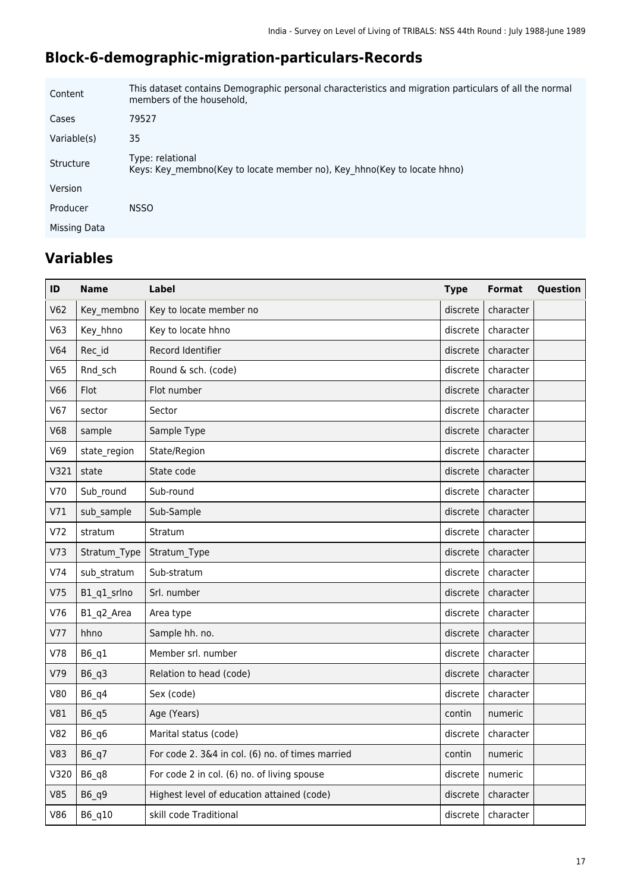## Block-6-demographic-migration-particulars-Records

| | |
|---|---|
| Content | This dataset contains Demographic personal characteristics and migration particulars of all the normal members of the household, |
| Cases | 79527 |
| Variable(s) | 35 |
| Structure | Type: relational<br>Keys: Key_membno(Key to locate member no), Key_hhno(Key to locate hhno) |
| Version | |
| Producer | NSSO |
| Missing Data | |

## Variables

| ID | Name | Label | Type | Format | Question |
|---|---|---|---|---|---|
| V62 | Key_membno | Key to locate member no | discrete | character | |
| V63 | Key_hhno | Key to locate hhno | discrete | character | |
| V64 | Rec_id | Record Identifier | discrete | character | |
| V65 | Rnd_sch | Round & sch. (code) | discrete | character | |
| V66 | Flot | Flot number | discrete | character | |
| V67 | sector | Sector | discrete | character | |
| V68 | sample | Sample Type | discrete | character | |
| V69 | state_region | State/Region | discrete | character | |
| V321 | state | State code | discrete | character | |
| V70 | Sub_round | Sub-round | discrete | character | |
| V71 | sub_sample | Sub-Sample | discrete | character | |
| V72 | stratum | Stratum | discrete | character | |
| V73 | Stratum_Type | Stratum_Type | discrete | character | |
| V74 | sub_stratum | Sub-stratum | discrete | character | |
| V75 | B1_q1_srlno | Srl. number | discrete | character | |
| V76 | B1_q2_Area | Area type | discrete | character | |
| V77 | hhno | Sample hh. no. | discrete | character | |
| V78 | B6_q1 | Member srl. number | discrete | character | |
| V79 | B6_q3 | Relation to head (code) | discrete | character | |
| V80 | B6_q4 | Sex (code) | discrete | character | |
| V81 | B6_q5 | Age (Years) | contin | numeric | |
| V82 | B6_q6 | Marital status (code) | discrete | character | |
| V83 | B6_q7 | For code 2. 3&4 in col. (6) no. of times married | contin | numeric | |
| V320 | B6_q8 | For code 2 in col. (6) no. of living spouse | discrete | numeric | |
| V85 | B6_q9 | Highest level of education attained (code) | discrete | character | |
| V86 | B6_q10 | skill code Traditional | discrete | character | |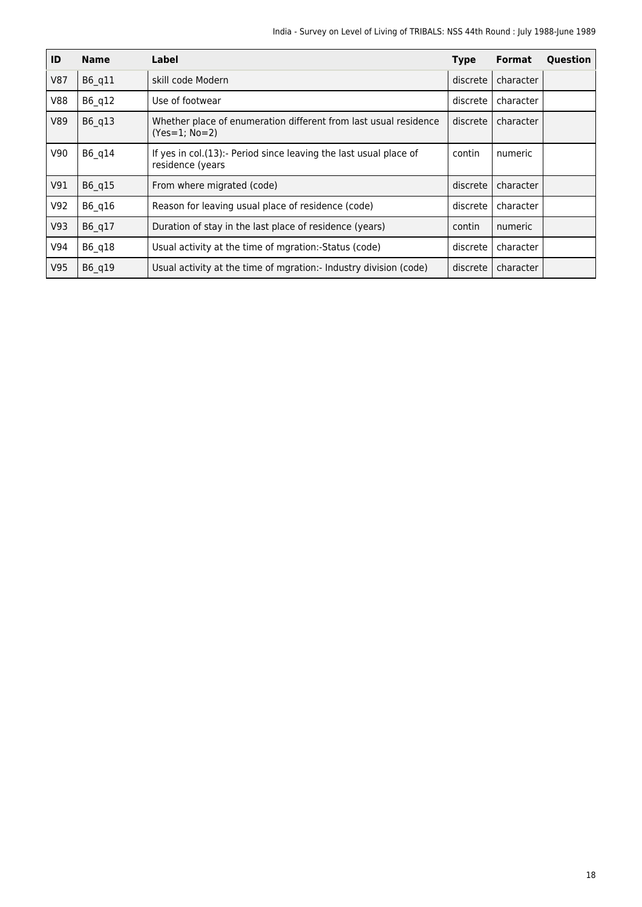| ID | Name | Label | Type | Format | Question |
|---|---|---|---|---|---|
| V87 | B6_q11 | skill code Modern | discrete | character | |
| V88 | B6_q12 | Use of footwear | discrete | character | |
| V89 | B6_q13 | Whether place of enumeration different from last usual residence (Yes=1; No=2) | discrete | character | |
| V90 | B6_q14 | If yes in col.(13):- Period since leaving the last usual place of residence (years | contin | numeric | |
| V91 | B6_q15 | From where migrated (code) | discrete | character | |
| V92 | B6_q16 | Reason for leaving usual place of residence (code) | discrete | character | |
| V93 | B6_q17 | Duration of stay in the last place of residence (years) | contin | numeric | |
| V94 | B6_q18 | Usual activity at the time of mgration:-Status (code) | discrete | character | |
| V95 | B6_q19 | Usual activity at the time of mgration:- Industry division (code) | discrete | character | |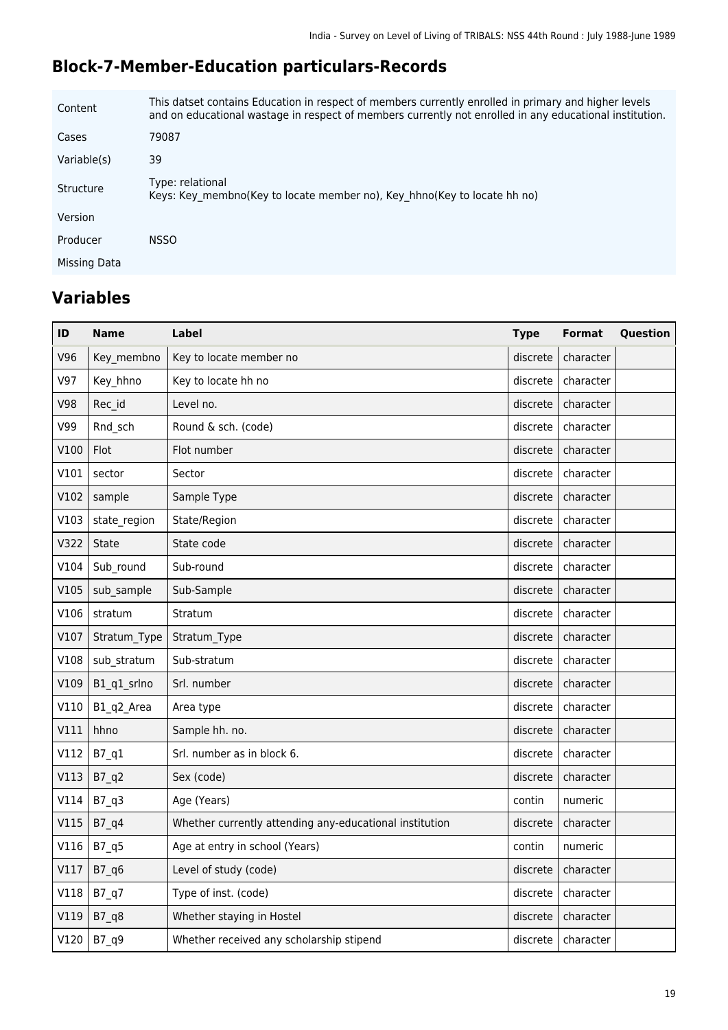## Block-7-Member-Education particulars-Records

| | |
|---|---|
| Content | This datset contains Education in respect of members currently enrolled in primary and higher levels and on educational wastage in respect of members currently not enrolled in any educational institution. |
| Cases | 79087 |
| Variable(s) | 39 |
| Structure | Type: relational<br>Keys: Key_membno(Key to locate member no), Key_hhno(Key to locate hh no) |
| Version | |
| Producer | NSSO |
| Missing Data | |

## Variables

| ID | Name | Label | Type | Format | Question |
|---|---|---|---|---|---|
| V96 | Key_membno | Key to locate member no | discrete | character | |
| V97 | Key_hhno | Key to locate hh no | discrete | character | |
| V98 | Rec_id | Level no. | discrete | character | |
| V99 | Rnd_sch | Round & sch. (code) | discrete | character | |
| V100 | Flot | Flot number | discrete | character | |
| V101 | sector | Sector | discrete | character | |
| V102 | sample | Sample Type | discrete | character | |
| V103 | state_region | State/Region | discrete | character | |
| V322 | State | State code | discrete | character | |
| V104 | Sub_round | Sub-round | discrete | character | |
| V105 | sub_sample | Sub-Sample | discrete | character | |
| V106 | stratum | Stratum | discrete | character | |
| V107 | Stratum_Type | Stratum_Type | discrete | character | |
| V108 | sub_stratum | Sub-stratum | discrete | character | |
| V109 | B1_q1_srlno | Srl. number | discrete | character | |
| V110 | B1_q2_Area | Area type | discrete | character | |
| V111 | hhno | Sample hh. no. | discrete | character | |
| V112 | B7_q1 | Srl. number as in block 6. | discrete | character | |
| V113 | B7_q2 | Sex (code) | discrete | character | |
| V114 | B7_q3 | Age (Years) | contin | numeric | |
| V115 | B7_q4 | Whether currently attending any-educational institution | discrete | character | |
| V116 | B7_q5 | Age at entry in school (Years) | contin | numeric | |
| V117 | B7_q6 | Level of study (code) | discrete | character | |
| V118 | B7_q7 | Type of inst. (code) | discrete | character | |
| V119 | B7_q8 | Whether staying in Hostel | discrete | character | |
| V120 | B7_q9 | Whether received any scholarship stipend | discrete | character | |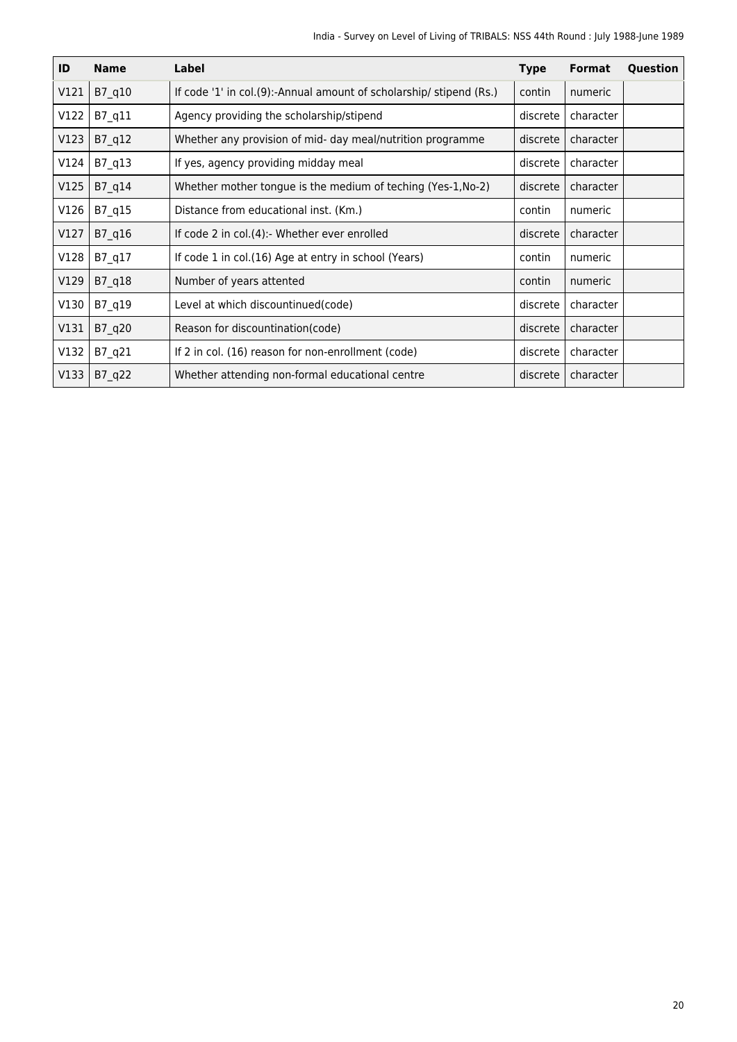| ID | Name | Label | Type | Format | Question |
|---|---|---|---|---|---|
| V121 | B7_q10 | If code '1' in col.(9):-Annual amount of scholarship/ stipend (Rs.) | contin | numeric | |
| V122 | B7_q11 | Agency providing the scholarship/stipend | discrete | character | |
| V123 | B7_q12 | Whether any provision of mid- day meal/nutrition programme | discrete | character | |
| V124 | B7_q13 | If yes, agency providing midday meal | discrete | character | |
| V125 | B7_q14 | Whether mother tongue is the medium of teching (Yes-1,No-2) | discrete | character | |
| V126 | B7_q15 | Distance from educational inst. (Km.) | contin | numeric | |
| V127 | B7_q16 | If code 2 in col.(4):- Whether ever enrolled | discrete | character | |
| V128 | B7_q17 | If code 1 in col.(16) Age at entry in school (Years) | contin | numeric | |
| V129 | B7_q18 | Number of years attented | contin | numeric | |
| V130 | B7_q19 | Level at which discountinued(code) | discrete | character | |
| V131 | B7_q20 | Reason for discountination(code) | discrete | character | |
| V132 | B7_q21 | If 2 in col. (16) reason for non-enrollment (code) | discrete | character | |
| V133 | B7_q22 | Whether attending non-formal educational centre | discrete | character | |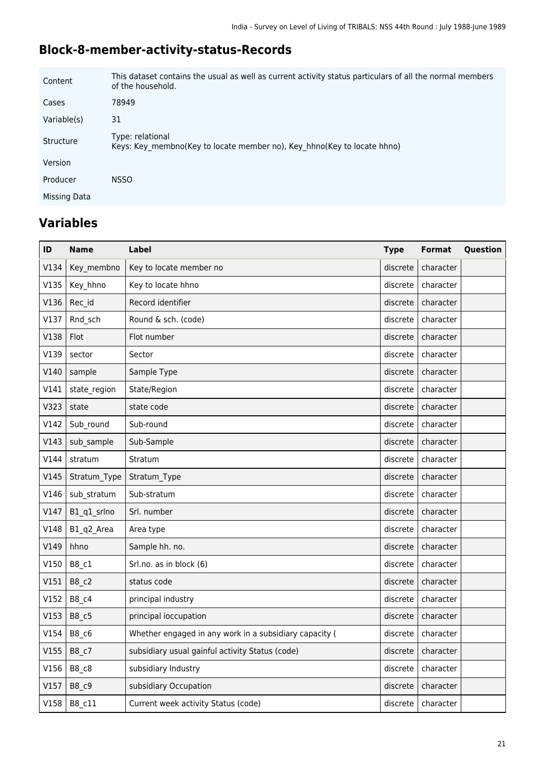## Block-8-member-activity-status-Records

| | |
|---|---|
| Content | This dataset contains the usual as well as current activity status particulars of all the normal members of the household. |
| Cases | 78949 |
| Variable(s) | 31 |
| Structure | Type: relational<br>Keys: Key_membno(Key to locate member no), Key_hhno(Key to locate hhno) |
| Version | |
| Producer | NSSO |
| Missing Data | |

## Variables

| ID | Name | Label | Type | Format | Question |
|---|---|---|---|---|---|
| V134 | Key_membno | Key to locate member no | discrete | character | |
| V135 | Key_hhno | Key to locate hhno | discrete | character | |
| V136 | Rec_id | Record identifier | discrete | character | |
| V137 | Rnd_sch | Round & sch. (code) | discrete | character | |
| V138 | Flot | Flot number | discrete | character | |
| V139 | sector | Sector | discrete | character | |
| V140 | sample | Sample Type | discrete | character | |
| V141 | state_region | State/Region | discrete | character | |
| V323 | state | state code | discrete | character | |
| V142 | Sub_round | Sub-round | discrete | character | |
| V143 | sub_sample | Sub-Sample | discrete | character | |
| V144 | stratum | Stratum | discrete | character | |
| V145 | Stratum_Type | Stratum_Type | discrete | character | |
| V146 | sub_stratum | Sub-stratum | discrete | character | |
| V147 | B1_q1_srlno | Srl. number | discrete | character | |
| V148 | B1_q2_Area | Area type | discrete | character | |
| V149 | hhno | Sample hh. no. | discrete | character | |
| V150 | B8_c1 | Srl.no. as in block (6) | discrete | character | |
| V151 | B8_c2 | status code | discrete | character | |
| V152 | B8_c4 | principal industry | discrete | character | |
| V153 | B8_c5 | principal ioccupation | discrete | character | |
| V154 | B8_c6 | Whether engaged in any work in a subsidiary capacity ( | discrete | character | |
| V155 | B8_c7 | subsidiary usual gainful activity Status (code) | discrete | character | |
| V156 | B8_c8 | subsidiary Industry | discrete | character | |
| V157 | B8_c9 | subsidiary Occupation | discrete | character | |
| V158 | B8_c11 | Current week activity Status (code) | discrete | character | |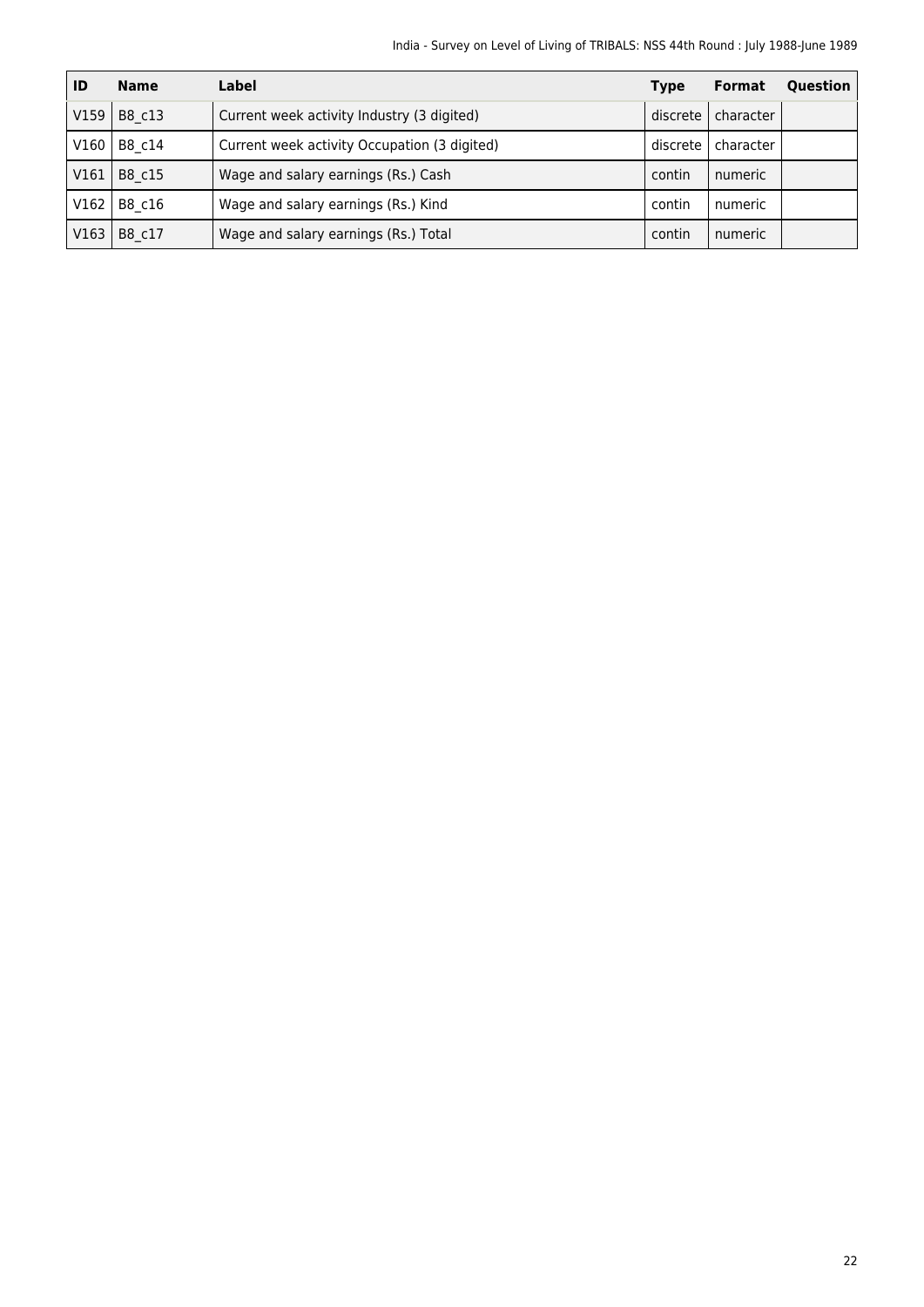| ID | Name | Label | Type | Format | Question |
|---|---|---|---|---|---|
| V159 | B8_c13 | Current week activity Industry (3 digited) | discrete | character | |
| V160 | B8_c14 | Current week activity Occupation (3 digited) | discrete | character | |
| V161 | B8_c15 | Wage and salary earnings (Rs.) Cash | contin | numeric | |
| V162 | B8_c16 | Wage and salary earnings (Rs.) Kind | contin | numeric | |
| V163 | B8_c17 | Wage and salary earnings (Rs.) Total | contin | numeric | |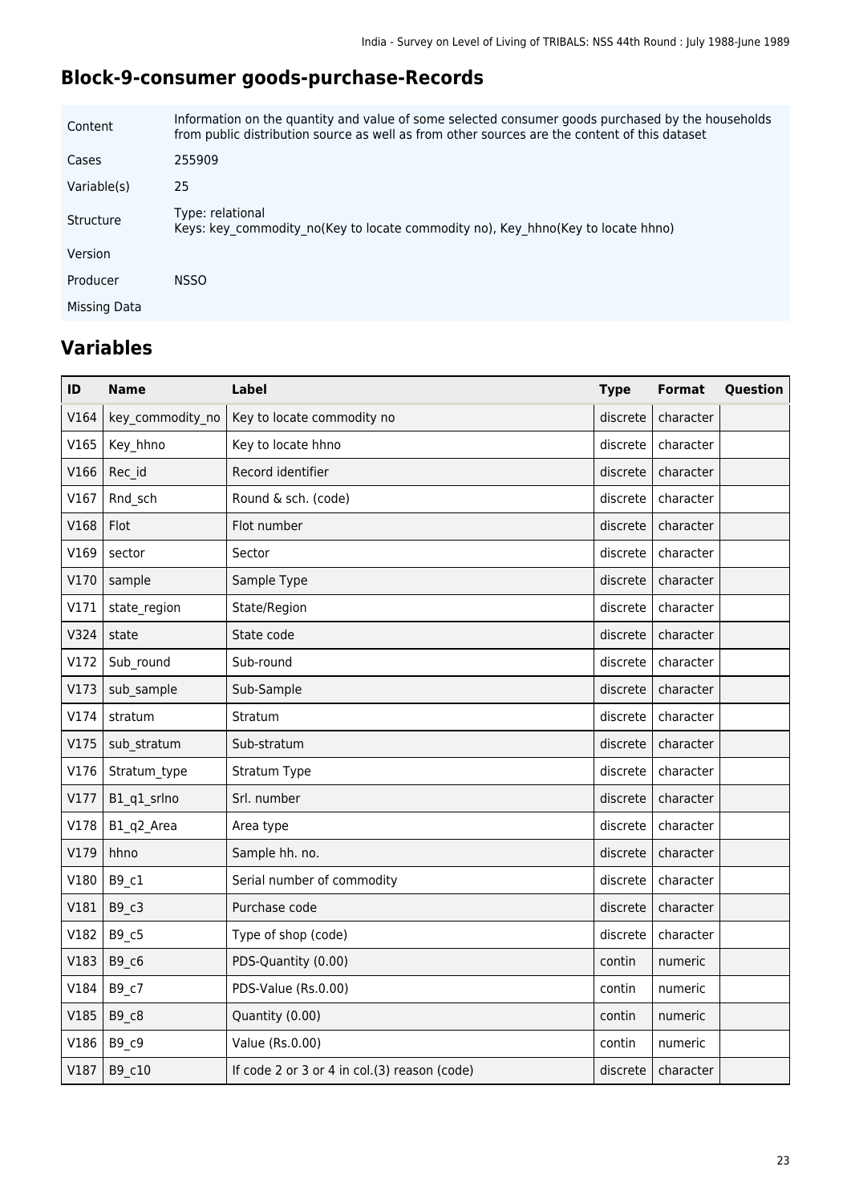## Block-9-consumer goods-purchase-Records

| | |
|---|---|
| Content | Information on the quantity and value of some selected consumer goods purchased by the households from public distribution source as well as from other sources are the content of this dataset |
| Cases | 255909 |
| Variable(s) | 25 |
| Structure | Type: relational<br>Keys: key_commodity_no(Key to locate commodity no), Key_hhno(Key to locate hhno) |
| Version | |
| Producer | NSSO |
| Missing Data | |

## Variables

| ID | Name | Label | Type | Format | Question |
|---|---|---|---|---|---|
| V164 | key_commodity_no | Key to locate commodity no | discrete | character | |
| V165 | Key_hhno | Key to locate hhno | discrete | character | |
| V166 | Rec_id | Record identifier | discrete | character | |
| V167 | Rnd_sch | Round & sch. (code) | discrete | character | |
| V168 | Flot | Flot number | discrete | character | |
| V169 | sector | Sector | discrete | character | |
| V170 | sample | Sample Type | discrete | character | |
| V171 | state_region | State/Region | discrete | character | |
| V324 | state | State code | discrete | character | |
| V172 | Sub_round | Sub-round | discrete | character | |
| V173 | sub_sample | Sub-Sample | discrete | character | |
| V174 | stratum | Stratum | discrete | character | |
| V175 | sub_stratum | Sub-stratum | discrete | character | |
| V176 | Stratum_type | Stratum Type | discrete | character | |
| V177 | B1_q1_srlno | Srl. number | discrete | character | |
| V178 | B1_q2_Area | Area type | discrete | character | |
| V179 | hhno | Sample hh. no. | discrete | character | |
| V180 | B9_c1 | Serial number of commodity | discrete | character | |
| V181 | B9_c3 | Purchase code | discrete | character | |
| V182 | B9_c5 | Type of shop (code) | discrete | character | |
| V183 | B9_c6 | PDS-Quantity (0.00) | contin | numeric | |
| V184 | B9_c7 | PDS-Value (Rs.0.00) | contin | numeric | |
| V185 | B9_c8 | Quantity (0.00) | contin | numeric | |
| V186 | B9_c9 | Value (Rs.0.00) | contin | numeric | |
| V187 | B9_c10 | If code 2 or 3 or 4 in col.(3) reason (code) | discrete | character | |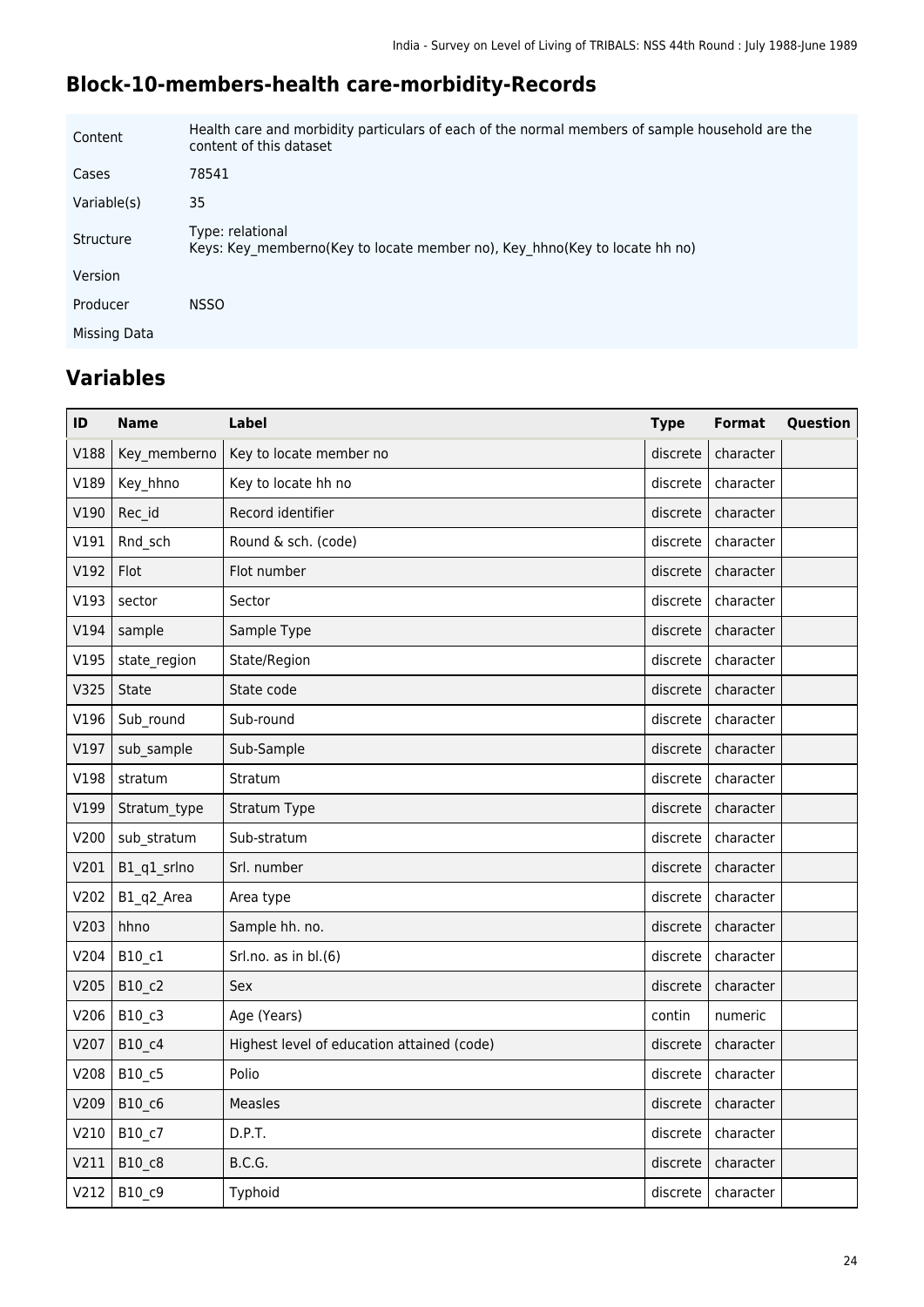## Block-10-members-health care-morbidity-Records

| | |
|---|---|
| Content | Health care and morbidity particulars of each of the normal members of sample household are the content of this dataset |
| Cases | 78541 |
| Variable(s) | 35 |
| Structure | Type: relational<br>Keys: Key_memberno(Key to locate member no), Key_hhno(Key to locate hh no) |
| Version | |
| Producer | NSSO |
| Missing Data | |

## Variables

| ID | Name | Label | Type | Format | Question |
|---|---|---|---|---|---|
| V188 | Key_memberno | Key to locate member no | discrete | character | |
| V189 | Key_hhno | Key to locate hh no | discrete | character | |
| V190 | Rec_id | Record identifier | discrete | character | |
| V191 | Rnd_sch | Round & sch. (code) | discrete | character | |
| V192 | Flot | Flot number | discrete | character | |
| V193 | sector | Sector | discrete | character | |
| V194 | sample | Sample Type | discrete | character | |
| V195 | state_region | State/Region | discrete | character | |
| V325 | State | State code | discrete | character | |
| V196 | Sub_round | Sub-round | discrete | character | |
| V197 | sub_sample | Sub-Sample | discrete | character | |
| V198 | stratum | Stratum | discrete | character | |
| V199 | Stratum_type | Stratum Type | discrete | character | |
| V200 | sub_stratum | Sub-stratum | discrete | character | |
| V201 | B1_q1_srlno | Srl. number | discrete | character | |
| V202 | B1_q2_Area | Area type | discrete | character | |
| V203 | hhno | Sample hh. no. | discrete | character | |
| V204 | B10_c1 | Srl.no. as in bl.(6) | discrete | character | |
| V205 | B10_c2 | Sex | discrete | character | |
| V206 | B10_c3 | Age (Years) | contin | numeric | |
| V207 | B10_c4 | Highest level of education attained (code) | discrete | character | |
| V208 | B10_c5 | Polio | discrete | character | |
| V209 | B10_c6 | Measles | discrete | character | |
| V210 | B10_c7 | D.P.T. | discrete | character | |
| V211 | B10_c8 | B.C.G. | discrete | character | |
| V212 | B10_c9 | Typhoid | discrete | character | |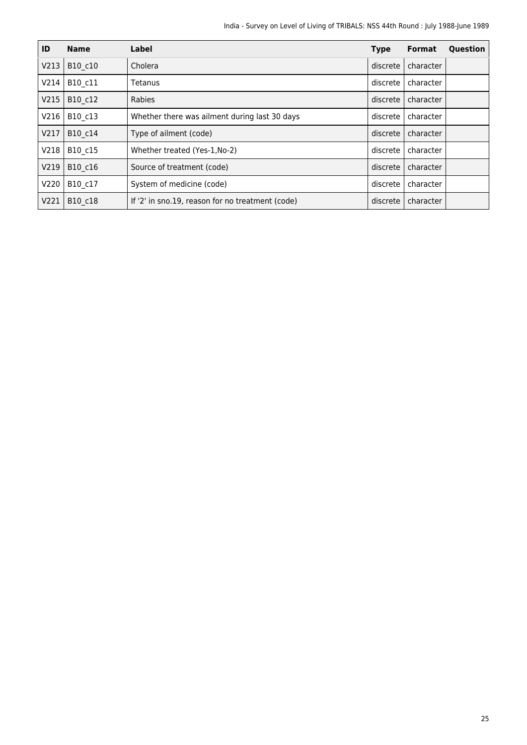| ID | Name | Label | Type | Format | Question |
|---|---|---|---|---|---|
| V213 | B10_c10 | Cholera | discrete | character | |
| V214 | B10_c11 | Tetanus | discrete | character | |
| V215 | B10_c12 | Rabies | discrete | character | |
| V216 | B10_c13 | Whether there was ailment during last 30 days | discrete | character | |
| V217 | B10_c14 | Type of ailment (code) | discrete | character | |
| V218 | B10_c15 | Whether treated (Yes-1,No-2) | discrete | character | |
| V219 | B10_c16 | Source of treatment (code) | discrete | character | |
| V220 | B10_c17 | System of medicine (code) | discrete | character | |
| V221 | B10_c18 | If '2' in sno.19, reason for no treatment (code) | discrete | character | |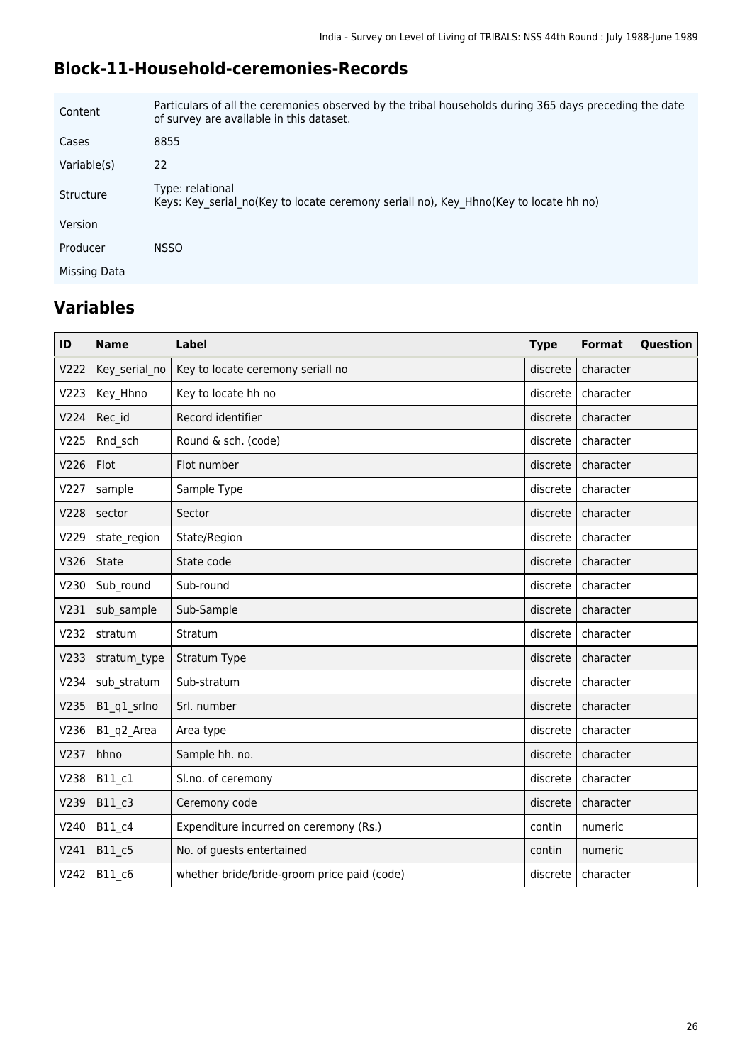## Block-11-Household-ceremonies-Records

| | |
|---|---|
| Content | Particulars of all the ceremonies observed by the tribal households during 365 days preceding the date of survey are available in this dataset. |
| Cases | 8855 |
| Variable(s) | 22 |
| Structure | Type: relational<br>Keys: Key_serial_no(Key to locate ceremony seriall no), Key_Hhno(Key to locate hh no) |
| Version | |
| Producer | NSSO |
| Missing Data | |

## Variables

| ID | Name | Label | Type | Format | Question |
|---|---|---|---|---|---|
| V222 | Key_serial_no | Key to locate ceremony seriall no | discrete | character | |
| V223 | Key_Hhno | Key to locate hh no | discrete | character | |
| V224 | Rec_id | Record identifier | discrete | character | |
| V225 | Rnd_sch | Round & sch. (code) | discrete | character | |
| V226 | Flot | Flot number | discrete | character | |
| V227 | sample | Sample Type | discrete | character | |
| V228 | sector | Sector | discrete | character | |
| V229 | state_region | State/Region | discrete | character | |
| V326 | State | State code | discrete | character | |
| V230 | Sub_round | Sub-round | discrete | character | |
| V231 | sub_sample | Sub-Sample | discrete | character | |
| V232 | stratum | Stratum | discrete | character | |
| V233 | stratum_type | Stratum Type | discrete | character | |
| V234 | sub_stratum | Sub-stratum | discrete | character | |
| V235 | B1_q1_srlno | Srl. number | discrete | character | |
| V236 | B1_q2_Area | Area type | discrete | character | |
| V237 | hhno | Sample hh. no. | discrete | character | |
| V238 | B11_c1 | Sl.no. of ceremony | discrete | character | |
| V239 | B11_c3 | Ceremony code | discrete | character | |
| V240 | B11_c4 | Expenditure incurred on ceremony (Rs.) | contin | numeric | |
| V241 | B11_c5 | No. of guests entertained | contin | numeric | |
| V242 | B11_c6 | whether bride/bride-groom price paid (code) | discrete | character | |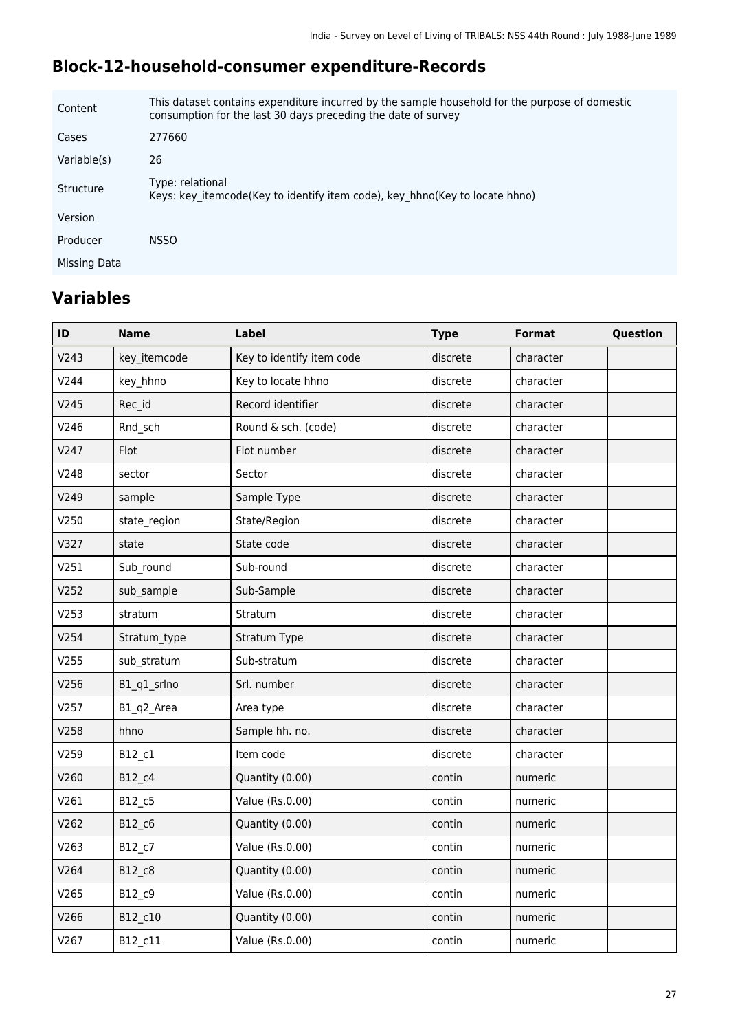## Block-12-household-consumer expenditure-Records

| | |
|---|---|
| Content | This dataset contains expenditure incurred by the sample household for the purpose of domestic consumption for the last 30 days preceding the date of survey |
| Cases | 277660 |
| Variable(s) | 26 |
| Structure | Type: relational<br>Keys: key_itemcode(Key to identify item code), key_hhno(Key to locate hhno) |
| Version | |
| Producer | NSSO |
| Missing Data | |

## Variables

| ID | Name | Label | Type | Format | Question |
|---|---|---|---|---|---|
| V243 | key_itemcode | Key to identify item code | discrete | character | |
| V244 | key_hhno | Key to locate hhno | discrete | character | |
| V245 | Rec_id | Record identifier | discrete | character | |
| V246 | Rnd_sch | Round & sch. (code) | discrete | character | |
| V247 | Flot | Flot number | discrete | character | |
| V248 | sector | Sector | discrete | character | |
| V249 | sample | Sample Type | discrete | character | |
| V250 | state_region | State/Region | discrete | character | |
| V327 | state | State code | discrete | character | |
| V251 | Sub_round | Sub-round | discrete | character | |
| V252 | sub_sample | Sub-Sample | discrete | character | |
| V253 | stratum | Stratum | discrete | character | |
| V254 | Stratum_type | Stratum Type | discrete | character | |
| V255 | sub_stratum | Sub-stratum | discrete | character | |
| V256 | B1_q1_srlno | Srl. number | discrete | character | |
| V257 | B1_q2_Area | Area type | discrete | character | |
| V258 | hhno | Sample hh. no. | discrete | character | |
| V259 | B12_c1 | Item code | discrete | character | |
| V260 | B12_c4 | Quantity (0.00) | contin | numeric | |
| V261 | B12_c5 | Value (Rs.0.00) | contin | numeric | |
| V262 | B12_c6 | Quantity (0.00) | contin | numeric | |
| V263 | B12_c7 | Value (Rs.0.00) | contin | numeric | |
| V264 | B12_c8 | Quantity (0.00) | contin | numeric | |
| V265 | B12_c9 | Value (Rs.0.00) | contin | numeric | |
| V266 | B12_c10 | Quantity (0.00) | contin | numeric | |
| V267 | B12_c11 | Value (Rs.0.00) | contin | numeric | |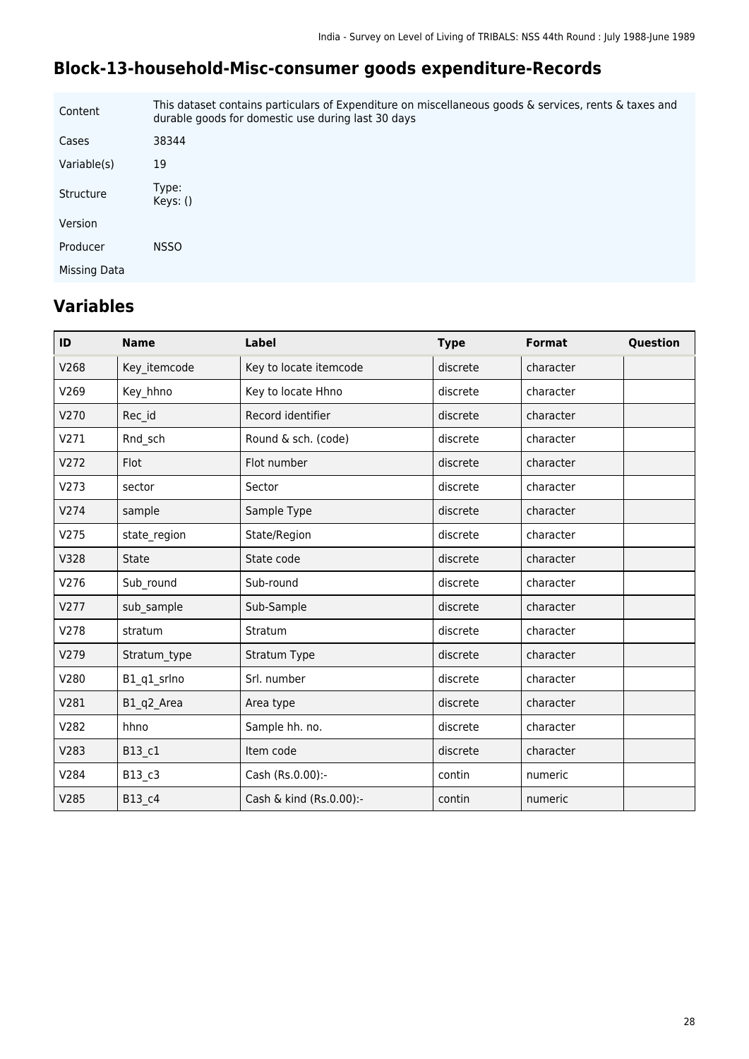## Block-13-household-Misc-consumer goods expenditure-Records

| | |
|---|---|
| Content | This dataset contains particulars of Expenditure on miscellaneous goods & services, rents & taxes and durable goods for domestic use during last 30 days |
| Cases | 38344 |
| Variable(s) | 19 |
| Structure | Type:<br>Keys: () |
| Version | |
| Producer | NSSO |
| Missing Data | |

## Variables

| ID | Name | Label | Type | Format | Question |
|---|---|---|---|---|---|
| V268 | Key_itemcode | Key to locate itemcode | discrete | character | |
| V269 | Key_hhno | Key to locate Hhno | discrete | character | |
| V270 | Rec_id | Record identifier | discrete | character | |
| V271 | Rnd_sch | Round & sch. (code) | discrete | character | |
| V272 | Flot | Flot number | discrete | character | |
| V273 | sector | Sector | discrete | character | |
| V274 | sample | Sample Type | discrete | character | |
| V275 | state_region | State/Region | discrete | character | |
| V328 | State | State code | discrete | character | |
| V276 | Sub_round | Sub-round | discrete | character | |
| V277 | sub_sample | Sub-Sample | discrete | character | |
| V278 | stratum | Stratum | discrete | character | |
| V279 | Stratum_type | Stratum Type | discrete | character | |
| V280 | B1_q1_srlno | Srl. number | discrete | character | |
| V281 | B1_q2_Area | Area type | discrete | character | |
| V282 | hhno | Sample hh. no. | discrete | character | |
| V283 | B13_c1 | Item code | discrete | character | |
| V284 | B13_c3 | Cash (Rs.0.00):- | contin | numeric | |
| V285 | B13_c4 | Cash & kind (Rs.0.00):- | contin | numeric | |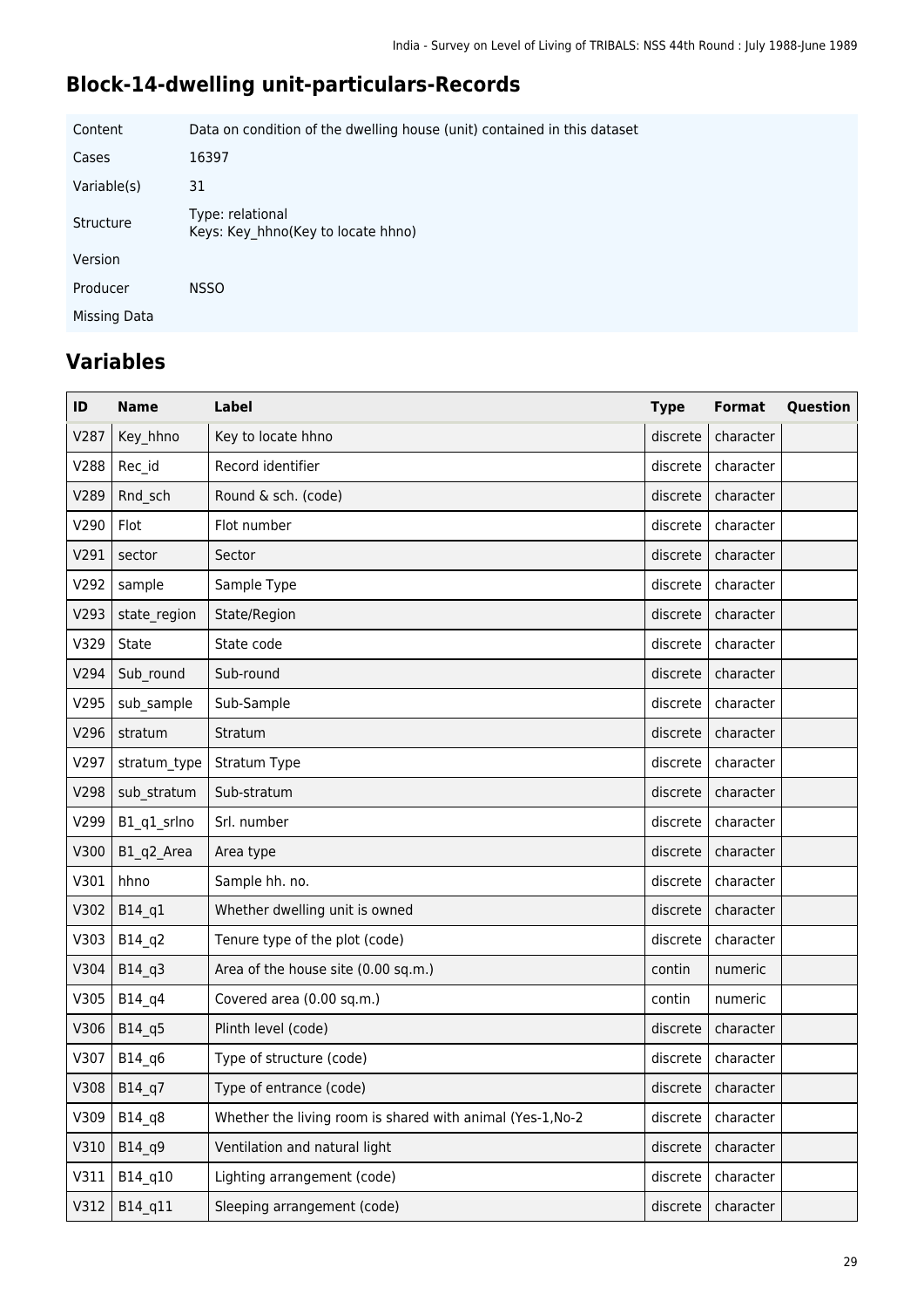## Block-14-dwelling unit-particulars-Records

| | |
|---|---|
| Content | Data on condition of the dwelling house (unit) contained in this dataset |
| Cases | 16397 |
| Variable(s) | 31 |
| Structure | Type: relational<br>Keys: Key_hhno(Key to locate hhno) |
| Version | |
| Producer | NSSO |
| Missing Data | |

## Variables

| ID | Name | Label | Type | Format | Question |
|---|---|---|---|---|---|
| V287 | Key_hhno | Key to locate hhno | discrete | character | |
| V288 | Rec_id | Record identifier | discrete | character | |
| V289 | Rnd_sch | Round & sch. (code) | discrete | character | |
| V290 | Flot | Flot number | discrete | character | |
| V291 | sector | Sector | discrete | character | |
| V292 | sample | Sample Type | discrete | character | |
| V293 | state_region | State/Region | discrete | character | |
| V329 | State | State code | discrete | character | |
| V294 | Sub_round | Sub-round | discrete | character | |
| V295 | sub_sample | Sub-Sample | discrete | character | |
| V296 | stratum | Stratum | discrete | character | |
| V297 | stratum_type | Stratum Type | discrete | character | |
| V298 | sub_stratum | Sub-stratum | discrete | character | |
| V299 | B1_q1_srlno | Srl. number | discrete | character | |
| V300 | B1_q2_Area | Area type | discrete | character | |
| V301 | hhno | Sample hh. no. | discrete | character | |
| V302 | B14_q1 | Whether dwelling unit is owned | discrete | character | |
| V303 | B14_q2 | Tenure type of the plot (code) | discrete | character | |
| V304 | B14_q3 | Area of the house site (0.00 sq.m.) | contin | numeric | |
| V305 | B14_q4 | Covered area (0.00 sq.m.) | contin | numeric | |
| V306 | B14_q5 | Plinth level (code) | discrete | character | |
| V307 | B14_q6 | Type of structure (code) | discrete | character | |
| V308 | B14_q7 | Type of entrance (code) | discrete | character | |
| V309 | B14_q8 | Whether the living room is shared with animal (Yes-1,No-2 | discrete | character | |
| V310 | B14_q9 | Ventilation and natural light | discrete | character | |
| V311 | B14_q10 | Lighting arrangement (code) | discrete | character | |
| V312 | B14_q11 | Sleeping arrangement (code) | discrete | character | |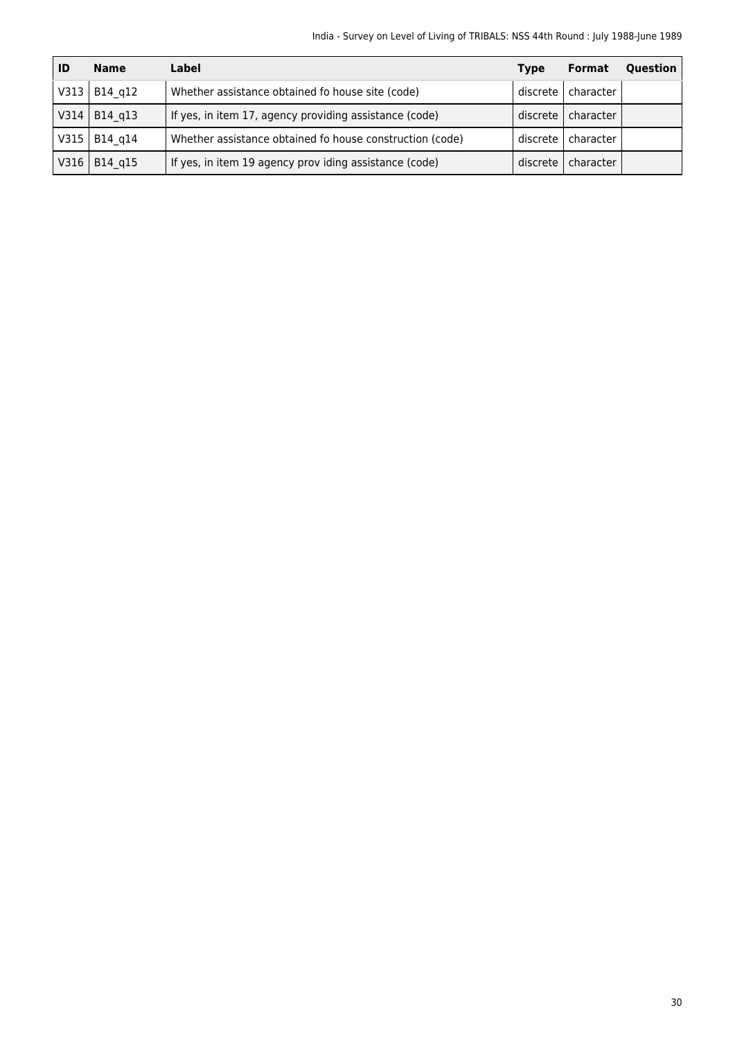| ID | Name | Label | Type | Format | Question |
|---|---|---|---|---|---|
| V313 | B14_q12 | Whether assistance obtained fo house site (code) | discrete | character | |
| V314 | B14_q13 | If yes, in item 17, agency providing assistance (code) | discrete | character | |
| V315 | B14_q14 | Whether assistance obtained fo house construction (code) | discrete | character | |
| V316 | B14_q15 | If yes, in item 19 agency prov iding assistance (code) | discrete | character | |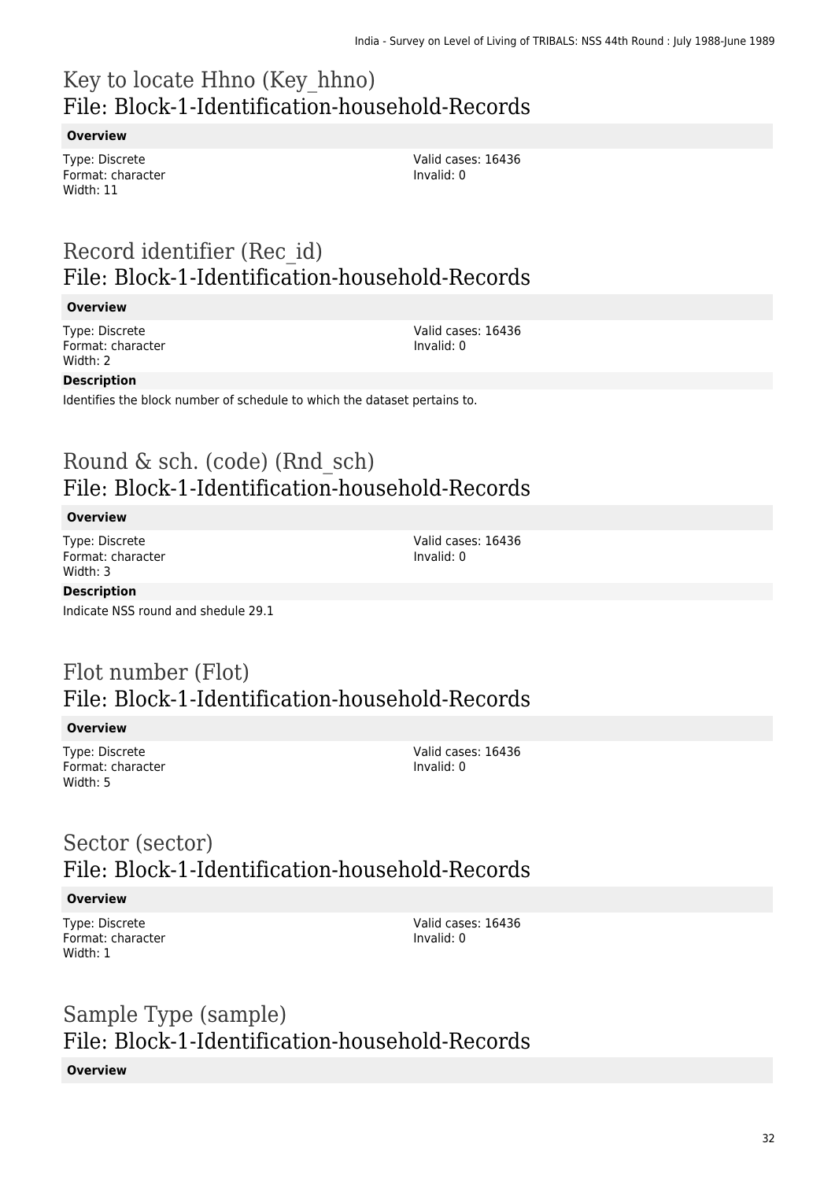# Key to locate Hhno (Key_hhno)
## File: Block-1-Identification-household-Records

**Overview**

Type: Discrete
Format: character
Width: 11

Valid cases: 16436
Invalid: 0

# Record identifier (Rec_id)
## File: Block-1-Identification-household-Records

**Overview**

Type: Discrete
Format: character
Width: 2

Valid cases: 16436
Invalid: 0

**Description**

Identifies the block number of schedule to which the dataset pertains to.

# Round & sch. (code) (Rnd_sch)
## File: Block-1-Identification-household-Records

**Overview**

Type: Discrete
Format: character
Width: 3

Valid cases: 16436
Invalid: 0

**Description**

Indicate NSS round and shedule 29.1

# Flot number (Flot)
## File: Block-1-Identification-household-Records

**Overview**

Type: Discrete
Format: character
Width: 5

Valid cases: 16436
Invalid: 0

# Sector (sector)
## File: Block-1-Identification-household-Records

**Overview**

Type: Discrete
Format: character
Width: 1

Valid cases: 16436
Invalid: 0

# Sample Type (sample)
## File: Block-1-Identification-household-Records

**Overview**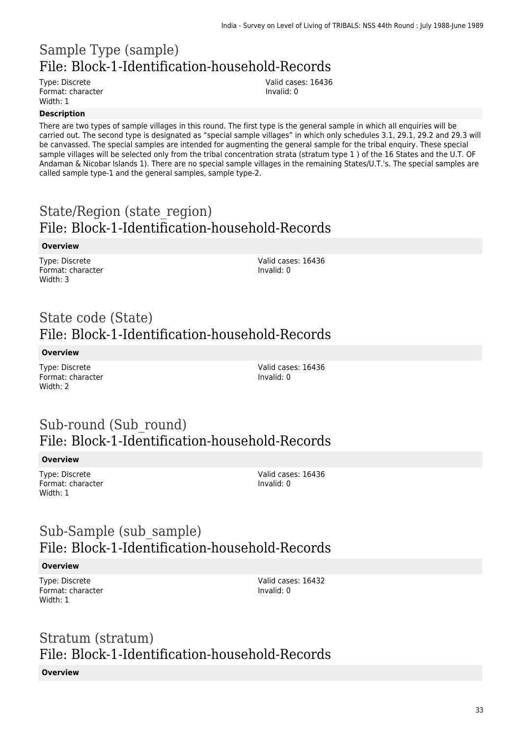## Sample Type (sample)
## File: Block-1-Identification-household-Records

Type: Discrete
Format: character
Width: 1

Valid cases: 16436
Invalid: 0

**Description**

There are two types of sample villages in this round. The first type is the general sample in which all enquiries will be carried out. The second type is designated as "special sample villages" in which only schedules 3.1, 29.1, 29.2 and 29.3 will be canvassed. The special samples are intended for augmenting the general sample for the tribal enquiry. These special sample villages will be selected only from the tribal concentration strata (stratum type 1 ) of the 16 States and the U.T. OF Andaman & Nicobar Islands 1). There are no special sample villages in the remaining States/U.T.'s. The special samples are called sample type-1 and the general samples, sample type-2.

## State/Region (state_region)
## File: Block-1-Identification-household-Records

**Overview**

Type: Discrete
Format: character
Width: 3

Valid cases: 16436
Invalid: 0

## State code (State)
## File: Block-1-Identification-household-Records

**Overview**

Type: Discrete
Format: character
Width: 2

Valid cases: 16436
Invalid: 0

## Sub-round (Sub_round)
## File: Block-1-Identification-household-Records

**Overview**

Type: Discrete
Format: character
Width: 1

Valid cases: 16436
Invalid: 0

## Sub-Sample (sub_sample)
## File: Block-1-Identification-household-Records

**Overview**

Type: Discrete
Format: character
Width: 1

Valid cases: 16432
Invalid: 0

## Stratum (stratum)
## File: Block-1-Identification-household-Records

**Overview**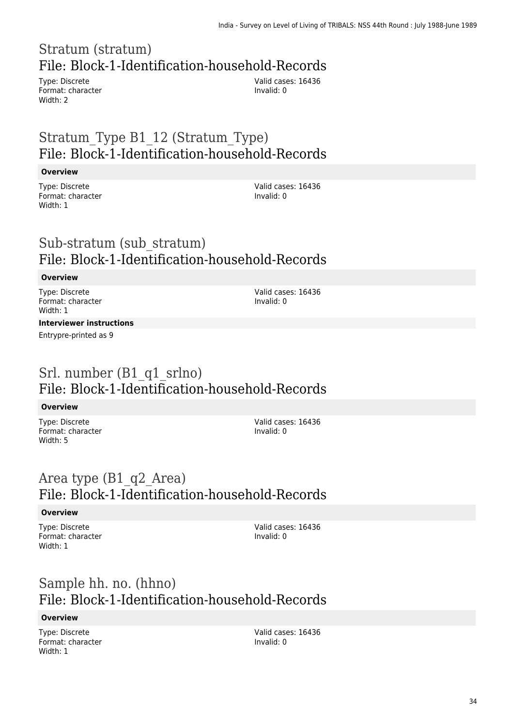## Stratum (stratum)
## File: Block-1-Identification-household-Records

Type: Discrete
Format: character
Width: 2

Valid cases: 16436
Invalid: 0

## Stratum_Type B1_12 (Stratum_Type)
## File: Block-1-Identification-household-Records

**Overview**

Type: Discrete
Format: character
Width: 1

Valid cases: 16436
Invalid: 0

## Sub-stratum (sub_stratum)
## File: Block-1-Identification-household-Records

**Overview**

Type: Discrete
Format: character
Width: 1

Valid cases: 16436
Invalid: 0

**Interviewer instructions**

Entrypre-printed as 9

## Srl. number (B1_q1_srlno)
## File: Block-1-Identification-household-Records

**Overview**

Type: Discrete
Format: character
Width: 5

Valid cases: 16436
Invalid: 0

## Area type (B1_q2_Area)
## File: Block-1-Identification-household-Records

**Overview**

Type: Discrete
Format: character
Width: 1

Valid cases: 16436
Invalid: 0

## Sample hh. no. (hhno)
## File: Block-1-Identification-household-Records

**Overview**

Type: Discrete
Format: character
Width: 1

Valid cases: 16436
Invalid: 0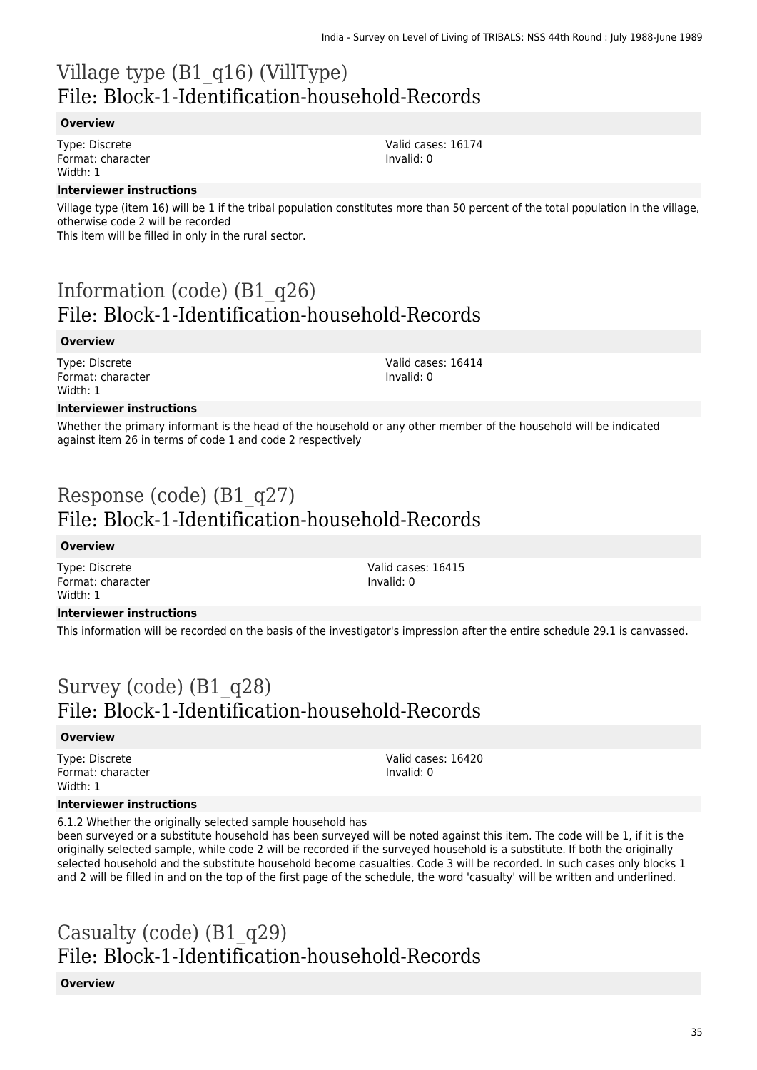# Village type (B1_q16) (VillType)
# File: Block-1-Identification-household-Records

### Overview

Type: Discrete
Format: character
Width: 1

Valid cases: 16174
Invalid: 0

### Interviewer instructions

Village type (item 16) will be 1 if the tribal population constitutes more than 50 percent of the total population in the village, otherwise code 2 will be recorded
This item will be filled in only in the rural sector.

# Information (code) (B1_q26)
# File: Block-1-Identification-household-Records

### Overview

Type: Discrete
Format: character
Width: 1

Valid cases: 16414
Invalid: 0

### Interviewer instructions

Whether the primary informant is the head of the household or any other member of the household will be indicated against item 26 in terms of code 1 and code 2 respectively

# Response (code) (B1_q27)
# File: Block-1-Identification-household-Records

### Overview

Type: Discrete
Format: character
Width: 1

Valid cases: 16415
Invalid: 0

### Interviewer instructions

This information will be recorded on the basis of the investigator's impression after the entire schedule 29.1 is canvassed.

# Survey (code) (B1_q28)
# File: Block-1-Identification-household-Records

### Overview

Type: Discrete
Format: character
Width: 1

Valid cases: 16420
Invalid: 0

### Interviewer instructions

6.1.2 Whether the originally selected sample household has
been surveyed or a substitute household has been surveyed will be noted against this item. The code will be 1, if it is the originally selected sample, while code 2 will be recorded if the surveyed household is a substitute. If both the originally selected household and the substitute household become casualties. Code 3 will be recorded. In such cases only blocks 1 and 2 will be filled in and on the top of the first page of the schedule, the word 'casualty' will be written and underlined.

# Casualty (code) (B1_q29)
# File: Block-1-Identification-household-Records

### Overview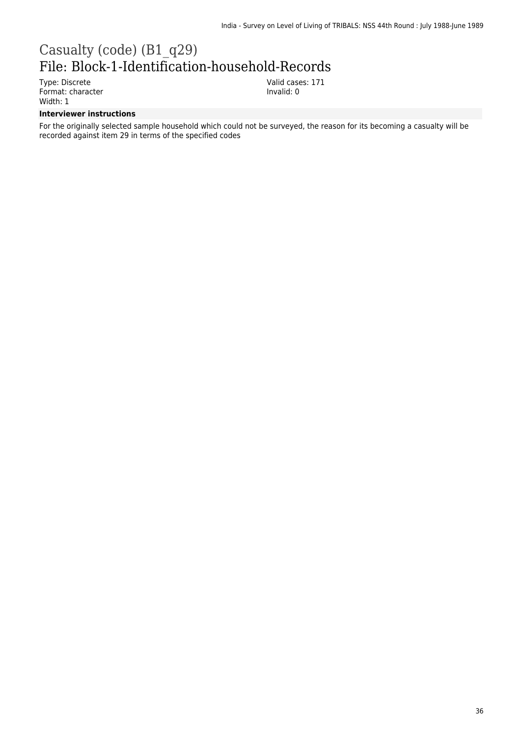# Casualty (code) (B1_q29)

## File: Block-1-Identification-household-Records

Type: Discrete
Format: character
Width: 1

Valid cases: 171
Invalid: 0

**Interviewer instructions**

For the originally selected sample household which could not be surveyed, the reason for its becoming a casualty will be recorded against item 29 in terms of the specified codes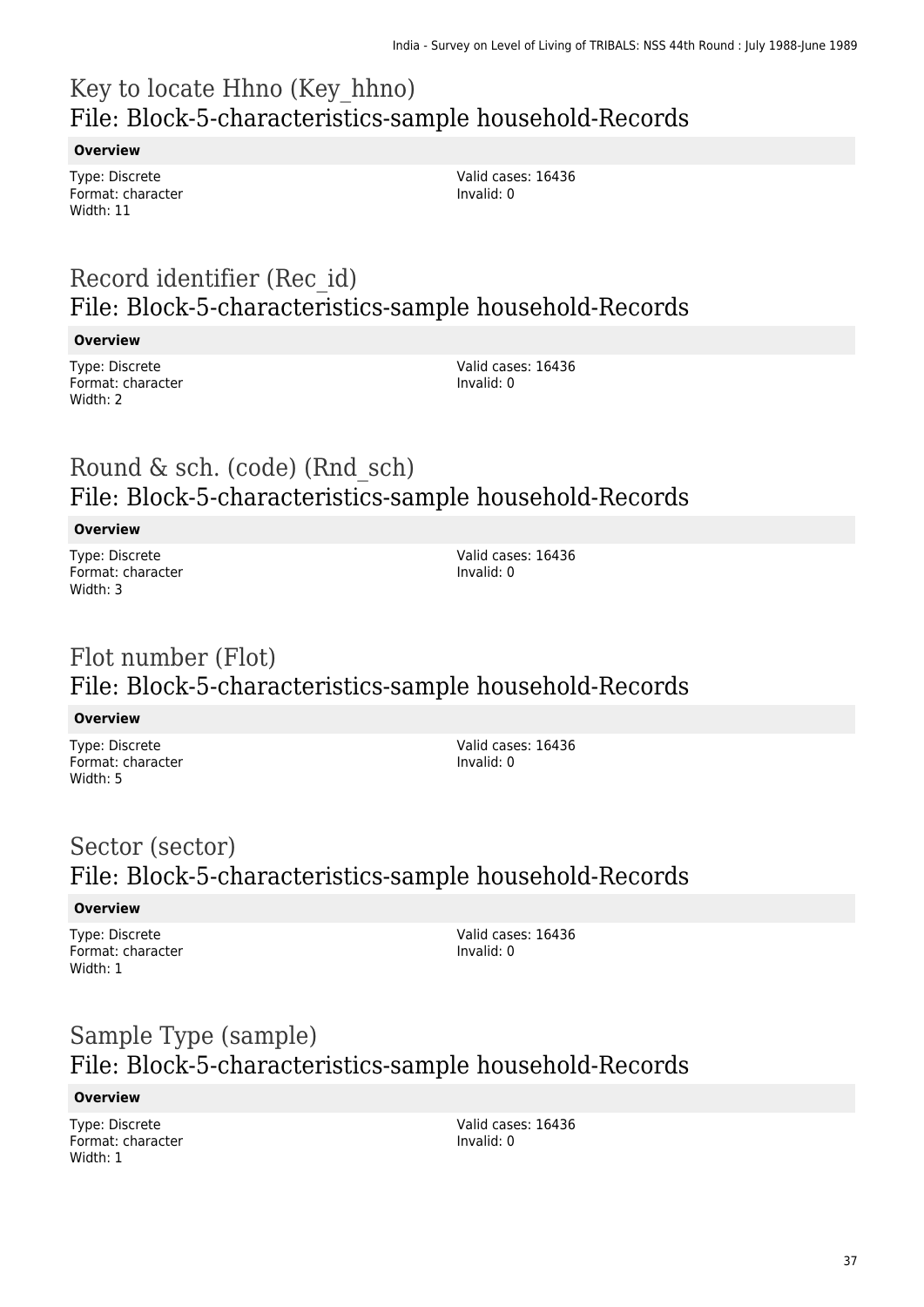## Key to locate Hhno (Key_hhno)
## File: Block-5-characteristics-sample household-Records

**Overview**

Type: Discrete
Format: character
Width: 11

Valid cases: 16436
Invalid: 0

## Record identifier (Rec_id)
## File: Block-5-characteristics-sample household-Records

**Overview**

Type: Discrete
Format: character
Width: 2

Valid cases: 16436
Invalid: 0

## Round & sch. (code) (Rnd_sch)
## File: Block-5-characteristics-sample household-Records

**Overview**

Type: Discrete
Format: character
Width: 3

Valid cases: 16436
Invalid: 0

## Flot number (Flot)
## File: Block-5-characteristics-sample household-Records

**Overview**

Type: Discrete
Format: character
Width: 5

Valid cases: 16436
Invalid: 0

## Sector (sector)
## File: Block-5-characteristics-sample household-Records

**Overview**

Type: Discrete
Format: character
Width: 1

Valid cases: 16436
Invalid: 0

## Sample Type (sample)
## File: Block-5-characteristics-sample household-Records

**Overview**

Type: Discrete
Format: character
Width: 1

Valid cases: 16436
Invalid: 0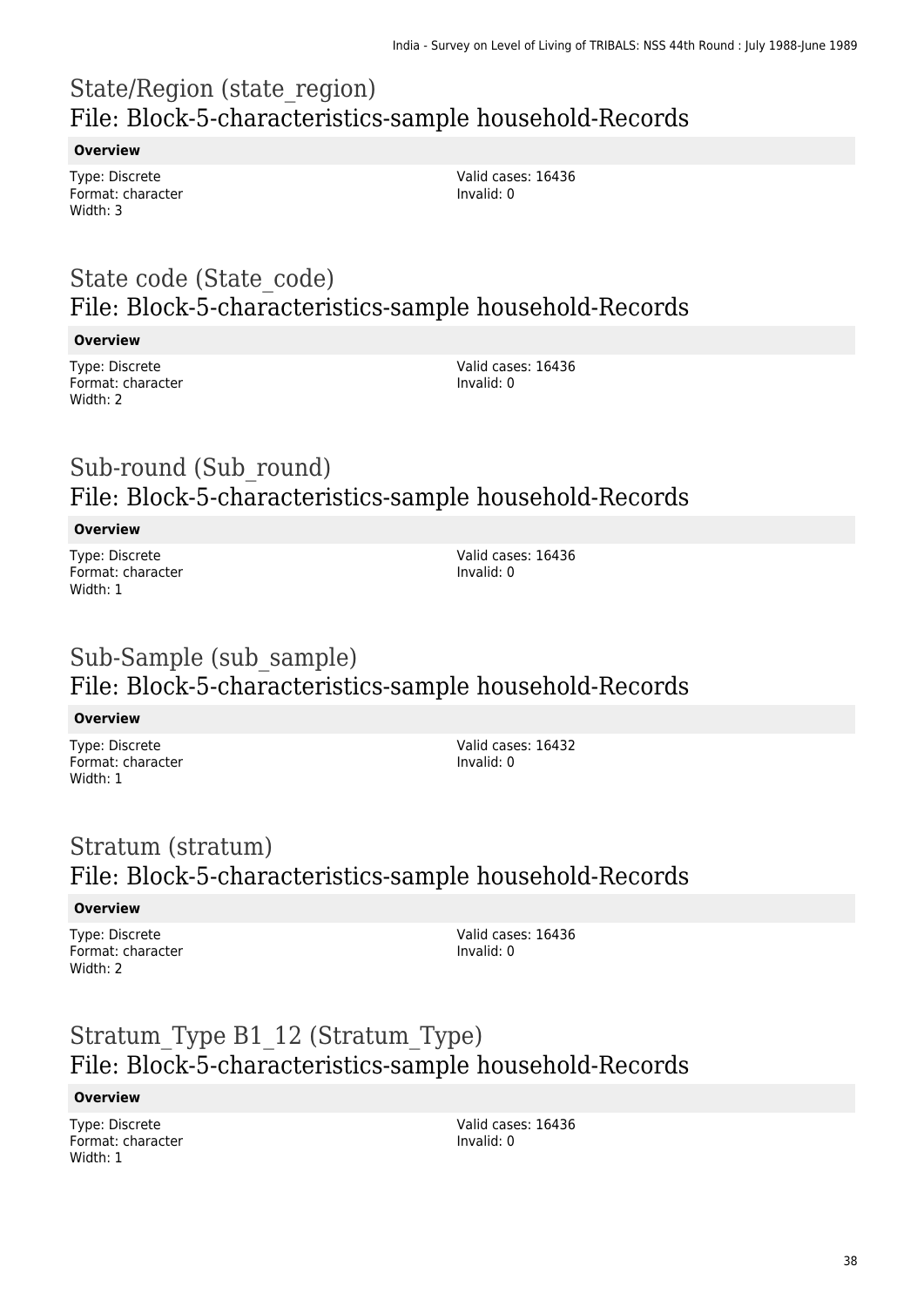## State/Region (state_region)
## File: Block-5-characteristics-sample household-Records

**Overview**

Type: Discrete
Format: character
Width: 3

Valid cases: 16436
Invalid: 0

## State code (State_code)
## File: Block-5-characteristics-sample household-Records

**Overview**

Type: Discrete
Format: character
Width: 2

Valid cases: 16436
Invalid: 0

## Sub-round (Sub_round)
## File: Block-5-characteristics-sample household-Records

**Overview**

Type: Discrete
Format: character
Width: 1

Valid cases: 16436
Invalid: 0

## Sub-Sample (sub_sample)
## File: Block-5-characteristics-sample household-Records

**Overview**

Type: Discrete
Format: character
Width: 1

Valid cases: 16432
Invalid: 0

## Stratum (stratum)
## File: Block-5-characteristics-sample household-Records

**Overview**

Type: Discrete
Format: character
Width: 2

Valid cases: 16436
Invalid: 0

## Stratum_Type B1_12 (Stratum_Type)
## File: Block-5-characteristics-sample household-Records

**Overview**

Type: Discrete
Format: character
Width: 1

Valid cases: 16436
Invalid: 0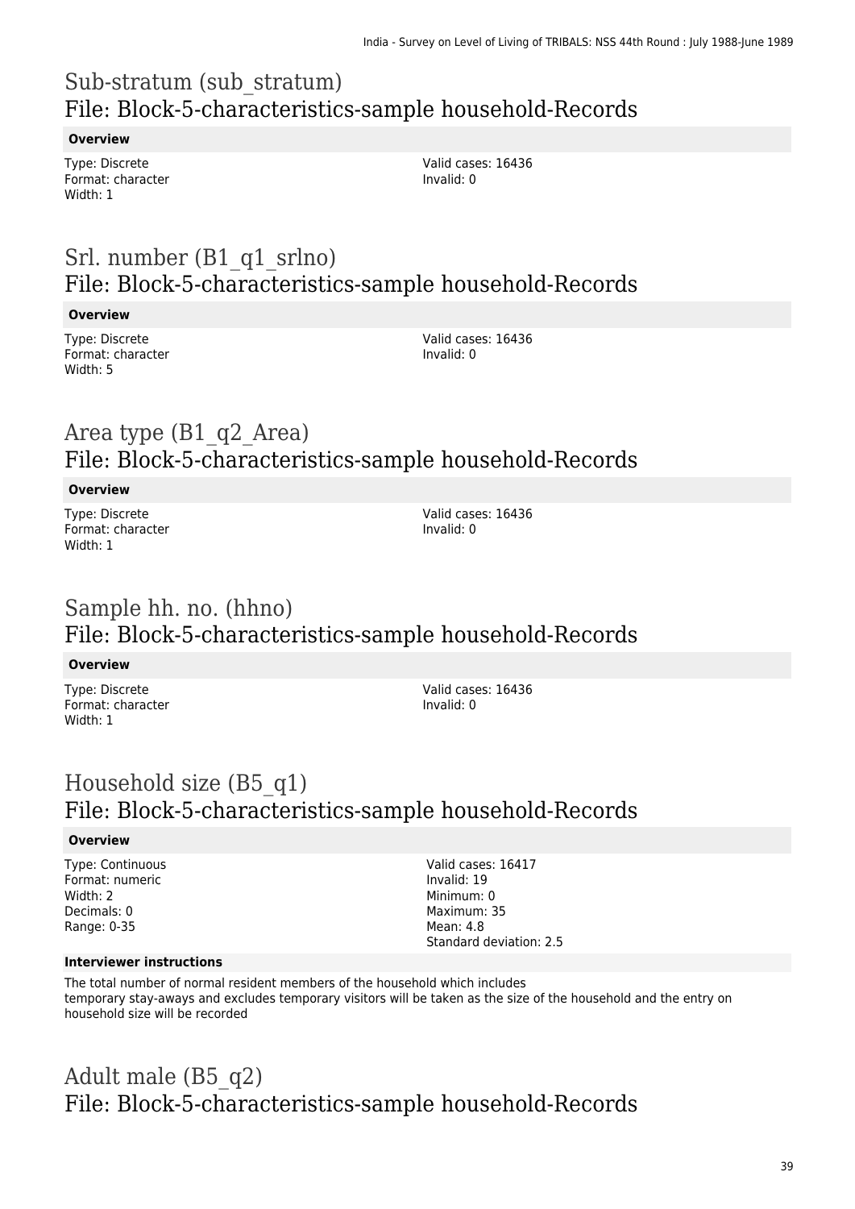## Sub-stratum (sub_stratum)
## File: Block-5-characteristics-sample household-Records

**Overview**

Type: Discrete
Format: character
Width: 1

Valid cases: 16436
Invalid: 0

## Srl. number (B1_q1_srlno)
## File: Block-5-characteristics-sample household-Records

**Overview**

Type: Discrete
Format: character
Width: 5

Valid cases: 16436
Invalid: 0

## Area type (B1_q2_Area)
## File: Block-5-characteristics-sample household-Records

**Overview**

Type: Discrete
Format: character
Width: 1

Valid cases: 16436
Invalid: 0

## Sample hh. no. (hhno)
## File: Block-5-characteristics-sample household-Records

**Overview**

Type: Discrete
Format: character
Width: 1

Valid cases: 16436
Invalid: 0

## Household size (B5_q1)
## File: Block-5-characteristics-sample household-Records

**Overview**

Type: Continuous
Format: numeric
Width: 2
Decimals: 0
Range: 0-35

Valid cases: 16417
Invalid: 19
Minimum: 0
Maximum: 35
Mean: 4.8
Standard deviation: 2.5

**Interviewer instructions**

The total number of normal resident members of the household which includes temporary stay-aways and excludes temporary visitors will be taken as the size of the household and the entry on household size will be recorded

## Adult male (B5_q2)
## File: Block-5-characteristics-sample household-Records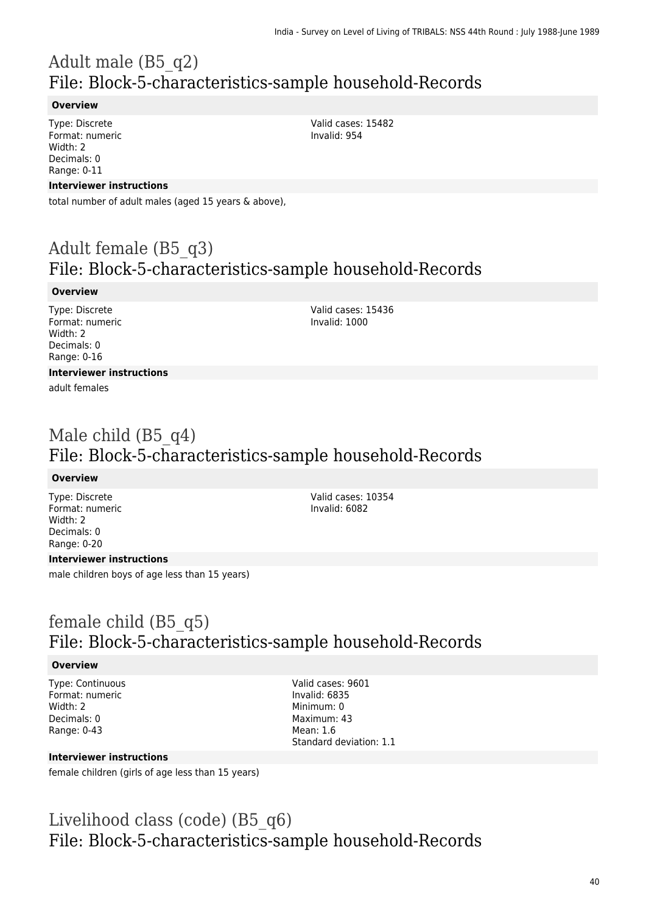# Adult male (B5_q2)
## File: Block-5-characteristics-sample household-Records

### Overview

Type: Discrete
Format: numeric
Width: 2
Decimals: 0
Range: 0-11

Valid cases: 15482
Invalid: 954

### Interviewer instructions

total number of adult males (aged 15 years & above),

# Adult female (B5_q3)
## File: Block-5-characteristics-sample household-Records

### Overview

Type: Discrete
Format: numeric
Width: 2
Decimals: 0
Range: 0-16

Valid cases: 15436
Invalid: 1000

### Interviewer instructions

adult females

# Male child (B5_q4)
## File: Block-5-characteristics-sample household-Records

### Overview

Type: Discrete
Format: numeric
Width: 2
Decimals: 0
Range: 0-20

Valid cases: 10354
Invalid: 6082

### Interviewer instructions

male children boys of age less than 15 years)

# female child (B5_q5)
## File: Block-5-characteristics-sample household-Records

### Overview

Type: Continuous
Format: numeric
Width: 2
Decimals: 0
Range: 0-43

Valid cases: 9601
Invalid: 6835
Minimum: 0
Maximum: 43
Mean: 1.6
Standard deviation: 1.1

### Interviewer instructions

female children (girls of age less than 15 years)

# Livelihood class (code) (B5_q6)
## File: Block-5-characteristics-sample household-Records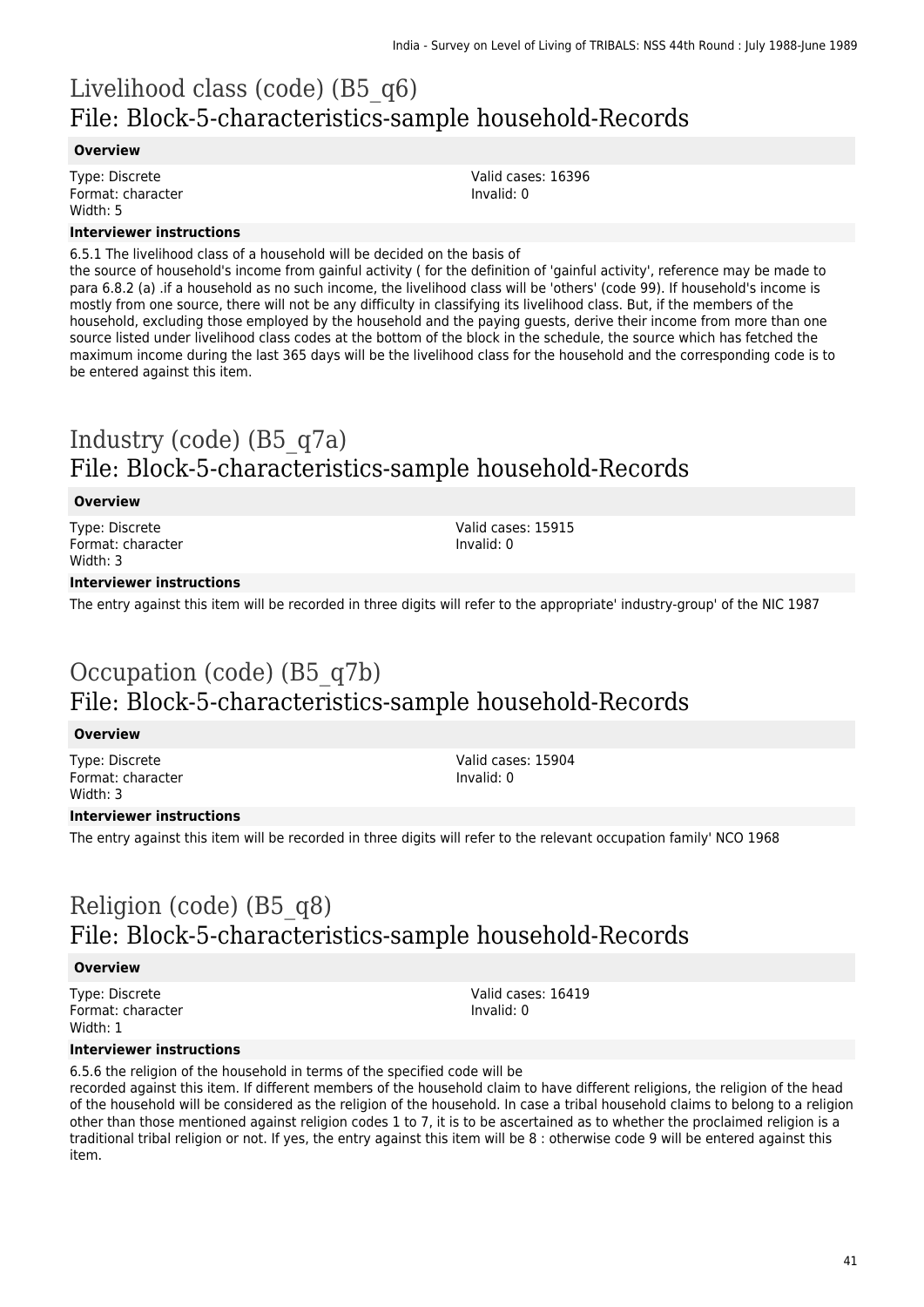# Livelihood class (code) (B5_q6)
## File: Block-5-characteristics-sample household-Records

**Overview**

Type: Discrete
Format: character
Width: 5

Valid cases: 16396
Invalid: 0

**Interviewer instructions**

6.5.1 The livelihood class of a household will be decided on the basis of
the source of household's income from gainful activity ( for the definition of 'gainful activity', reference may be made to para 6.8.2 (a) .if a household as no such income, the livelihood class will be 'others' (code 99). If household's income is mostly from one source, there will not be any difficulty in classifying its livelihood class. But, if the members of the household, excluding those employed by the household and the paying guests, derive their income from more than one source listed under livelihood class codes at the bottom of the block in the schedule, the source which has fetched the maximum income during the last 365 days will be the livelihood class for the household and the corresponding code is to be entered against this item.

# Industry (code) (B5_q7a)
## File: Block-5-characteristics-sample household-Records

**Overview**

Type: Discrete
Format: character
Width: 3

Valid cases: 15915
Invalid: 0

**Interviewer instructions**

The entry against this item will be recorded in three digits will refer to the appropriate' industry-group' of the NIC 1987

# Occupation (code) (B5_q7b)
## File: Block-5-characteristics-sample household-Records

**Overview**

Type: Discrete
Format: character
Width: 3

Valid cases: 15904
Invalid: 0

**Interviewer instructions**

The entry against this item will be recorded in three digits will refer to the relevant occupation family' NCO 1968

# Religion (code) (B5_q8)
## File: Block-5-characteristics-sample household-Records

**Overview**

Type: Discrete
Format: character
Width: 1

Valid cases: 16419
Invalid: 0

**Interviewer instructions**

6.5.6 the religion of the household in terms of the specified code will be
recorded against this item. If different members of the household claim to have different religions, the religion of the head of the household will be considered as the religion of the household. In case a tribal household claims to belong to a religion other than those mentioned against religion codes 1 to 7, it is to be ascertained as to whether the proclaimed religion is a traditional tribal religion or not. If yes, the entry against this item will be 8 : otherwise code 9 will be entered against this item.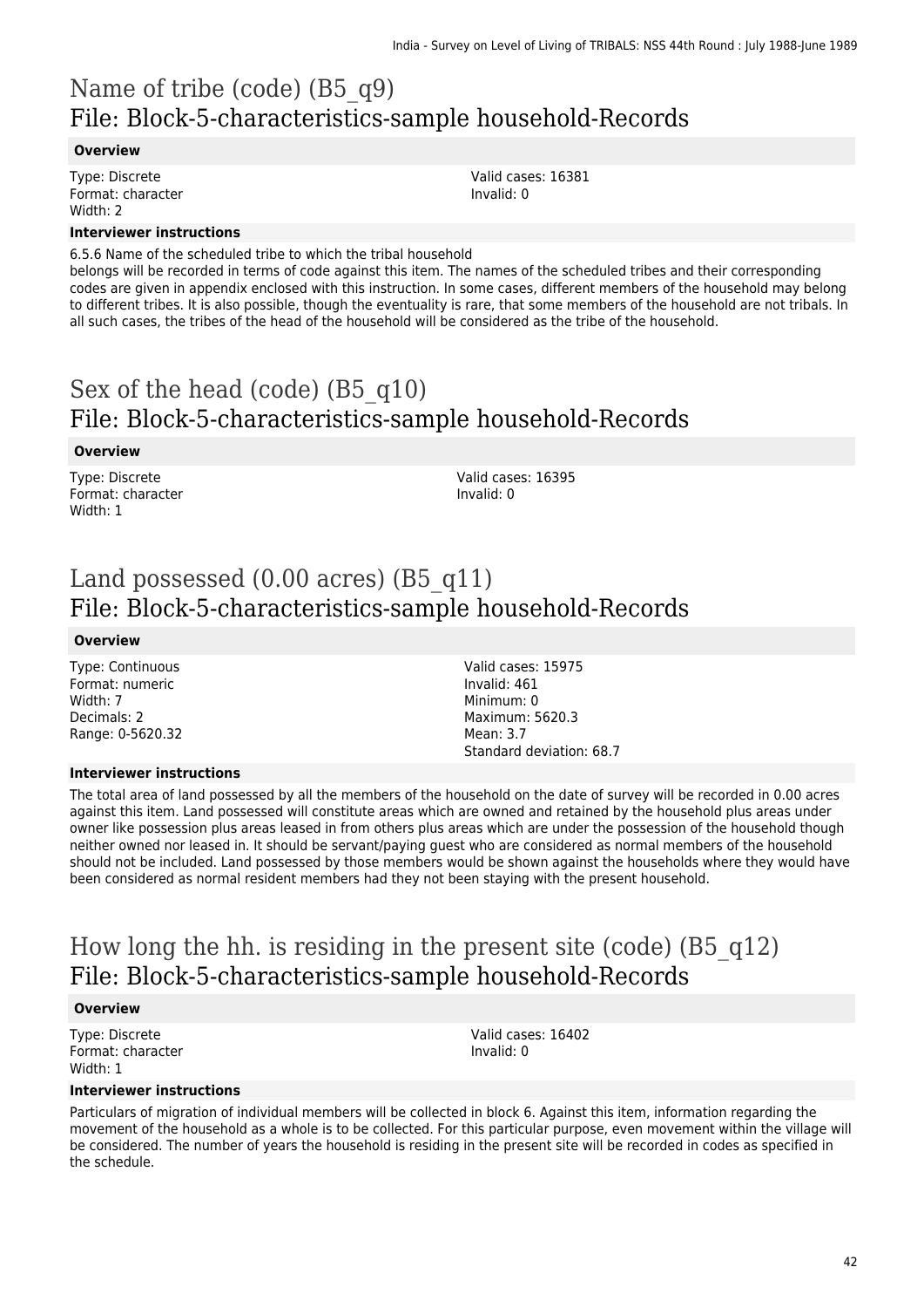# Name of tribe (code) (B5_q9)
## File: Block-5-characteristics-sample household-Records

**Overview**

Type: Discrete
Format: character
Width: 2

Valid cases: 16381
Invalid: 0

**Interviewer instructions**

6.5.6 Name of the scheduled tribe to which the tribal household
belongs will be recorded in terms of code against this item. The names of the scheduled tribes and their corresponding codes are given in appendix enclosed with this instruction. In some cases, different members of the household may belong to different tribes. It is also possible, though the eventuality is rare, that some members of the household are not tribals. In all such cases, the tribes of the head of the household will be considered as the tribe of the household.

# Sex of the head (code) (B5_q10)
## File: Block-5-characteristics-sample household-Records

**Overview**

Type: Discrete
Format: character
Width: 1

Valid cases: 16395
Invalid: 0

# Land possessed (0.00 acres) (B5_q11)
## File: Block-5-characteristics-sample household-Records

**Overview**

Type: Continuous
Format: numeric
Width: 7
Decimals: 2
Range: 0-5620.32

Valid cases: 15975
Invalid: 461
Minimum: 0
Maximum: 5620.3
Mean: 3.7
Standard deviation: 68.7

**Interviewer instructions**

The total area of land possessed by all the members of the household on the date of survey will be recorded in 0.00 acres against this item. Land possessed will constitute areas which are owned and retained by the household plus areas under owner like possession plus areas leased in from others plus areas which are under the possession of the household though neither owned nor leased in. It should be servant/paying guest who are considered as normal members of the household should not be included. Land possessed by those members would be shown against the households where they would have been considered as normal resident members had they not been staying with the present household.

# How long the hh. is residing in the present site (code) (B5_q12)
## File: Block-5-characteristics-sample household-Records

**Overview**

Type: Discrete
Format: character
Width: 1

Valid cases: 16402
Invalid: 0

**Interviewer instructions**

Particulars of migration of individual members will be collected in block 6. Against this item, information regarding the movement of the household as a whole is to be collected. For this particular purpose, even movement within the village will be considered. The number of years the household is residing in the present site will be recorded in codes as specified in the schedule.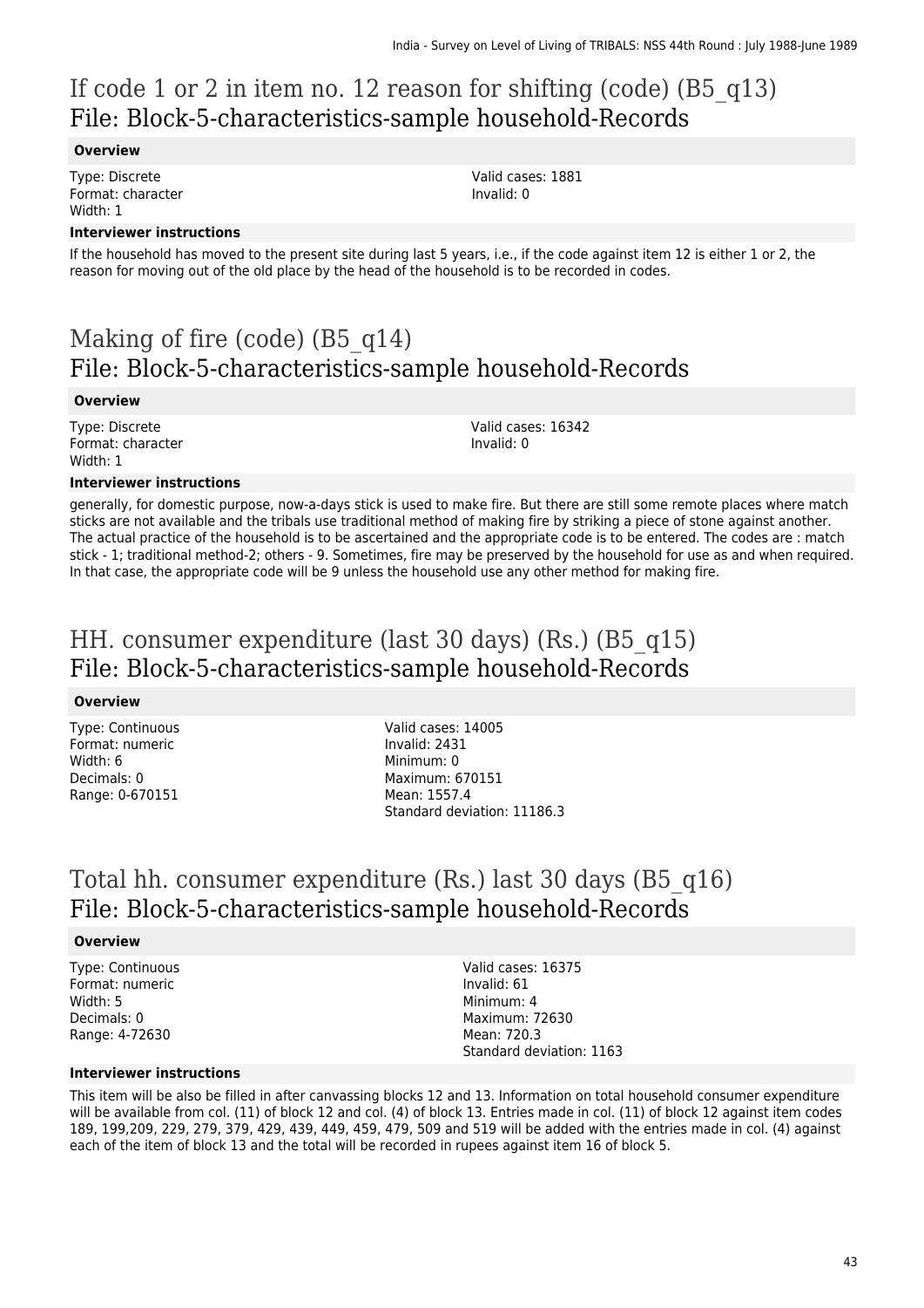# If code 1 or 2 in item no. 12 reason for shifting (code) (B5_q13)
## File: Block-5-characteristics-sample household-Records

### Overview

Type: Discrete
Format: character
Width: 1

Valid cases: 1881
Invalid: 0

### Interviewer instructions

If the household has moved to the present site during last 5 years, i.e., if the code against item 12 is either 1 or 2, the reason for moving out of the old place by the head of the household is to be recorded in codes.

# Making of fire (code) (B5_q14)
## File: Block-5-characteristics-sample household-Records

### Overview

Type: Discrete
Format: character
Width: 1

Valid cases: 16342
Invalid: 0

### Interviewer instructions

generally, for domestic purpose, now-a-days stick is used to make fire. But there are still some remote places where match sticks are not available and the tribals use traditional method of making fire by striking a piece of stone against another. The actual practice of the household is to be ascertained and the appropriate code is to be entered. The codes are : match stick - 1; traditional method-2; others - 9. Sometimes, fire may be preserved by the household for use as and when required. In that case, the appropriate code will be 9 unless the household use any other method for making fire.

# HH. consumer expenditure (last 30 days) (Rs.) (B5_q15)
## File: Block-5-characteristics-sample household-Records

### Overview

Type: Continuous
Format: numeric
Width: 6
Decimals: 0
Range: 0-670151

Valid cases: 14005
Invalid: 2431
Minimum: 0
Maximum: 670151
Mean: 1557.4
Standard deviation: 11186.3

# Total hh. consumer expenditure (Rs.) last 30 days (B5_q16)
## File: Block-5-characteristics-sample household-Records

### Overview

Type: Continuous
Format: numeric
Width: 5
Decimals: 0
Range: 4-72630

Valid cases: 16375
Invalid: 61
Minimum: 4
Maximum: 72630
Mean: 720.3
Standard deviation: 1163

### Interviewer instructions

This item will be also be filled in after canvassing blocks 12 and 13. Information on total household consumer expenditure will be available from col. (11) of block 12 and col. (4) of block 13. Entries made in col. (11) of block 12 against item codes 189, 199,209, 229, 279, 379, 429, 439, 449, 459, 479, 509 and 519 will be added with the entries made in col. (4) against each of the item of block 13 and the total will be recorded in rupees against item 16 of block 5.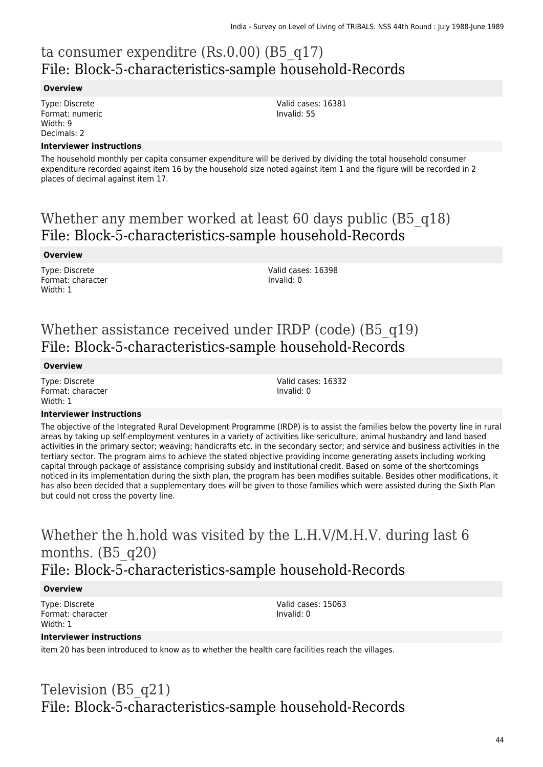## ta consumer expenditre (Rs.0.00) (B5_q17)
## File: Block-5-characteristics-sample household-Records

**Overview**

Type: Discrete
Format: numeric
Width: 9
Decimals: 2

Valid cases: 16381
Invalid: 55

**Interviewer instructions**

The household monthly per capita consumer expenditure will be derived by dividing the total household consumer expenditure recorded against item 16 by the household size noted against item 1 and the figure will be recorded in 2 places of decimal against item 17.

## Whether any member worked at least 60 days public (B5_q18)
## File: Block-5-characteristics-sample household-Records

**Overview**

Type: Discrete
Format: character
Width: 1

Valid cases: 16398
Invalid: 0

## Whether assistance received under IRDP (code) (B5_q19)
## File: Block-5-characteristics-sample household-Records

**Overview**

Type: Discrete
Format: character
Width: 1

Valid cases: 16332
Invalid: 0

**Interviewer instructions**

The objective of the Integrated Rural Development Programme (IRDP) is to assist the families below the poverty line in rural areas by taking up self-employment ventures in a variety of activities like sericulture, animal husbandry and land based activities in the primary sector; weaving; handicrafts etc. in the secondary sector; and service and business activities in the tertiary sector. The program aims to achieve the stated objective providing income generating assets including working capital through package of assistance comprising subsidy and institutional credit. Based on some of the shortcomings noticed in its implementation during the sixth plan, the program has been modifies suitable. Besides other modifications, it has also been decided that a supplementary does will be given to those families which were assisted during the Sixth Plan but could not cross the poverty line.

## Whether the h.hold was visited by the L.H.V/M.H.V. during last 6 months. (B5_q20)
## File: Block-5-characteristics-sample household-Records

**Overview**

Type: Discrete
Format: character
Width: 1

Valid cases: 15063
Invalid: 0

**Interviewer instructions**

item 20 has been introduced to know as to whether the health care facilities reach the villages.

## Television (B5_q21)
## File: Block-5-characteristics-sample household-Records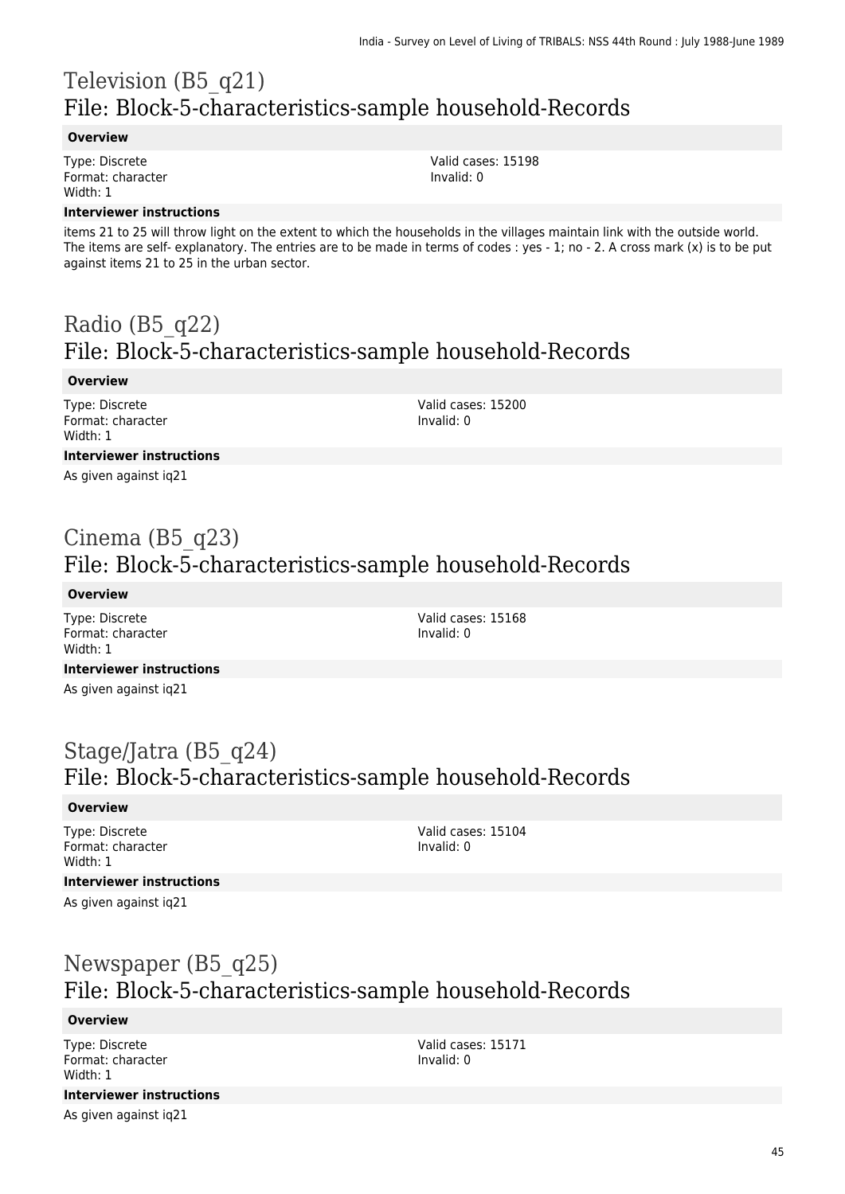# Television (B5_q21)
## File: Block-5-characteristics-sample household-Records

**Overview**

Type: Discrete
Format: character
Width: 1

Valid cases: 15198
Invalid: 0

**Interviewer instructions**

items 21 to 25 will throw light on the extent to which the households in the villages maintain link with the outside world. The items are self- explanatory. The entries are to be made in terms of codes : yes - 1; no - 2. A cross mark (x) is to be put against items 21 to 25 in the urban sector.

# Radio (B5_q22)
## File: Block-5-characteristics-sample household-Records

**Overview**

Type: Discrete
Format: character
Width: 1

Valid cases: 15200
Invalid: 0

**Interviewer instructions**

As given against iq21

# Cinema (B5_q23)
## File: Block-5-characteristics-sample household-Records

**Overview**

Type: Discrete
Format: character
Width: 1

Valid cases: 15168
Invalid: 0

**Interviewer instructions**

As given against iq21

# Stage/Jatra (B5_q24)
## File: Block-5-characteristics-sample household-Records

**Overview**

Type: Discrete
Format: character
Width: 1

Valid cases: 15104
Invalid: 0

**Interviewer instructions**

As given against iq21

# Newspaper (B5_q25)
## File: Block-5-characteristics-sample household-Records

**Overview**

Type: Discrete
Format: character
Width: 1

Valid cases: 15171
Invalid: 0

**Interviewer instructions**

As given against iq21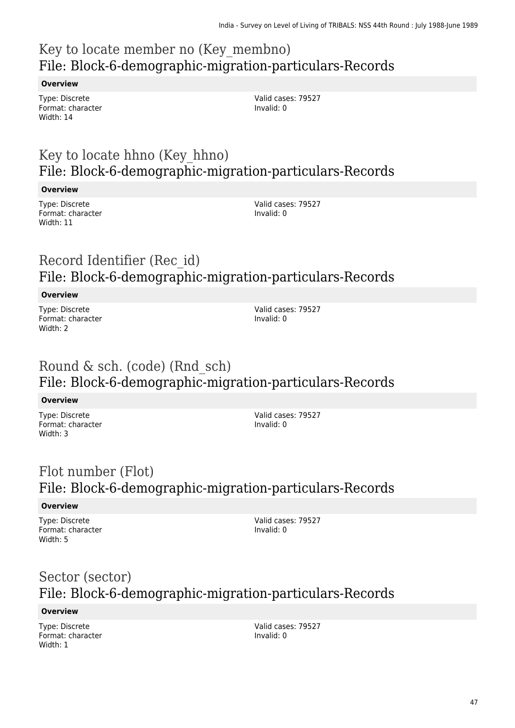## Key to locate member no (Key_membno)
## File: Block-6-demographic-migration-particulars-Records

**Overview**

Type: Discrete
Format: character
Width: 14

Valid cases: 79527
Invalid: 0

## Key to locate hhno (Key_hhno)
## File: Block-6-demographic-migration-particulars-Records

**Overview**

Type: Discrete
Format: character
Width: 11

Valid cases: 79527
Invalid: 0

## Record Identifier (Rec_id)
## File: Block-6-demographic-migration-particulars-Records

**Overview**

Type: Discrete
Format: character
Width: 2

Valid cases: 79527
Invalid: 0

## Round & sch. (code) (Rnd_sch)
## File: Block-6-demographic-migration-particulars-Records

**Overview**

Type: Discrete
Format: character
Width: 3

Valid cases: 79527
Invalid: 0

## Flot number (Flot)
## File: Block-6-demographic-migration-particulars-Records

**Overview**

Type: Discrete
Format: character
Width: 5

Valid cases: 79527
Invalid: 0

## Sector (sector)
## File: Block-6-demographic-migration-particulars-Records

**Overview**

Type: Discrete
Format: character
Width: 1

Valid cases: 79527
Invalid: 0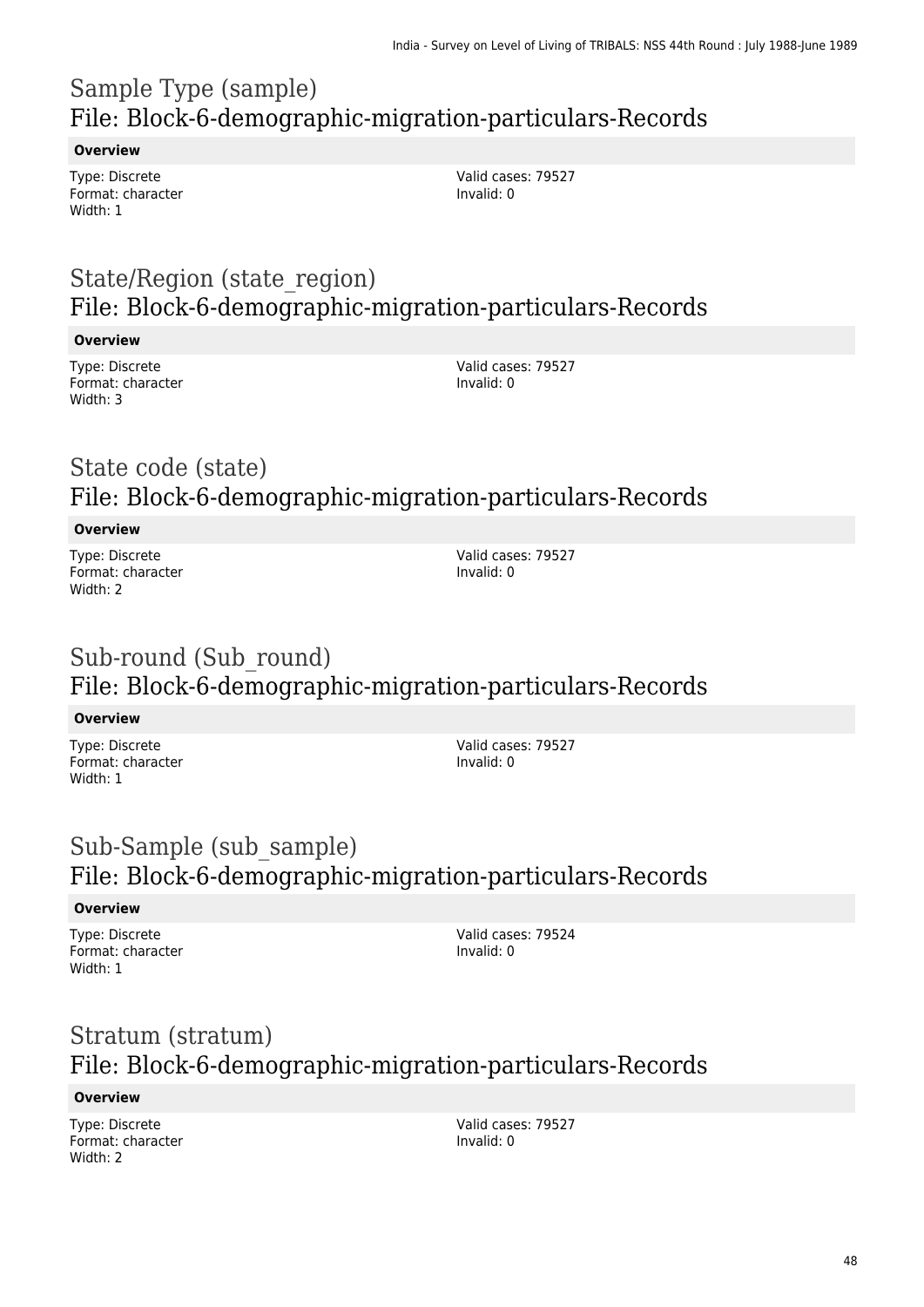## Sample Type (sample)
## File: Block-6-demographic-migration-particulars-Records

**Overview**

Type: Discrete
Format: character
Width: 1

Valid cases: 79527
Invalid: 0

## State/Region (state_region)
## File: Block-6-demographic-migration-particulars-Records

**Overview**

Type: Discrete
Format: character
Width: 3

Valid cases: 79527
Invalid: 0

## State code (state)
## File: Block-6-demographic-migration-particulars-Records

**Overview**

Type: Discrete
Format: character
Width: 2

Valid cases: 79527
Invalid: 0

## Sub-round (Sub_round)
## File: Block-6-demographic-migration-particulars-Records

**Overview**

Type: Discrete
Format: character
Width: 1

Valid cases: 79527
Invalid: 0

## Sub-Sample (sub_sample)
## File: Block-6-demographic-migration-particulars-Records

**Overview**

Type: Discrete
Format: character
Width: 1

Valid cases: 79524
Invalid: 0

## Stratum (stratum)
## File: Block-6-demographic-migration-particulars-Records

**Overview**

Type: Discrete
Format: character
Width: 2

Valid cases: 79527
Invalid: 0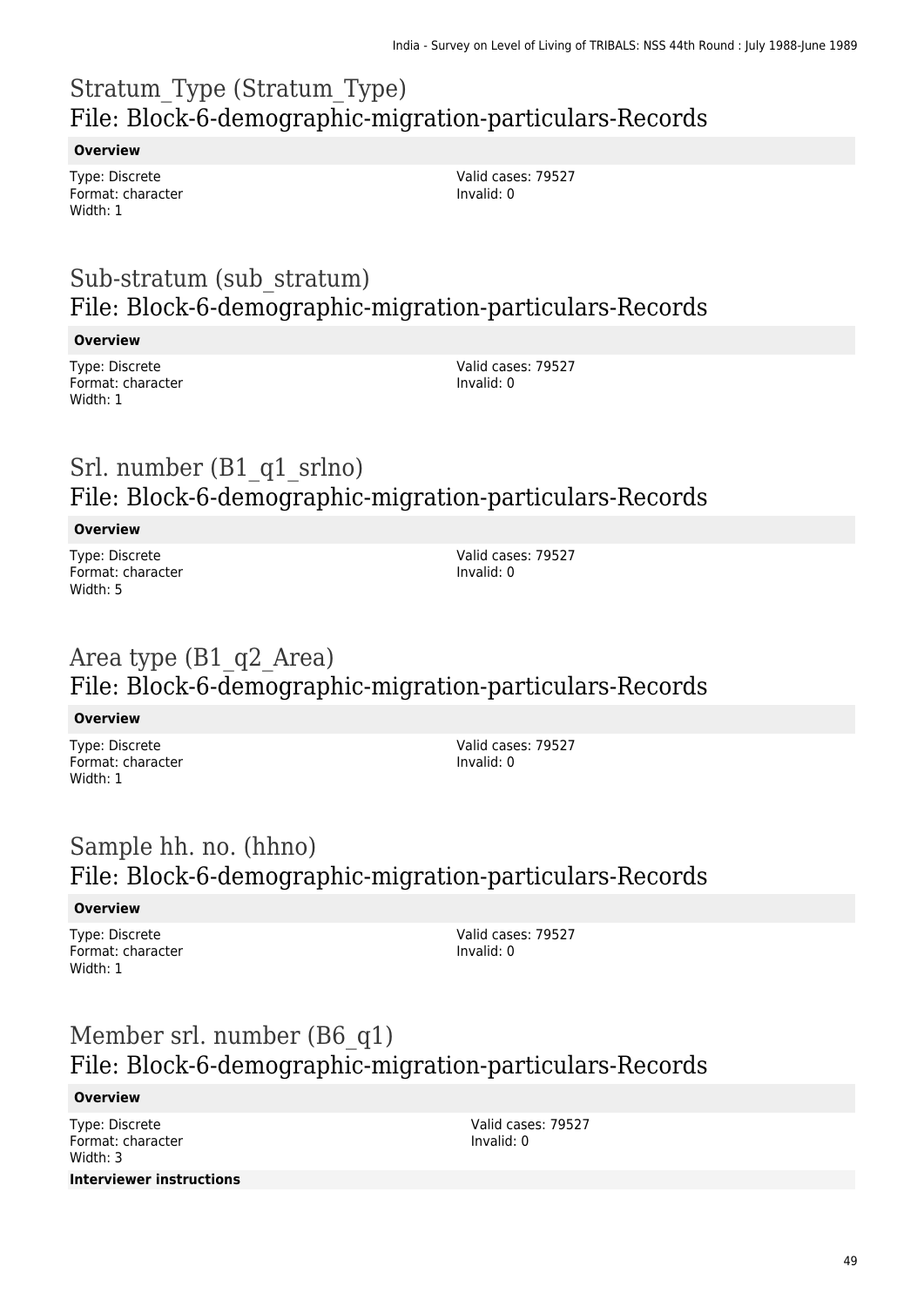# Stratum_Type (Stratum_Type)
## File: Block-6-demographic-migration-particulars-Records

**Overview**

Type: Discrete
Format: character
Width: 1

Valid cases: 79527
Invalid: 0

# Sub-stratum (sub_stratum)
## File: Block-6-demographic-migration-particulars-Records

**Overview**

Type: Discrete
Format: character
Width: 1

Valid cases: 79527
Invalid: 0

# Srl. number (B1_q1_srlno)
## File: Block-6-demographic-migration-particulars-Records

**Overview**

Type: Discrete
Format: character
Width: 5

Valid cases: 79527
Invalid: 0

# Area type (B1_q2_Area)
## File: Block-6-demographic-migration-particulars-Records

**Overview**

Type: Discrete
Format: character
Width: 1

Valid cases: 79527
Invalid: 0

# Sample hh. no. (hhno)
## File: Block-6-demographic-migration-particulars-Records

**Overview**

Type: Discrete
Format: character
Width: 1

Valid cases: 79527
Invalid: 0

# Member srl. number (B6_q1)
## File: Block-6-demographic-migration-particulars-Records

**Overview**

Type: Discrete
Format: character
Width: 3

Valid cases: 79527
Invalid: 0

**Interviewer instructions**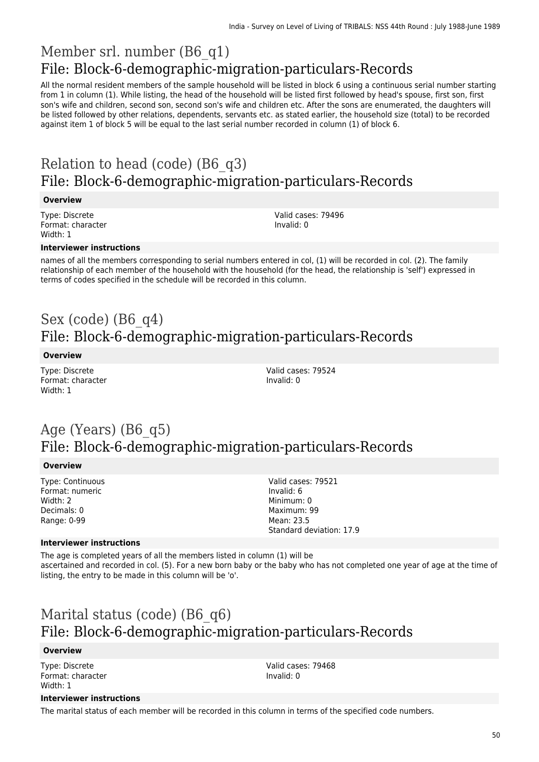# Member srl. number (B6_q1)
## File: Block-6-demographic-migration-particulars-Records

All the normal resident members of the sample household will be listed in block 6 using a continuous serial number starting from 1 in column (1). While listing, the head of the household will be listed first followed by head's spouse, first son, first son's wife and children, second son, second son's wife and children etc. After the sons are enumerated, the daughters will be listed followed by other relations, dependents, servants etc. as stated earlier, the household size (total) to be recorded against item 1 of block 5 will be equal to the last serial number recorded in column (1) of block 6.

# Relation to head (code) (B6_q3)
## File: Block-6-demographic-migration-particulars-Records

**Overview**

Type: Discrete
Format: character
Width: 1

Valid cases: 79496
Invalid: 0

**Interviewer instructions**

names of all the members corresponding to serial numbers entered in col, (1) will be recorded in col. (2). The family relationship of each member of the household with the household (for the head, the relationship is 'self') expressed in terms of codes specified in the schedule will be recorded in this column.

# Sex (code) (B6_q4)
## File: Block-6-demographic-migration-particulars-Records

**Overview**

Type: Discrete
Format: character
Width: 1

Valid cases: 79524
Invalid: 0

# Age (Years) (B6_q5)
## File: Block-6-demographic-migration-particulars-Records

**Overview**

Type: Continuous
Format: numeric
Width: 2
Decimals: 0
Range: 0-99

Valid cases: 79521
Invalid: 6
Minimum: 0
Maximum: 99
Mean: 23.5
Standard deviation: 17.9

**Interviewer instructions**

The age is completed years of all the members listed in column (1) will be
ascertained and recorded in col. (5). For a new born baby or the baby who has not completed one year of age at the time of listing, the entry to be made in this column will be 'o'.

# Marital status (code) (B6_q6)
## File: Block-6-demographic-migration-particulars-Records

**Overview**

Type: Discrete
Format: character
Width: 1

Valid cases: 79468
Invalid: 0

**Interviewer instructions**

The marital status of each member will be recorded in this column in terms of the specified code numbers.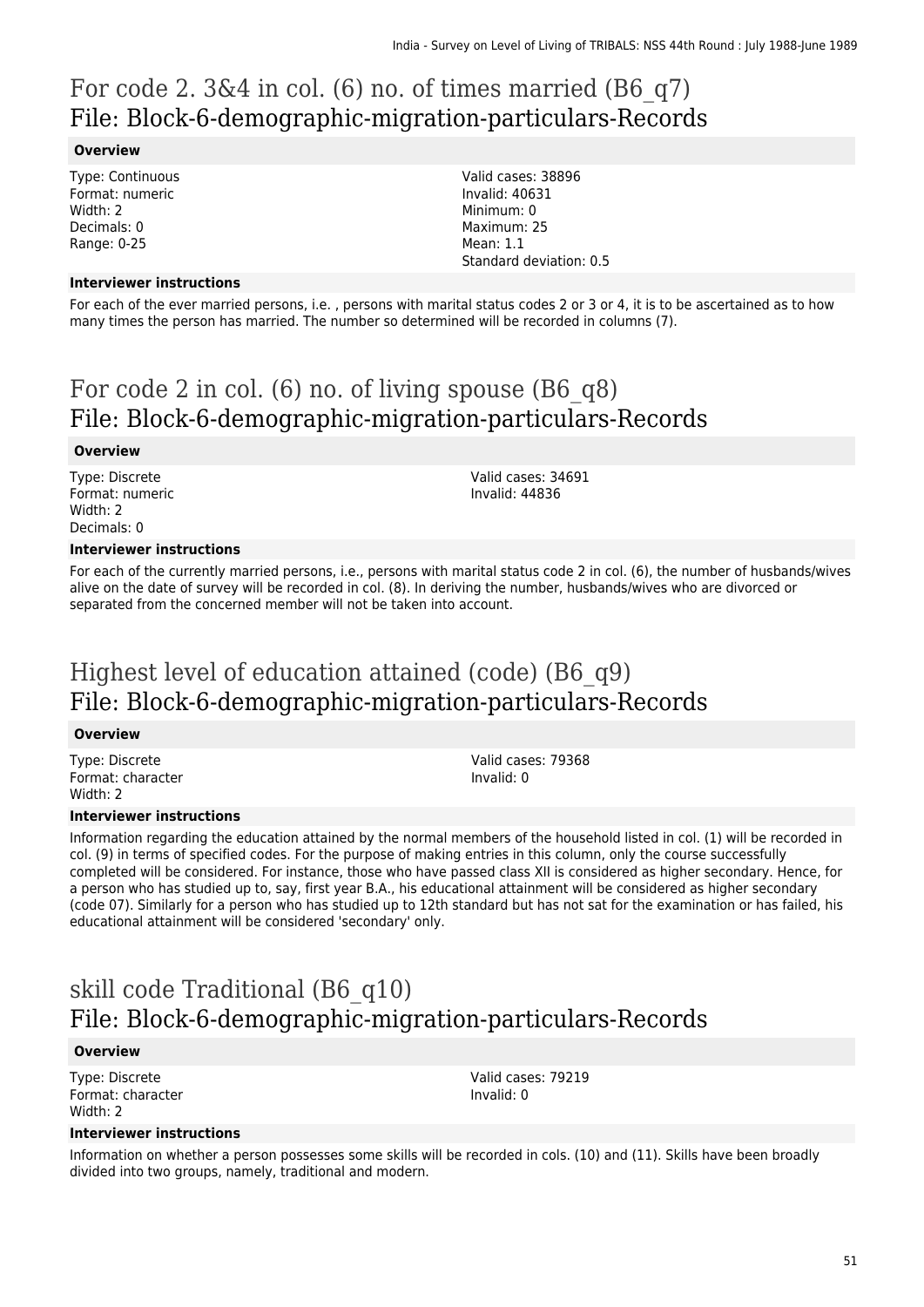# For code 2. 3&4 in col. (6) no. of times married (B6_q7)
## File: Block-6-demographic-migration-particulars-Records

### Overview

Type: Continuous
Format: numeric
Width: 2
Decimals: 0
Range: 0-25

Valid cases: 38896
Invalid: 40631
Minimum: 0
Maximum: 25
Mean: 1.1
Standard deviation: 0.5

### Interviewer instructions

For each of the ever married persons, i.e. , persons with marital status codes 2 or 3 or 4, it is to be ascertained as to how many times the person has married. The number so determined will be recorded in columns (7).

# For code 2 in col. (6) no. of living spouse (B6_q8)
## File: Block-6-demographic-migration-particulars-Records

### Overview

Type: Discrete
Format: numeric
Width: 2
Decimals: 0

Valid cases: 34691
Invalid: 44836

### Interviewer instructions

For each of the currently married persons, i.e., persons with marital status code 2 in col. (6), the number of husbands/wives alive on the date of survey will be recorded in col. (8). In deriving the number, husbands/wives who are divorced or separated from the concerned member will not be taken into account.

# Highest level of education attained (code) (B6_q9)
## File: Block-6-demographic-migration-particulars-Records

### Overview

Type: Discrete
Format: character
Width: 2

Valid cases: 79368
Invalid: 0

### Interviewer instructions

Information regarding the education attained by the normal members of the household listed in col. (1) will be recorded in col. (9) in terms of specified codes. For the purpose of making entries in this column, only the course successfully completed will be considered. For instance, those who have passed class XII is considered as higher secondary. Hence, for a person who has studied up to, say, first year B.A., his educational attainment will be considered as higher secondary (code 07). Similarly for a person who has studied up to 12th standard but has not sat for the examination or has failed, his educational attainment will be considered 'secondary' only.

# skill code Traditional (B6_q10)
## File: Block-6-demographic-migration-particulars-Records

### Overview

Type: Discrete
Format: character
Width: 2

Valid cases: 79219
Invalid: 0

### Interviewer instructions

Information on whether a person possesses some skills will be recorded in cols. (10) and (11). Skills have been broadly divided into two groups, namely, traditional and modern.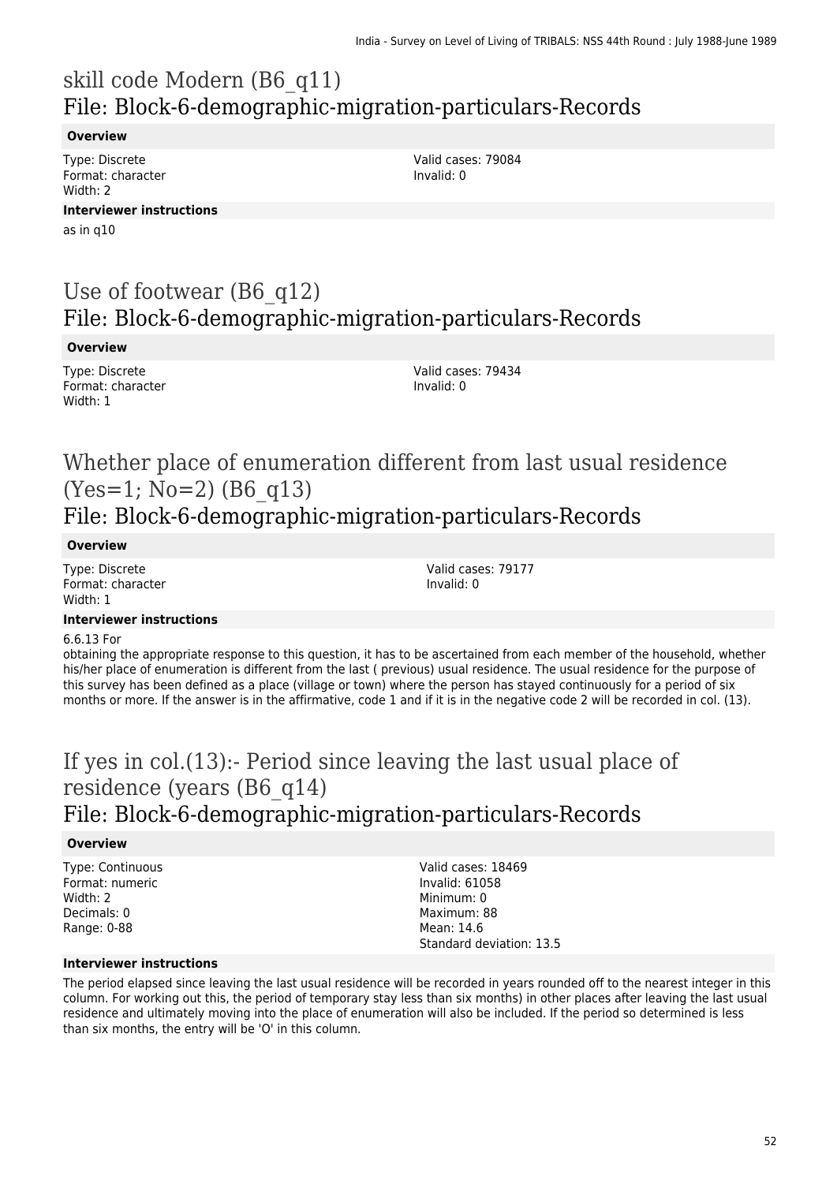# skill code Modern (B6_q11)
## File: Block-6-demographic-migration-particulars-Records

**Overview**

Type: Discrete
Format: character
Width: 2

Valid cases: 79084
Invalid: 0

**Interviewer instructions**

as in q10

# Use of footwear (B6_q12)
## File: Block-6-demographic-migration-particulars-Records

**Overview**

Type: Discrete
Format: character
Width: 1

Valid cases: 79434
Invalid: 0

# Whether place of enumeration different from last usual residence (Yes=1; No=2) (B6_q13)
## File: Block-6-demographic-migration-particulars-Records

**Overview**

Type: Discrete
Format: character
Width: 1

Valid cases: 79177
Invalid: 0

**Interviewer instructions**

6.6.13 For
obtaining the appropriate response to this question, it has to be ascertained from each member of the household, whether his/her place of enumeration is different from the last ( previous) usual residence. The usual residence for the purpose of this survey has been defined as a place (village or town) where the person has stayed continuously for a period of six months or more. If the answer is in the affirmative, code 1 and if it is in the negative code 2 will be recorded in col. (13).

# If yes in col.(13):- Period since leaving the last usual place of residence (years (B6_q14)
## File: Block-6-demographic-migration-particulars-Records

**Overview**

Type: Continuous
Format: numeric
Width: 2
Decimals: 0
Range: 0-88

Valid cases: 18469
Invalid: 61058
Minimum: 0
Maximum: 88
Mean: 14.6
Standard deviation: 13.5

**Interviewer instructions**

The period elapsed since leaving the last usual residence will be recorded in years rounded off to the nearest integer in this column. For working out this, the period of temporary stay less than six months) in other places after leaving the last usual residence and ultimately moving into the place of enumeration will also be included. If the period so determined is less than six months, the entry will be 'O' in this column.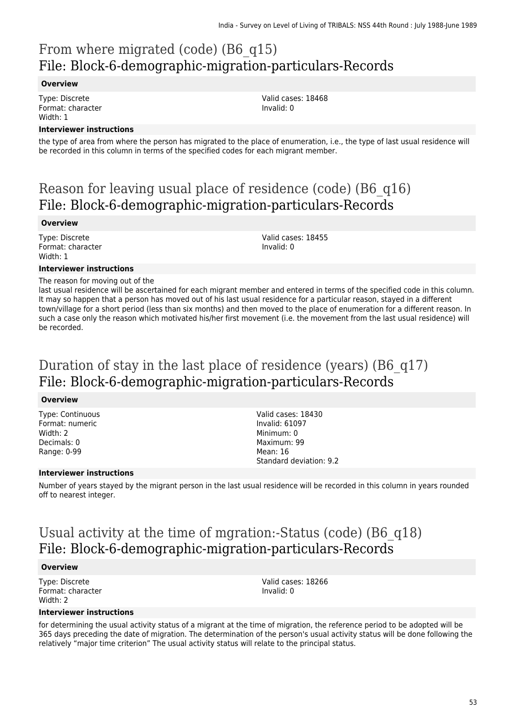# From where migrated (code) (B6_q15)
## File: Block-6-demographic-migration-particulars-Records

**Overview**

Type: Discrete
Format: character
Width: 1

Valid cases: 18468
Invalid: 0

**Interviewer instructions**

the type of area from where the person has migrated to the place of enumeration, i.e., the type of last usual residence will be recorded in this column in terms of the specified codes for each migrant member.

# Reason for leaving usual place of residence (code) (B6_q16)
## File: Block-6-demographic-migration-particulars-Records

**Overview**

Type: Discrete
Format: character
Width: 1

Valid cases: 18455
Invalid: 0

**Interviewer instructions**

The reason for moving out of the
last usual residence will be ascertained for each migrant member and entered in terms of the specified code in this column. It may so happen that a person has moved out of his last usual residence for a particular reason, stayed in a different town/village for a short period (less than six months) and then moved to the place of enumeration for a different reason. In such a case only the reason which motivated his/her first movement (i.e. the movement from the last usual residence) will be recorded.

# Duration of stay in the last place of residence (years) (B6_q17)
## File: Block-6-demographic-migration-particulars-Records

**Overview**

Type: Continuous
Format: numeric
Width: 2
Decimals: 0
Range: 0-99

Valid cases: 18430
Invalid: 61097
Minimum: 0
Maximum: 99
Mean: 16
Standard deviation: 9.2

**Interviewer instructions**

Number of years stayed by the migrant person in the last usual residence will be recorded in this column in years rounded off to nearest integer.

# Usual activity at the time of mgration:-Status (code) (B6_q18)
## File: Block-6-demographic-migration-particulars-Records

**Overview**

Type: Discrete
Format: character
Width: 2

Valid cases: 18266
Invalid: 0

**Interviewer instructions**

for determining the usual activity status of a migrant at the time of migration, the reference period to be adopted will be 365 days preceding the date of migration. The determination of the person's usual activity status will be done following the relatively "major time criterion" The usual activity status will relate to the principal status.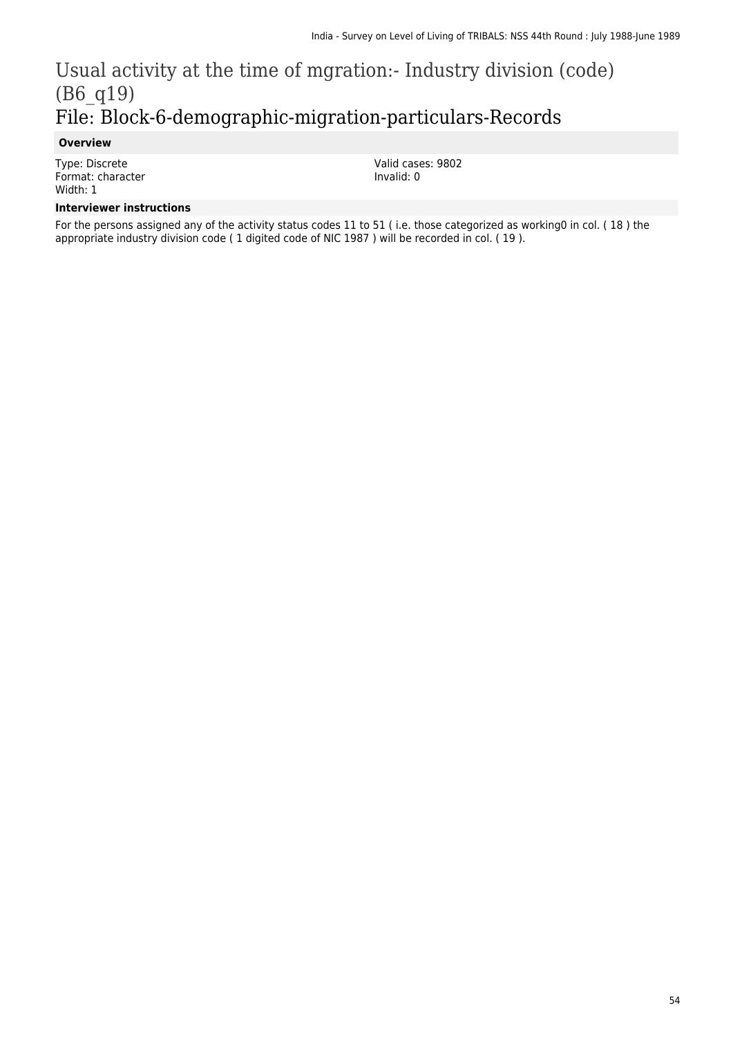# Usual activity at the time of mgration:- Industry division (code) (B6_q19)

## File: Block-6-demographic-migration-particulars-Records

### Overview

Type: Discrete
Format: character
Width: 1

Valid cases: 9802
Invalid: 0

### Interviewer instructions

For the persons assigned any of the activity status codes 11 to 51 ( i.e. those categorized as working0 in col. ( 18 ) the appropriate industry division code ( 1 digited code of NIC 1987 ) will be recorded in col. ( 19 ).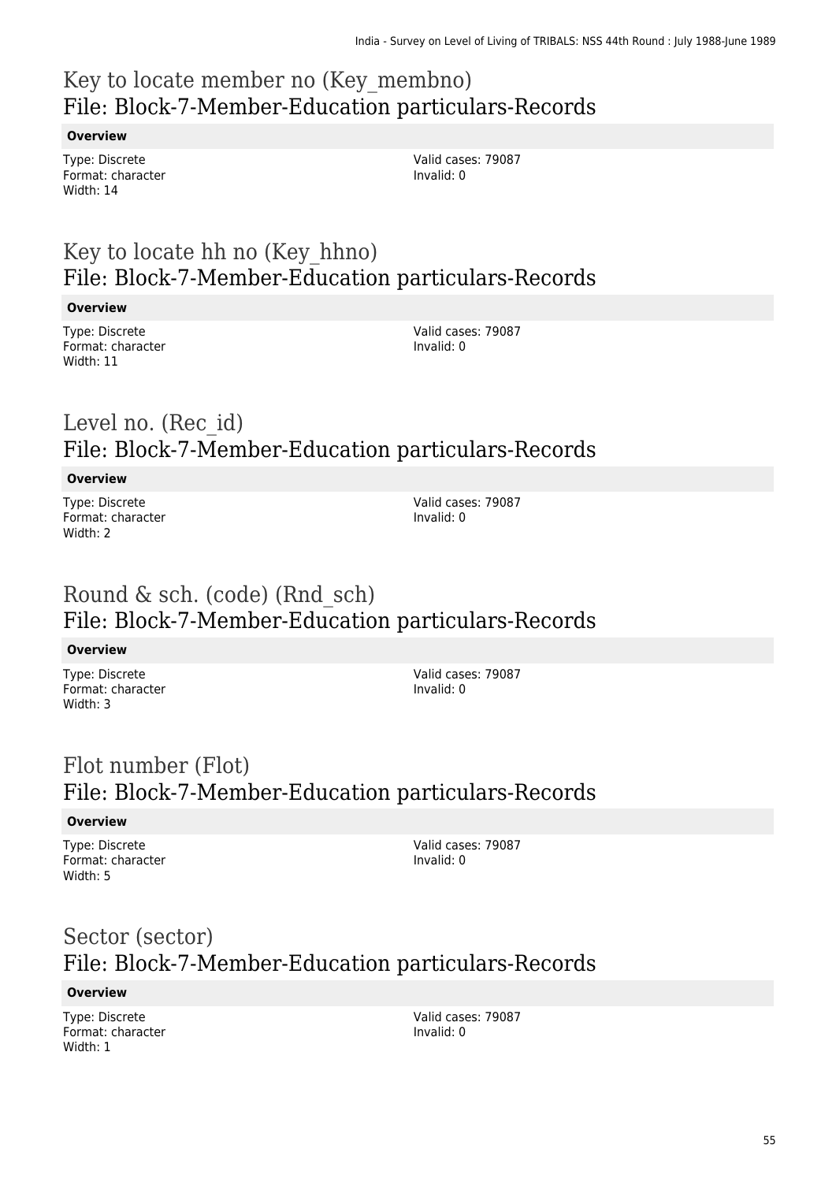## Key to locate member no (Key_membno)
File: Block-7-Member-Education particulars-Records

**Overview**

Type: Discrete
Format: character
Width: 14

Valid cases: 79087
Invalid: 0

## Key to locate hh no (Key_hhno)
File: Block-7-Member-Education particulars-Records

**Overview**

Type: Discrete
Format: character
Width: 11

Valid cases: 79087
Invalid: 0

## Level no. (Rec_id)
File: Block-7-Member-Education particulars-Records

**Overview**

Type: Discrete
Format: character
Width: 2

Valid cases: 79087
Invalid: 0

## Round & sch. (code) (Rnd_sch)
File: Block-7-Member-Education particulars-Records

**Overview**

Type: Discrete
Format: character
Width: 3

Valid cases: 79087
Invalid: 0

## Flot number (Flot)
File: Block-7-Member-Education particulars-Records

**Overview**

Type: Discrete
Format: character
Width: 5

Valid cases: 79087
Invalid: 0

## Sector (sector)
File: Block-7-Member-Education particulars-Records

**Overview**

Type: Discrete
Format: character
Width: 1

Valid cases: 79087
Invalid: 0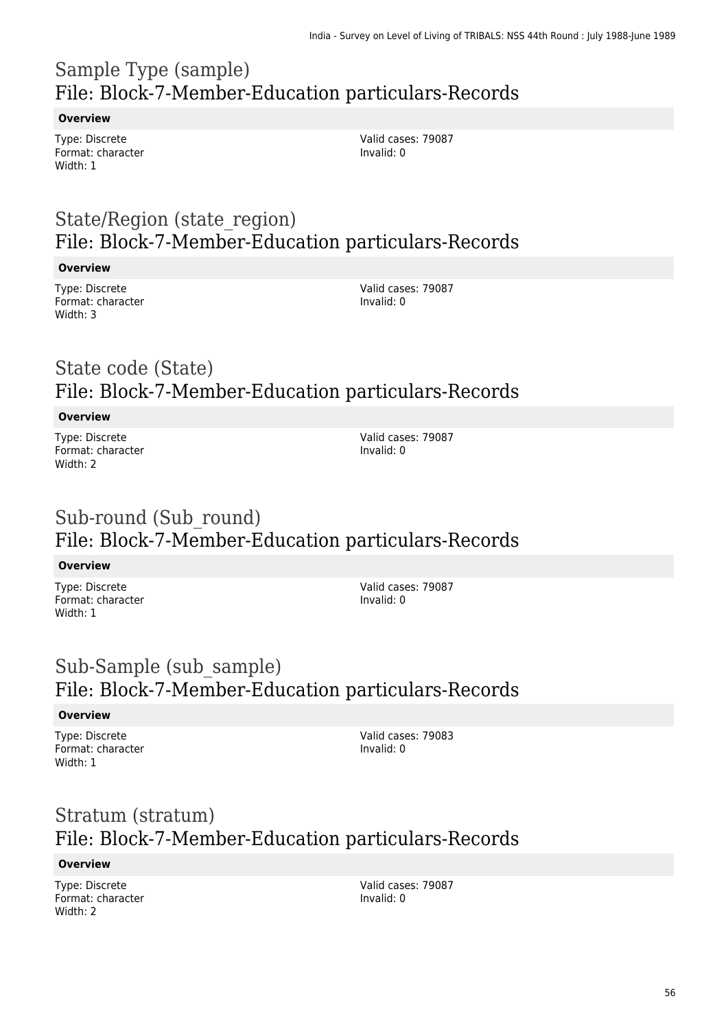## Sample Type (sample)
## File: Block-7-Member-Education particulars-Records

**Overview**

Type: Discrete
Format: character
Width: 1

Valid cases: 79087
Invalid: 0

## State/Region (state_region)
## File: Block-7-Member-Education particulars-Records

**Overview**

Type: Discrete
Format: character
Width: 3

Valid cases: 79087
Invalid: 0

## State code (State)
## File: Block-7-Member-Education particulars-Records

**Overview**

Type: Discrete
Format: character
Width: 2

Valid cases: 79087
Invalid: 0

## Sub-round (Sub_round)
## File: Block-7-Member-Education particulars-Records

**Overview**

Type: Discrete
Format: character
Width: 1

Valid cases: 79087
Invalid: 0

## Sub-Sample (sub_sample)
## File: Block-7-Member-Education particulars-Records

**Overview**

Type: Discrete
Format: character
Width: 1

Valid cases: 79083
Invalid: 0

## Stratum (stratum)
## File: Block-7-Member-Education particulars-Records

**Overview**

Type: Discrete
Format: character
Width: 2

Valid cases: 79087
Invalid: 0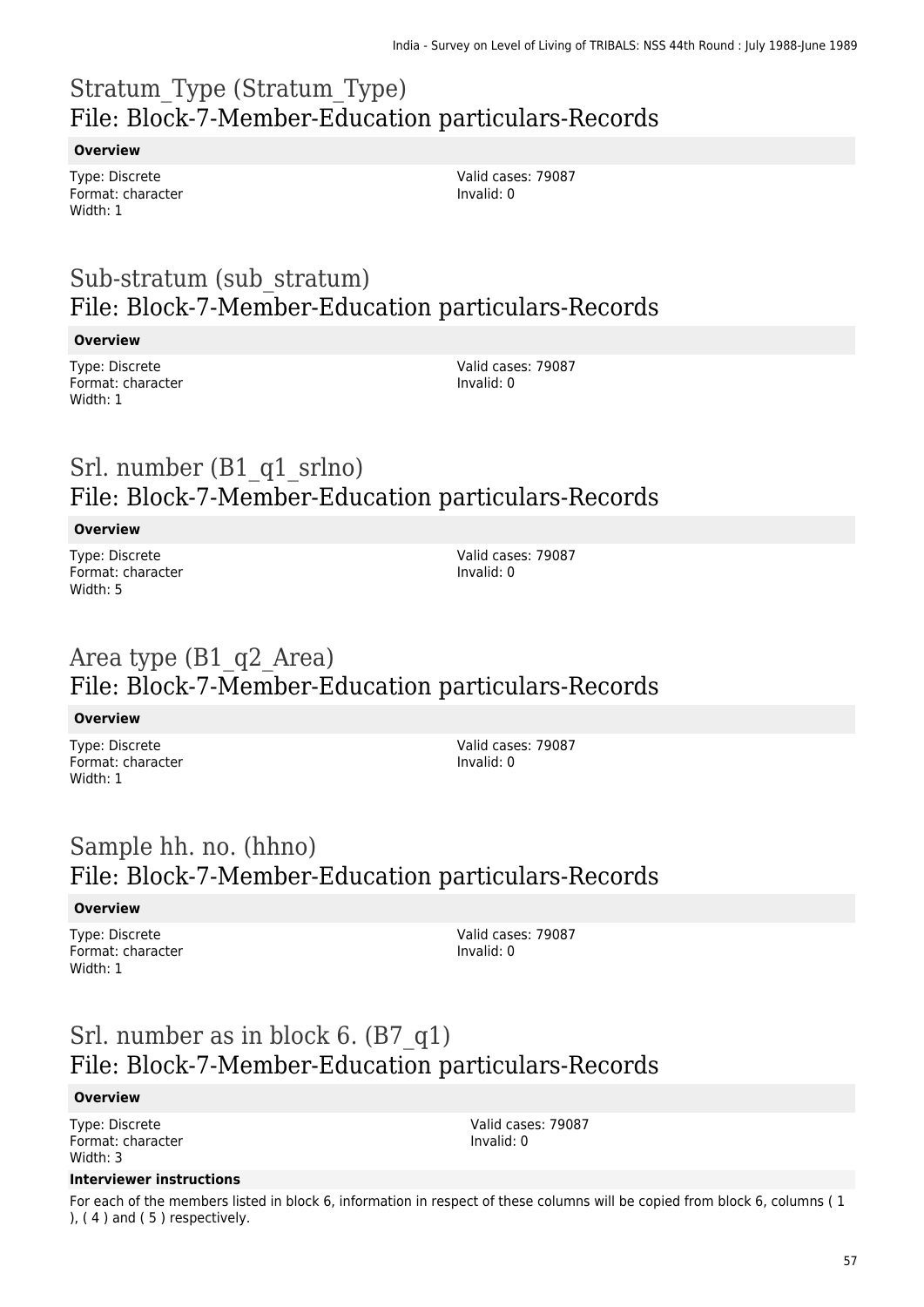# Stratum_Type (Stratum_Type)
## File: Block-7-Member-Education particulars-Records

**Overview**

Type: Discrete
Format: character
Width: 1

Valid cases: 79087
Invalid: 0

# Sub-stratum (sub_stratum)
## File: Block-7-Member-Education particulars-Records

**Overview**

Type: Discrete
Format: character
Width: 1

Valid cases: 79087
Invalid: 0

# Srl. number (B1_q1_srlno)
## File: Block-7-Member-Education particulars-Records

**Overview**

Type: Discrete
Format: character
Width: 5

Valid cases: 79087
Invalid: 0

# Area type (B1_q2_Area)
## File: Block-7-Member-Education particulars-Records

**Overview**

Type: Discrete
Format: character
Width: 1

Valid cases: 79087
Invalid: 0

# Sample hh. no. (hhno)
## File: Block-7-Member-Education particulars-Records

**Overview**

Type: Discrete
Format: character
Width: 1

Valid cases: 79087
Invalid: 0

# Srl. number as in block 6. (B7_q1)
## File: Block-7-Member-Education particulars-Records

**Overview**

Type: Discrete
Format: character
Width: 3

Valid cases: 79087
Invalid: 0

**Interviewer instructions**

For each of the members listed in block 6, information in respect of these columns will be copied from block 6, columns ( 1 ), ( 4 ) and ( 5 ) respectively.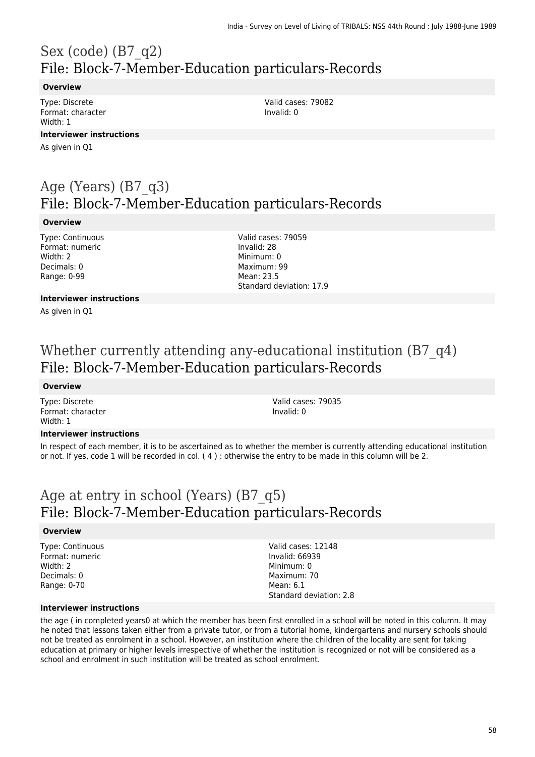# Sex (code) (B7_q2)
## File: Block-7-Member-Education particulars-Records

**Overview**

Type: Discrete
Format: character
Width: 1

Valid cases: 79082
Invalid: 0

**Interviewer instructions**

As given in Q1

# Age (Years) (B7_q3)
## File: Block-7-Member-Education particulars-Records

**Overview**

Type: Continuous
Format: numeric
Width: 2
Decimals: 0
Range: 0-99

Valid cases: 79059
Invalid: 28
Minimum: 0
Maximum: 99
Mean: 23.5
Standard deviation: 17.9

**Interviewer instructions**

As given in Q1

# Whether currently attending any-educational institution (B7_q4)
## File: Block-7-Member-Education particulars-Records

**Overview**

Type: Discrete
Format: character
Width: 1

Valid cases: 79035
Invalid: 0

**Interviewer instructions**

In respect of each member, it is to be ascertained as to whether the member is currently attending educational institution or not. If yes, code 1 will be recorded in col. ( 4 ) : otherwise the entry to be made in this column will be 2.

# Age at entry in school (Years) (B7_q5)
## File: Block-7-Member-Education particulars-Records

**Overview**

Type: Continuous
Format: numeric
Width: 2
Decimals: 0
Range: 0-70

Valid cases: 12148
Invalid: 66939
Minimum: 0
Maximum: 70
Mean: 6.1
Standard deviation: 2.8

**Interviewer instructions**

the age ( in completed years0 at which the member has been first enrolled in a school will be noted in this column. It may he noted that lessons taken either from a private tutor, or from a tutorial home, kindergartens and nursery schools should not be treated as enrolment in a school. However, an institution where the children of the locality are sent for taking education at primary or higher levels irrespective of whether the institution is recognized or not will be considered as a school and enrolment in such institution will be treated as school enrolment.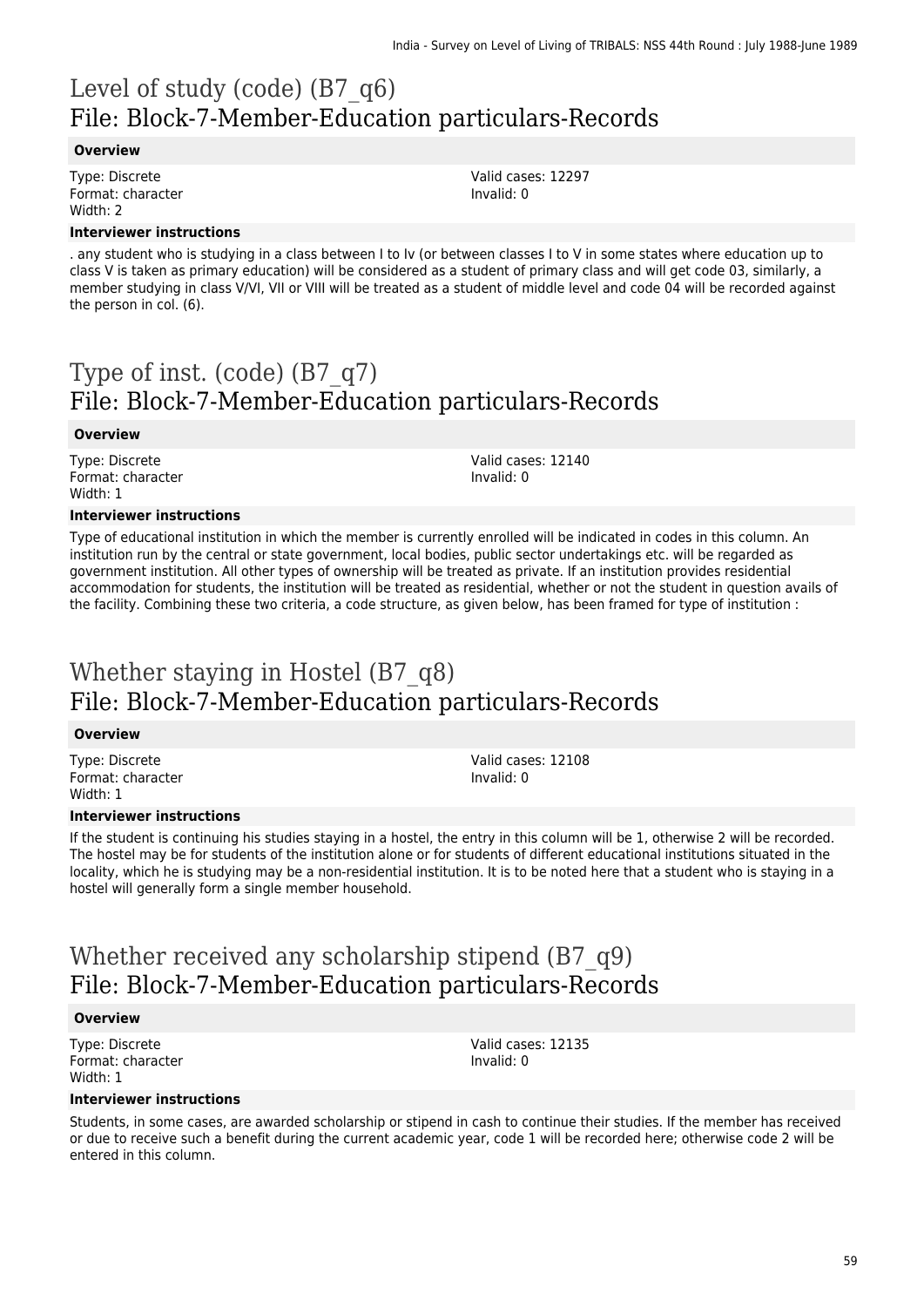# Level of study (code) (B7_q6)
## File: Block-7-Member-Education particulars-Records

### Overview

Type: Discrete
Format: character
Width: 2

Valid cases: 12297
Invalid: 0

### Interviewer instructions

. any student who is studying in a class between I to Iv (or between classes I to V in some states where education up to class V is taken as primary education) will be considered as a student of primary class and will get code 03, similarly, a member studying in class V/VI, VII or VIII will be treated as a student of middle level and code 04 will be recorded against the person in col. (6).

# Type of inst. (code) (B7_q7)
## File: Block-7-Member-Education particulars-Records

### Overview

Type: Discrete
Format: character
Width: 1

Valid cases: 12140
Invalid: 0

### Interviewer instructions

Type of educational institution in which the member is currently enrolled will be indicated in codes in this column. An institution run by the central or state government, local bodies, public sector undertakings etc. will be regarded as government institution. All other types of ownership will be treated as private. If an institution provides residential accommodation for students, the institution will be treated as residential, whether or not the student in question avails of the facility. Combining these two criteria, a code structure, as given below, has been framed for type of institution :

# Whether staying in Hostel (B7_q8)
## File: Block-7-Member-Education particulars-Records

### Overview

Type: Discrete
Format: character
Width: 1

Valid cases: 12108
Invalid: 0

### Interviewer instructions

If the student is continuing his studies staying in a hostel, the entry in this column will be 1, otherwise 2 will be recorded. The hostel may be for students of the institution alone or for students of different educational institutions situated in the locality, which he is studying may be a non-residential institution. It is to be noted here that a student who is staying in a hostel will generally form a single member household.

# Whether received any scholarship stipend (B7_q9)
## File: Block-7-Member-Education particulars-Records

### Overview

Type: Discrete
Format: character
Width: 1

Valid cases: 12135
Invalid: 0

### Interviewer instructions

Students, in some cases, are awarded scholarship or stipend in cash to continue their studies. If the member has received or due to receive such a benefit during the current academic year, code 1 will be recorded here; otherwise code 2 will be entered in this column.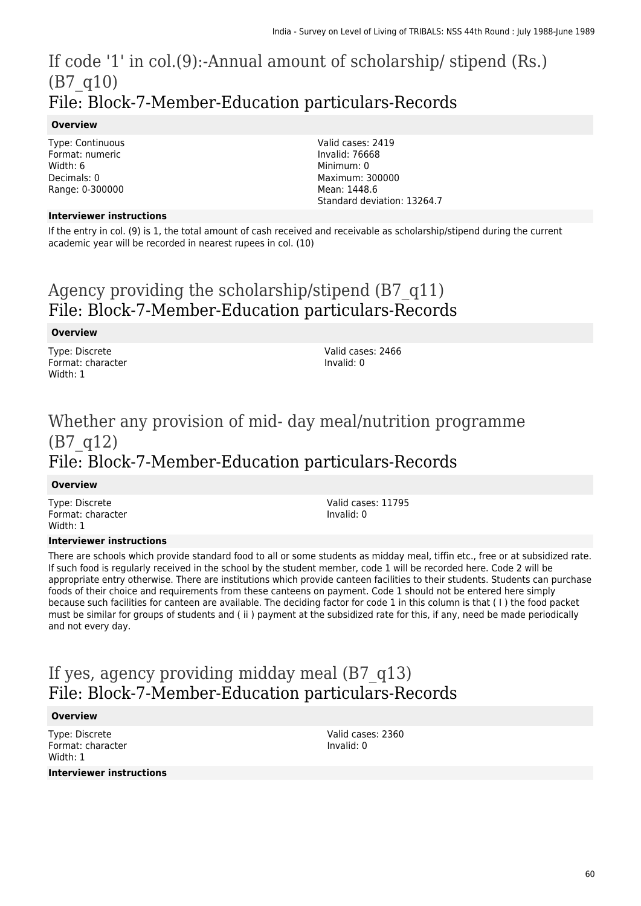## If code '1' in col.(9):-Annual amount of scholarship/ stipend (Rs.) (B7_q10)
## File: Block-7-Member-Education particulars-Records

**Overview**

Type: Continuous
Format: numeric
Width: 6
Decimals: 0
Range: 0-300000

Valid cases: 2419
Invalid: 76668
Minimum: 0
Maximum: 300000
Mean: 1448.6
Standard deviation: 13264.7

**Interviewer instructions**

If the entry in col. (9) is 1, the total amount of cash received and receivable as scholarship/stipend during the current academic year will be recorded in nearest rupees in col. (10)

## Agency providing the scholarship/stipend (B7_q11)
## File: Block-7-Member-Education particulars-Records

**Overview**

Type: Discrete
Format: character
Width: 1

Valid cases: 2466
Invalid: 0

## Whether any provision of mid- day meal/nutrition programme (B7_q12)
## File: Block-7-Member-Education particulars-Records

**Overview**

Type: Discrete
Format: character
Width: 1

Valid cases: 11795
Invalid: 0

**Interviewer instructions**

There are schools which provide standard food to all or some students as midday meal, tiffin etc., free or at subsidized rate. If such food is regularly received in the school by the student member, code 1 will be recorded here. Code 2 will be appropriate entry otherwise. There are institutions which provide canteen facilities to their students. Students can purchase foods of their choice and requirements from these canteens on payment. Code 1 should not be entered here simply because such facilities for canteen are available. The deciding factor for code 1 in this column is that ( I ) the food packet must be similar for groups of students and ( ii ) payment at the subsidized rate for this, if any, need be made periodically and not every day.

## If yes, agency providing midday meal (B7_q13)
## File: Block-7-Member-Education particulars-Records

**Overview**

Type: Discrete
Format: character
Width: 1

Valid cases: 2360
Invalid: 0

**Interviewer instructions**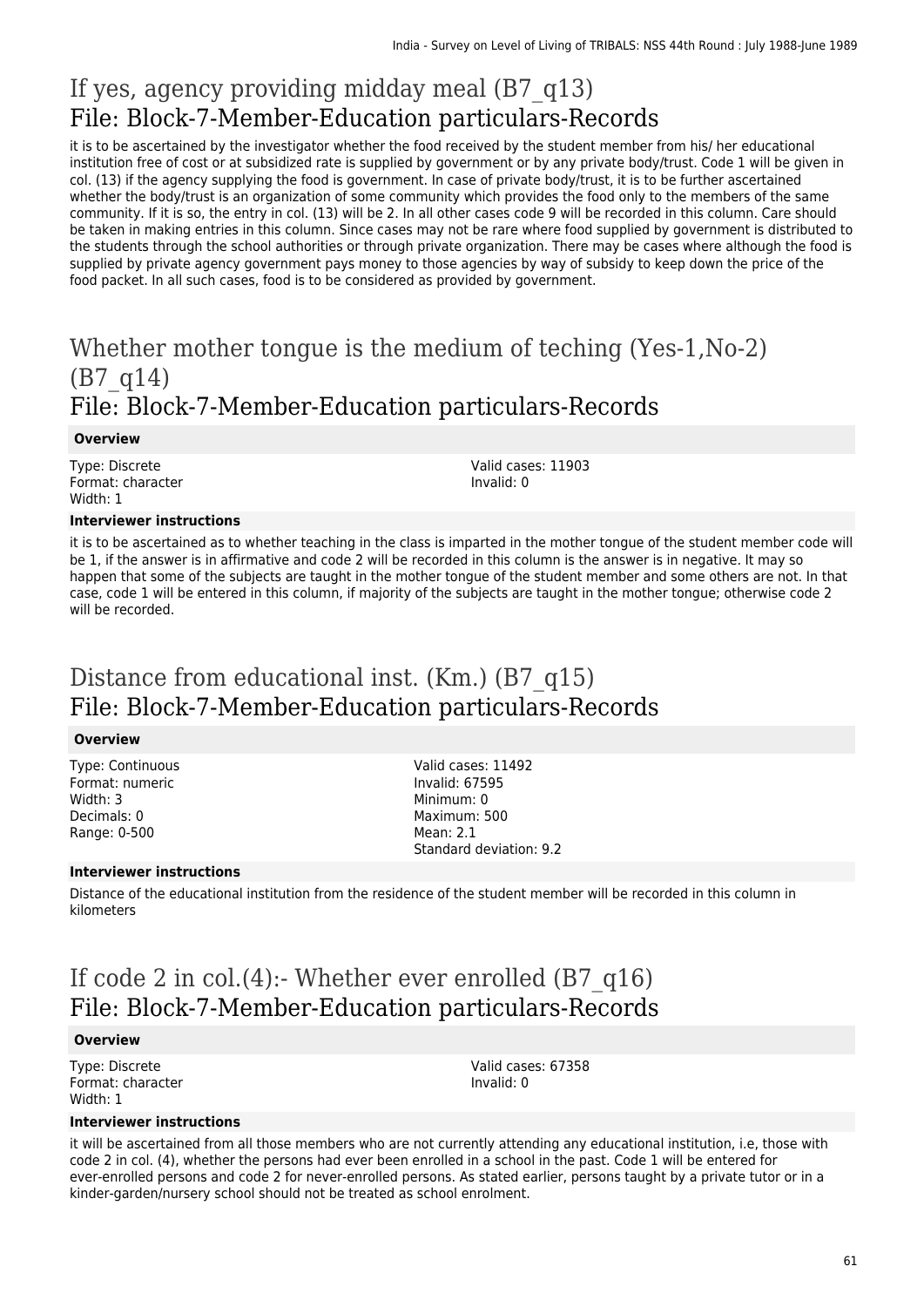# If yes, agency providing midday meal (B7_q13)
## File: Block-7-Member-Education particulars-Records

it is to be ascertained by the investigator whether the food received by the student member from his/ her educational institution free of cost or at subsidized rate is supplied by government or by any private body/trust. Code 1 will be given in col. (13) if the agency supplying the food is government. In case of private body/trust, it is to be further ascertained whether the body/trust is an organization of some community which provides the food only to the members of the same community. If it is so, the entry in col. (13) will be 2. In all other cases code 9 will be recorded in this column. Care should be taken in making entries in this column. Since cases may not be rare where food supplied by government is distributed to the students through the school authorities or through private organization. There may be cases where although the food is supplied by private agency government pays money to those agencies by way of subsidy to keep down the price of the food packet. In all such cases, food is to be considered as provided by government.

# Whether mother tongue is the medium of teching (Yes-1,No-2) (B7_q14)
## File: Block-7-Member-Education particulars-Records

**Overview**

Type: Discrete
Format: character
Width: 1

Valid cases: 11903
Invalid: 0

**Interviewer instructions**

it is to be ascertained as to whether teaching in the class is imparted in the mother tongue of the student member code will be 1, if the answer is in affirmative and code 2 will be recorded in this column is the answer is in negative. It may so happen that some of the subjects are taught in the mother tongue of the student member and some others are not. In that case, code 1 will be entered in this column, if majority of the subjects are taught in the mother tongue; otherwise code 2 will be recorded.

# Distance from educational inst. (Km.) (B7_q15)
## File: Block-7-Member-Education particulars-Records

**Overview**

Type: Continuous
Format: numeric
Width: 3
Decimals: 0
Range: 0-500

Valid cases: 11492
Invalid: 67595
Minimum: 0
Maximum: 500
Mean: 2.1
Standard deviation: 9.2

**Interviewer instructions**

Distance of the educational institution from the residence of the student member will be recorded in this column in kilometers

# If code 2 in col.(4):- Whether ever enrolled (B7_q16)
## File: Block-7-Member-Education particulars-Records

**Overview**

Type: Discrete
Format: character
Width: 1

Valid cases: 67358
Invalid: 0

**Interviewer instructions**

it will be ascertained from all those members who are not currently attending any educational institution, i.e, those with code 2 in col. (4), whether the persons had ever been enrolled in a school in the past. Code 1 will be entered for ever-enrolled persons and code 2 for never-enrolled persons. As stated earlier, persons taught by a private tutor or in a kinder-garden/nursery school should not be treated as school enrolment.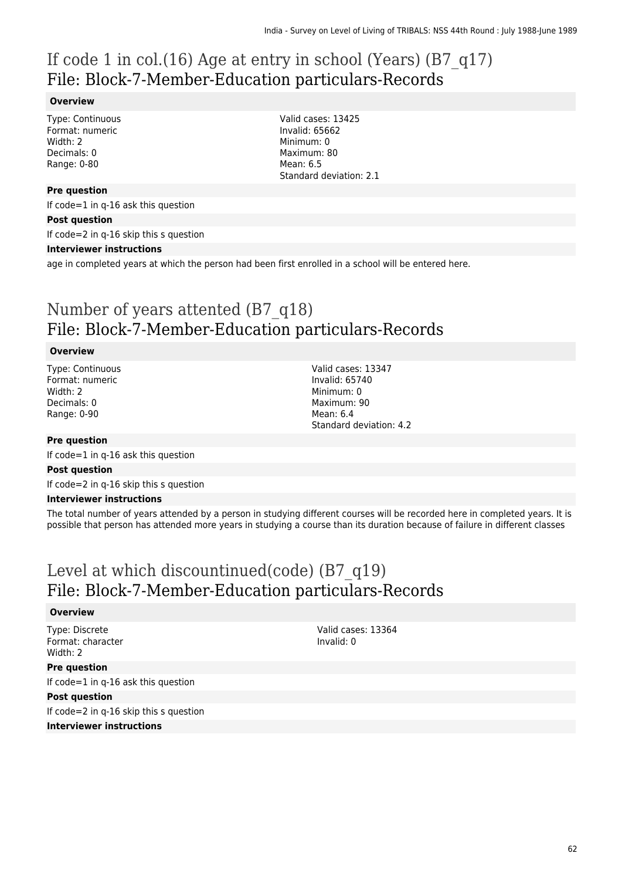# If code 1 in col.(16) Age at entry in school (Years) (B7_q17)
## File: Block-7-Member-Education particulars-Records

### Overview

Type: Continuous
Format: numeric
Width: 2
Decimals: 0
Range: 0-80

Valid cases: 13425
Invalid: 65662
Minimum: 0
Maximum: 80
Mean: 6.5
Standard deviation: 2.1

### Pre question

If code=1 in q-16 ask this question

### Post question

If code=2 in q-16 skip this s question

### Interviewer instructions

age in completed years at which the person had been first enrolled in a school will be entered here.

# Number of years attented (B7_q18)
## File: Block-7-Member-Education particulars-Records

### Overview

Type: Continuous
Format: numeric
Width: 2
Decimals: 0
Range: 0-90

Valid cases: 13347
Invalid: 65740
Minimum: 0
Maximum: 90
Mean: 6.4
Standard deviation: 4.2

### Pre question

If code=1 in q-16 ask this question

### Post question

If code=2 in q-16 skip this s question

### Interviewer instructions

The total number of years attended by a person in studying different courses will be recorded here in completed years. It is possible that person has attended more years in studying a course than its duration because of failure in different classes

# Level at which discountinued(code) (B7_q19)
## File: Block-7-Member-Education particulars-Records

### Overview

Type: Discrete
Format: character
Width: 2

Valid cases: 13364
Invalid: 0

### Pre question

If code=1 in q-16 ask this question

### Post question

If code=2 in q-16 skip this s question

### Interviewer instructions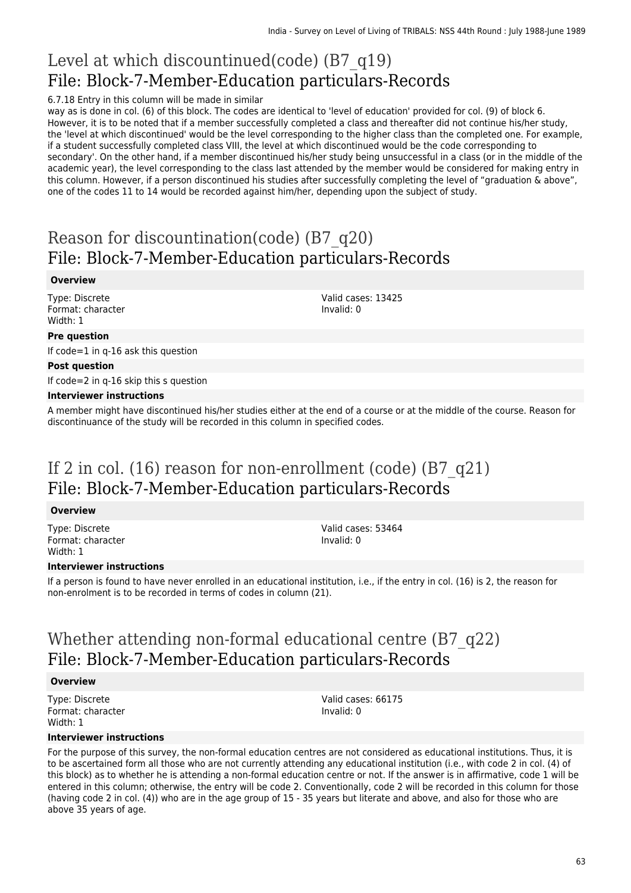# Level at which discountinued(code) (B7_q19)
## File: Block-7-Member-Education particulars-Records

6.7.18 Entry in this column will be made in similar way as is done in col. (6) of this block. The codes are identical to 'level of education' provided for col. (9) of block 6. However, it is to be noted that if a member successfully completed a class and thereafter did not continue his/her study, the 'level at which discontinued' would be the level corresponding to the higher class than the completed one. For example, if a student successfully completed class VIII, the level at which discontinued would be the code corresponding to secondary'. On the other hand, if a member discontinued his/her study being unsuccessful in a class (or in the middle of the academic year), the level corresponding to the class last attended by the member would be considered for making entry in this column. However, if a person discontinued his studies after successfully completing the level of "graduation & above", one of the codes 11 to 14 would be recorded against him/her, depending upon the subject of study.

# Reason for discountination(code) (B7_q20)
## File: Block-7-Member-Education particulars-Records

**Overview**

Type: Discrete
Format: character
Width: 1

Valid cases: 13425
Invalid: 0

**Pre question**

If code=1 in q-16 ask this question

**Post question**

If code=2 in q-16 skip this s question

**Interviewer instructions**

A member might have discontinued his/her studies either at the end of a course or at the middle of the course. Reason for discontinuance of the study will be recorded in this column in specified codes.

# If 2 in col. (16) reason for non-enrollment (code) (B7_q21)
## File: Block-7-Member-Education particulars-Records

**Overview**

Type: Discrete
Format: character
Width: 1

Valid cases: 53464
Invalid: 0

**Interviewer instructions**

If a person is found to have never enrolled in an educational institution, i.e., if the entry in col. (16) is 2, the reason for non-enrolment is to be recorded in terms of codes in column (21).

# Whether attending non-formal educational centre (B7_q22)
## File: Block-7-Member-Education particulars-Records

**Overview**

Type: Discrete
Format: character
Width: 1

Valid cases: 66175
Invalid: 0

**Interviewer instructions**

For the purpose of this survey, the non-formal education centres are not considered as educational institutions. Thus, it is to be ascertained form all those who are not currently attending any educational institution (i.e., with code 2 in col. (4) of this block) as to whether he is attending a non-formal education centre or not. If the answer is in affirmative, code 1 will be entered in this column; otherwise, the entry will be code 2. Conventionally, code 2 will be recorded in this column for those (having code 2 in col. (4)) who are in the age group of 15 - 35 years but literate and above, and also for those who are above 35 years of age.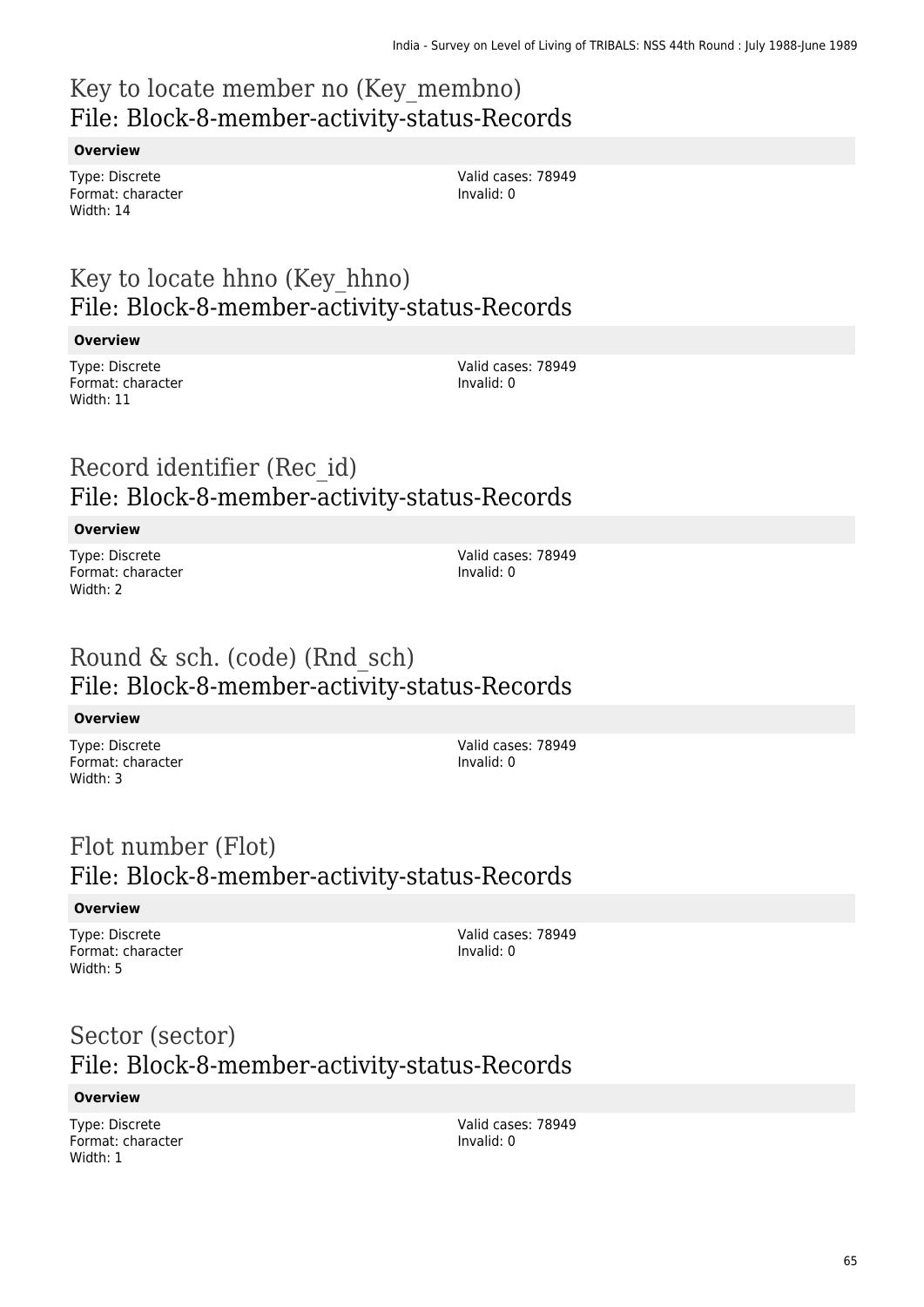# Key to locate member no (Key_membno)
## File: Block-8-member-activity-status-Records

**Overview**

Type: Discrete
Format: character
Width: 14

Valid cases: 78949
Invalid: 0

# Key to locate hhno (Key_hhno)
## File: Block-8-member-activity-status-Records

**Overview**

Type: Discrete
Format: character
Width: 11

Valid cases: 78949
Invalid: 0

# Record identifier (Rec_id)
## File: Block-8-member-activity-status-Records

**Overview**

Type: Discrete
Format: character
Width: 2

Valid cases: 78949
Invalid: 0

# Round & sch. (code) (Rnd_sch)
## File: Block-8-member-activity-status-Records

**Overview**

Type: Discrete
Format: character
Width: 3

Valid cases: 78949
Invalid: 0

# Flot number (Flot)
## File: Block-8-member-activity-status-Records

**Overview**

Type: Discrete
Format: character
Width: 5

Valid cases: 78949
Invalid: 0

# Sector (sector)
## File: Block-8-member-activity-status-Records

**Overview**

Type: Discrete
Format: character
Width: 1

Valid cases: 78949
Invalid: 0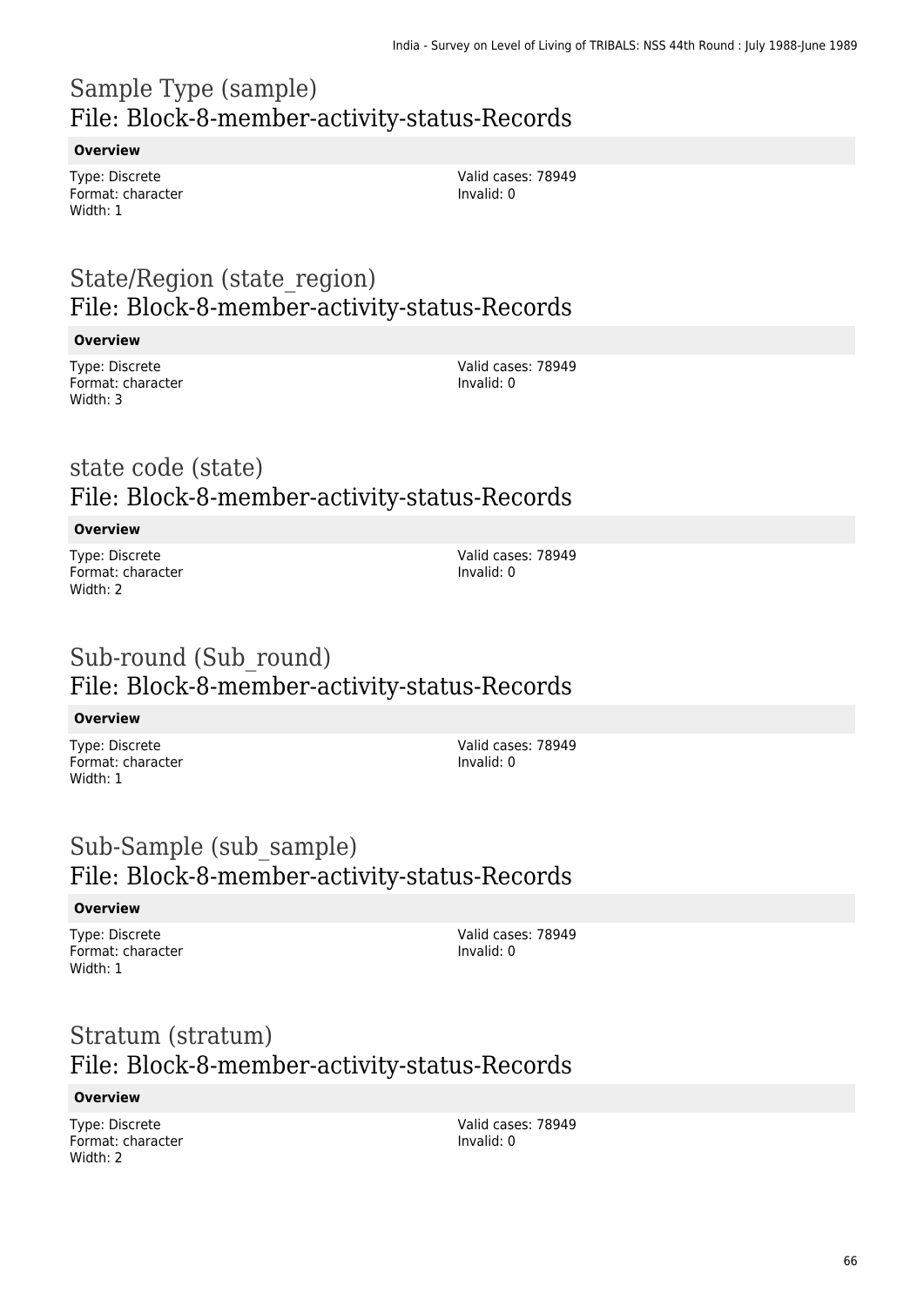## Sample Type (sample)
## File: Block-8-member-activity-status-Records

**Overview**

Type: Discrete
Format: character
Width: 1

Valid cases: 78949
Invalid: 0

## State/Region (state_region)
## File: Block-8-member-activity-status-Records

**Overview**

Type: Discrete
Format: character
Width: 3

Valid cases: 78949
Invalid: 0

## state code (state)
## File: Block-8-member-activity-status-Records

**Overview**

Type: Discrete
Format: character
Width: 2

Valid cases: 78949
Invalid: 0

## Sub-round (Sub_round)
## File: Block-8-member-activity-status-Records

**Overview**

Type: Discrete
Format: character
Width: 1

Valid cases: 78949
Invalid: 0

## Sub-Sample (sub_sample)
## File: Block-8-member-activity-status-Records

**Overview**

Type: Discrete
Format: character
Width: 1

Valid cases: 78949
Invalid: 0

## Stratum (stratum)
## File: Block-8-member-activity-status-Records

**Overview**

Type: Discrete
Format: character
Width: 2

Valid cases: 78949
Invalid: 0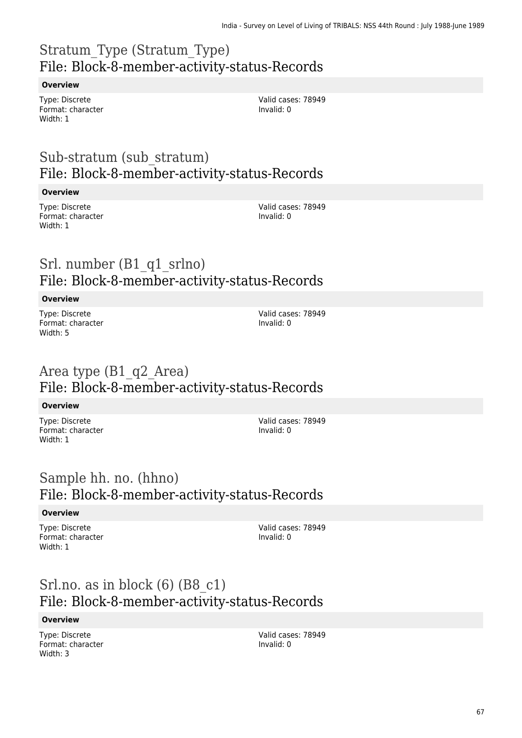# Stratum_Type (Stratum_Type)
## File: Block-8-member-activity-status-Records

**Overview**

Type: Discrete
Format: character
Width: 1

Valid cases: 78949
Invalid: 0

# Sub-stratum (sub_stratum)
## File: Block-8-member-activity-status-Records

**Overview**

Type: Discrete
Format: character
Width: 1

Valid cases: 78949
Invalid: 0

# Srl. number (B1_q1_srlno)
## File: Block-8-member-activity-status-Records

**Overview**

Type: Discrete
Format: character
Width: 5

Valid cases: 78949
Invalid: 0

# Area type (B1_q2_Area)
## File: Block-8-member-activity-status-Records

**Overview**

Type: Discrete
Format: character
Width: 1

Valid cases: 78949
Invalid: 0

# Sample hh. no. (hhno)
## File: Block-8-member-activity-status-Records

**Overview**

Type: Discrete
Format: character
Width: 1

Valid cases: 78949
Invalid: 0

# Srl.no. as in block (6) (B8_c1)
## File: Block-8-member-activity-status-Records

**Overview**

Type: Discrete
Format: character
Width: 3

Valid cases: 78949
Invalid: 0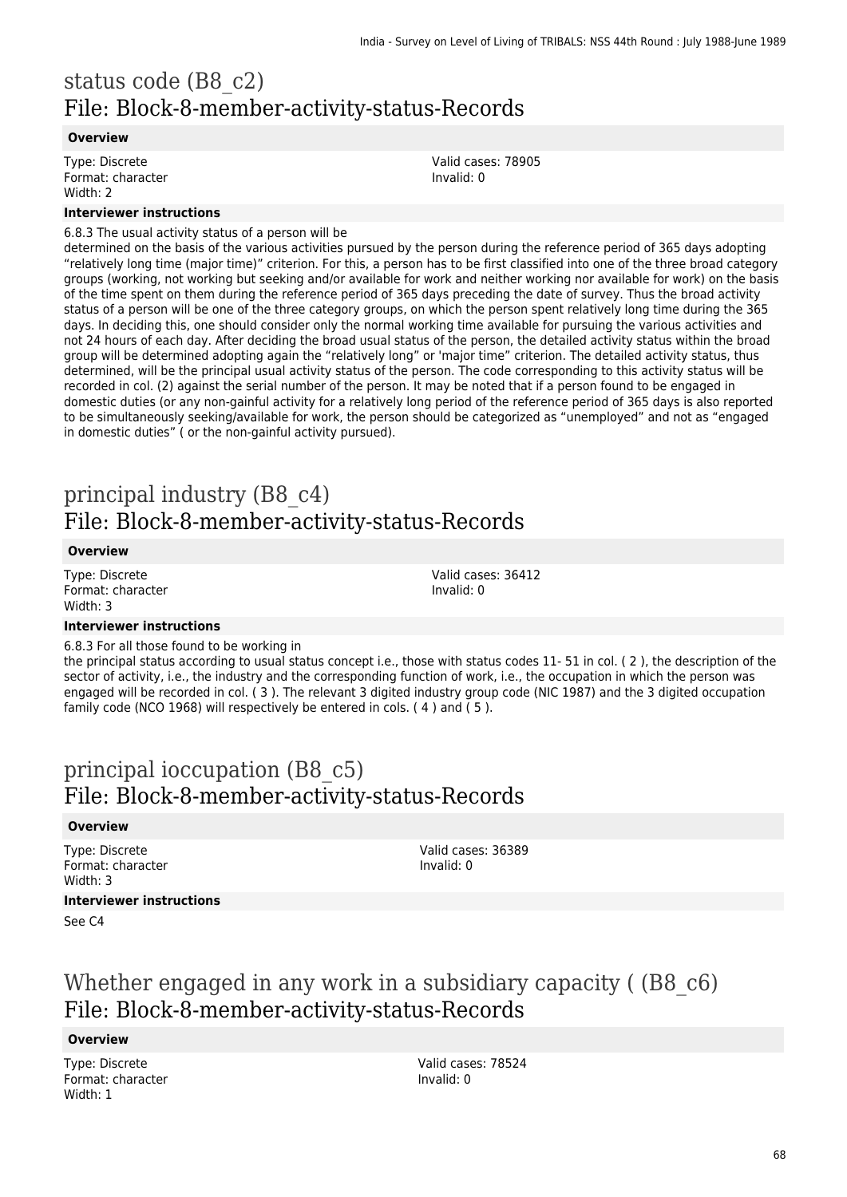# status code (B8_c2)
## File: Block-8-member-activity-status-Records

### Overview

Type: Discrete
Format: character
Width: 2

Valid cases: 78905
Invalid: 0

### Interviewer instructions

6.8.3 The usual activity status of a person will be
determined on the basis of the various activities pursued by the person during the reference period of 365 days adopting "relatively long time (major time)" criterion. For this, a person has to be first classified into one of the three broad category groups (working, not working but seeking and/or available for work and neither working nor available for work) on the basis of the time spent on them during the reference period of 365 days preceding the date of survey. Thus the broad activity status of a person will be one of the three category groups, on which the person spent relatively long time during the 365 days. In deciding this, one should consider only the normal working time available for pursuing the various activities and not 24 hours of each day. After deciding the broad usual status of the person, the detailed activity status within the broad group will be determined adopting again the "relatively long" or 'major time" criterion. The detailed activity status, thus determined, will be the principal usual activity status of the person. The code corresponding to this activity status will be recorded in col. (2) against the serial number of the person. It may be noted that if a person found to be engaged in domestic duties (or any non-gainful activity for a relatively long period of the reference period of 365 days is also reported to be simultaneously seeking/available for work, the person should be categorized as "unemployed" and not as "engaged in domestic duties" ( or the non-gainful activity pursued).

# principal industry (B8_c4)
## File: Block-8-member-activity-status-Records

### Overview

Type: Discrete
Format: character
Width: 3

Valid cases: 36412
Invalid: 0

### Interviewer instructions

6.8.3 For all those found to be working in
the principal status according to usual status concept i.e., those with status codes 11- 51 in col. ( 2 ), the description of the sector of activity, i.e., the industry and the corresponding function of work, i.e., the occupation in which the person was engaged will be recorded in col. ( 3 ). The relevant 3 digited industry group code (NIC 1987) and the 3 digited occupation family code (NCO 1968) will respectively be entered in cols. ( 4 ) and ( 5 ).

# principal ioccupation (B8_c5)
## File: Block-8-member-activity-status-Records

### Overview

Type: Discrete
Format: character
Width: 3

Valid cases: 36389
Invalid: 0

### Interviewer instructions

See C4

# Whether engaged in any work in a subsidiary capacity ( (B8_c6)
## File: Block-8-member-activity-status-Records

### Overview

Type: Discrete
Format: character
Width: 1

Valid cases: 78524
Invalid: 0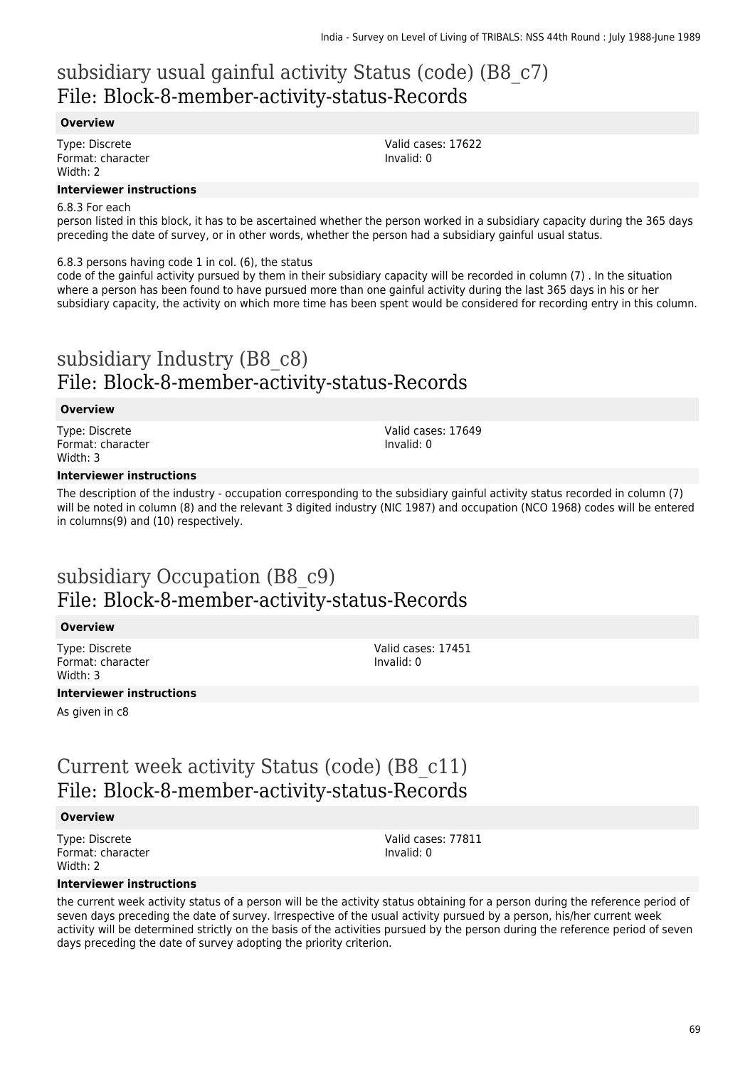# subsidiary usual gainful activity Status (code) (B8_c7)
# File: Block-8-member-activity-status-Records

**Overview**

Type: Discrete
Format: character
Width: 2

Valid cases: 17622
Invalid: 0

**Interviewer instructions**

6.8.3 For each
person listed in this block, it has to be ascertained whether the person worked in a subsidiary capacity during the 365 days preceding the date of survey, or in other words, whether the person had a subsidiary gainful usual status.

6.8.3 persons having code 1 in col. (6), the status
code of the gainful activity pursued by them in their subsidiary capacity will be recorded in column (7) . In the situation where a person has been found to have pursued more than one gainful activity during the last 365 days in his or her subsidiary capacity, the activity on which more time has been spent would be considered for recording entry in this column.

# subsidiary Industry (B8_c8)
# File: Block-8-member-activity-status-Records

**Overview**

Type: Discrete
Format: character
Width: 3

Valid cases: 17649
Invalid: 0

**Interviewer instructions**

The description of the industry - occupation corresponding to the subsidiary gainful activity status recorded in column (7) will be noted in column (8) and the relevant 3 digited industry (NIC 1987) and occupation (NCO 1968) codes will be entered in columns(9) and (10) respectively.

# subsidiary Occupation (B8_c9)
# File: Block-8-member-activity-status-Records

**Overview**

Type: Discrete
Format: character
Width: 3

Valid cases: 17451
Invalid: 0

**Interviewer instructions**

As given in c8

# Current week activity Status (code) (B8_c11)
# File: Block-8-member-activity-status-Records

**Overview**

Type: Discrete
Format: character
Width: 2

Valid cases: 77811
Invalid: 0

**Interviewer instructions**

the current week activity status of a person will be the activity status obtaining for a person during the reference period of seven days preceding the date of survey. Irrespective of the usual activity pursued by a person, his/her current week activity will be determined strictly on the basis of the activities pursued by the person during the reference period of seven days preceding the date of survey adopting the priority criterion.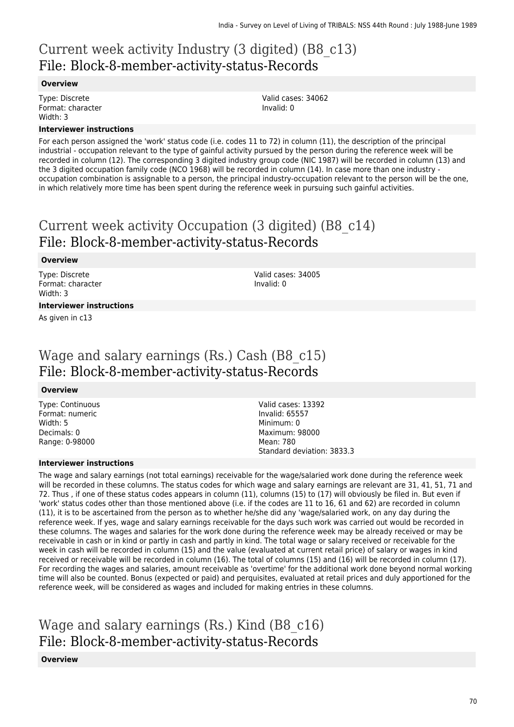# Current week activity Industry (3 digited) (B8_c13)
## File: Block-8-member-activity-status-Records

### Overview

Type: Discrete
Format: character
Width: 3

Valid cases: 34062
Invalid: 0

### Interviewer instructions

For each person assigned the 'work' status code (i.e. codes 11 to 72) in column (11), the description of the principal industrial - occupation relevant to the type of gainful activity pursued by the person during the reference week will be recorded in column (12). The corresponding 3 digited industry group code (NIC 1987) will be recorded in column (13) and the 3 digited occupation family code (NCO 1968) will be recorded in column (14). In case more than one industry - occupation combination is assignable to a person, the principal industry-occupation relevant to the person will be the one, in which relatively more time has been spent during the reference week in pursuing such gainful activities.

# Current week activity Occupation (3 digited) (B8_c14)
## File: Block-8-member-activity-status-Records

### Overview

Type: Discrete
Format: character
Width: 3

Valid cases: 34005
Invalid: 0

### Interviewer instructions

As given in c13

# Wage and salary earnings (Rs.) Cash (B8_c15)
## File: Block-8-member-activity-status-Records

### Overview

Type: Continuous
Format: numeric
Width: 5
Decimals: 0
Range: 0-98000

Valid cases: 13392
Invalid: 65557
Minimum: 0
Maximum: 98000
Mean: 780
Standard deviation: 3833.3

### Interviewer instructions

The wage and salary earnings (not total earnings) receivable for the wage/salaried work done during the reference week will be recorded in these columns. The status codes for which wage and salary earnings are relevant are 31, 41, 51, 71 and 72. Thus , if one of these status codes appears in column (11), columns (15) to (17) will obviously be filed in. But even if 'work' status codes other than those mentioned above (i.e. if the codes are 11 to 16, 61 and 62) are recorded in column (11), it is to be ascertained from the person as to whether he/she did any 'wage/salaried work, on any day during the reference week. If yes, wage and salary earnings receivable for the days such work was carried out would be recorded in these columns. The wages and salaries for the work done during the reference week may be already received or may be receivable in cash or in kind or partly in cash and partly in kind. The total wage or salary received or receivable for the week in cash will be recorded in column (15) and the value (evaluated at current retail price) of salary or wages in kind received or receivable will be recorded in column (16). The total of columns (15) and (16) will be recorded in column (17). For recording the wages and salaries, amount receivable as 'overtime' for the additional work done beyond normal working time will also be counted. Bonus (expected or paid) and perquisites, evaluated at retail prices and duly apportioned for the reference week, will be considered as wages and included for making entries in these columns.

# Wage and salary earnings (Rs.) Kind (B8_c16)
## File: Block-8-member-activity-status-Records

### Overview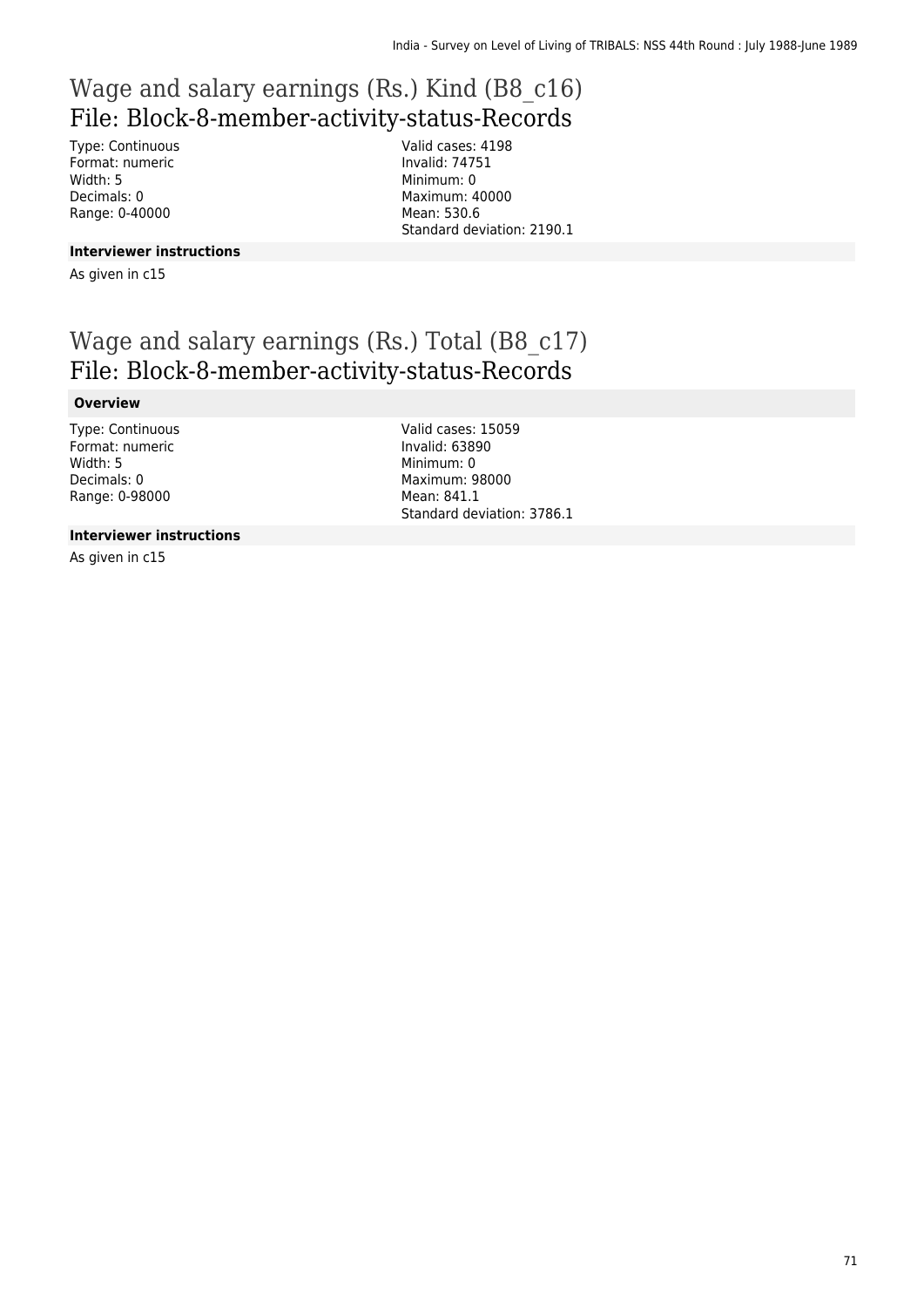# Wage and salary earnings (Rs.) Kind (B8_c16)
## File: Block-8-member-activity-status-Records

Type: Continuous
Format: numeric
Width: 5
Decimals: 0
Range: 0-40000

Valid cases: 4198
Invalid: 74751
Minimum: 0
Maximum: 40000
Mean: 530.6
Standard deviation: 2190.1

**Interviewer instructions**

As given in c15

# Wage and salary earnings (Rs.) Total (B8_c17)
## File: Block-8-member-activity-status-Records

**Overview**

Type: Continuous
Format: numeric
Width: 5
Decimals: 0
Range: 0-98000

Valid cases: 15059
Invalid: 63890
Minimum: 0
Maximum: 98000
Mean: 841.1
Standard deviation: 3786.1

**Interviewer instructions**

As given in c15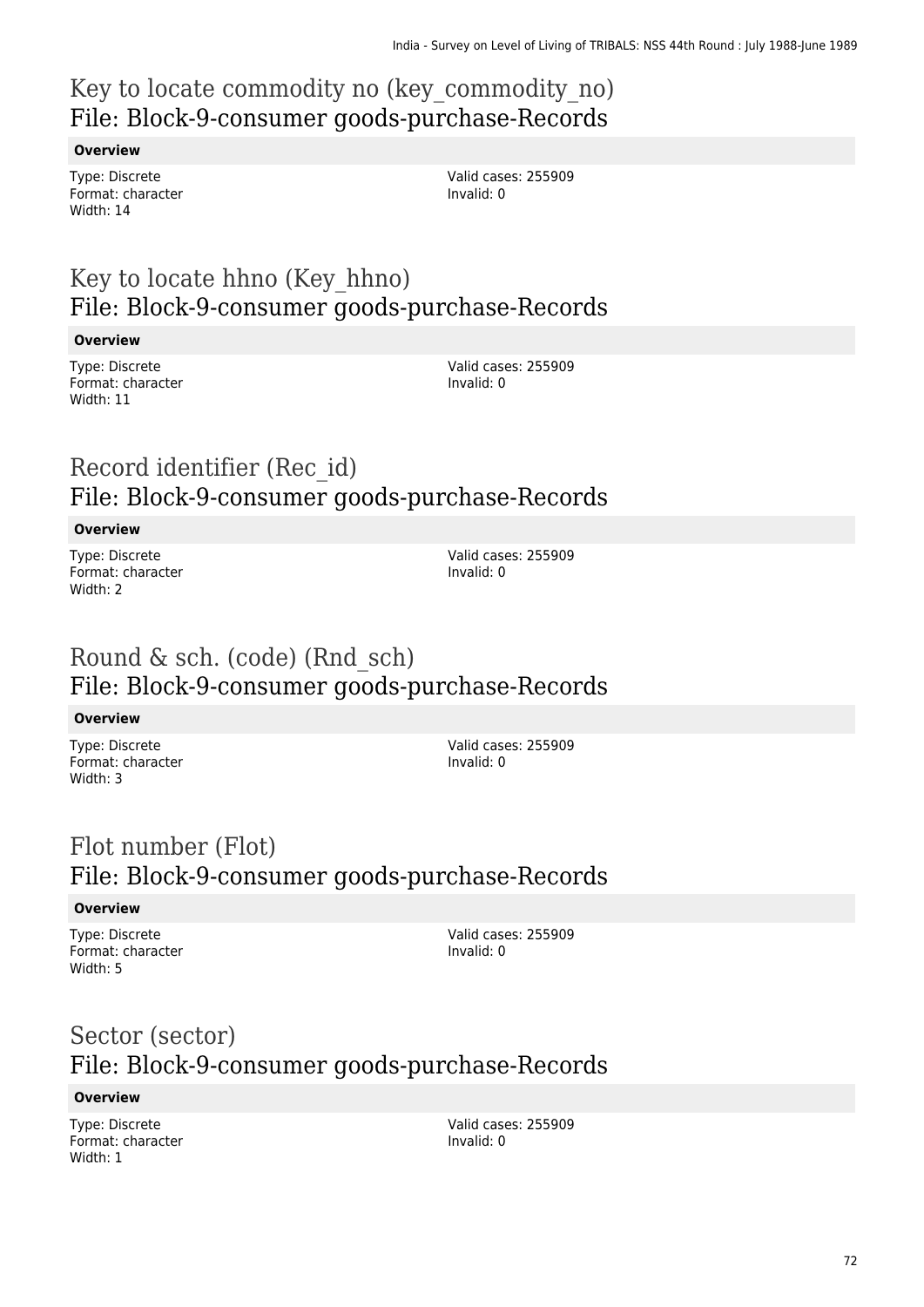## Key to locate commodity no (key_commodity_no)
## File: Block-9-consumer goods-purchase-Records

**Overview**

Type: Discrete
Format: character
Width: 14

Valid cases: 255909
Invalid: 0

## Key to locate hhno (Key_hhno)
## File: Block-9-consumer goods-purchase-Records

**Overview**

Type: Discrete
Format: character
Width: 11

Valid cases: 255909
Invalid: 0

## Record identifier (Rec_id)
## File: Block-9-consumer goods-purchase-Records

**Overview**

Type: Discrete
Format: character
Width: 2

Valid cases: 255909
Invalid: 0

## Round & sch. (code) (Rnd_sch)
## File: Block-9-consumer goods-purchase-Records

**Overview**

Type: Discrete
Format: character
Width: 3

Valid cases: 255909
Invalid: 0

## Flot number (Flot)
## File: Block-9-consumer goods-purchase-Records

**Overview**

Type: Discrete
Format: character
Width: 5

Valid cases: 255909
Invalid: 0

## Sector (sector)
## File: Block-9-consumer goods-purchase-Records

**Overview**

Type: Discrete
Format: character
Width: 1

Valid cases: 255909
Invalid: 0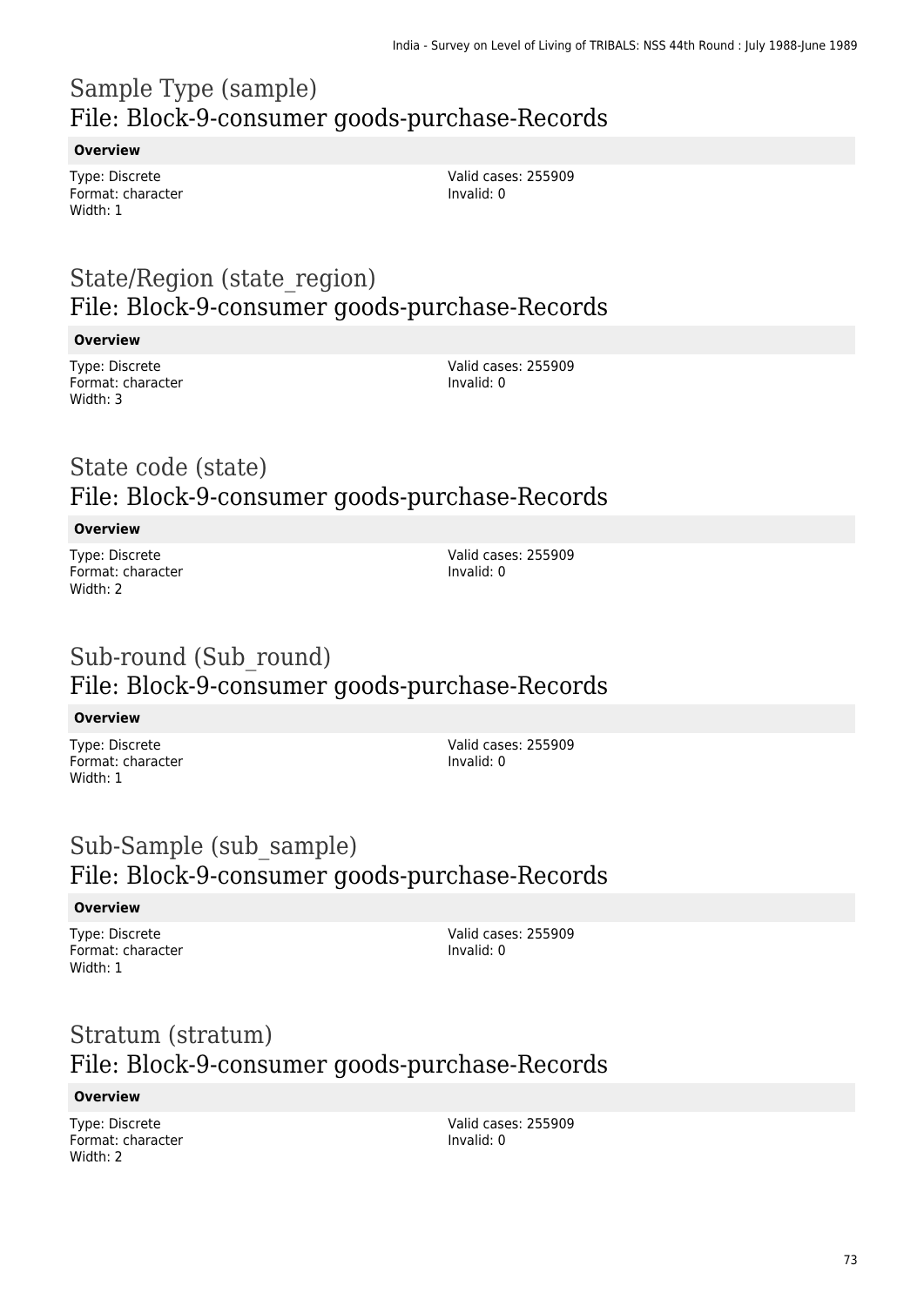# Sample Type (sample)
## File: Block-9-consumer goods-purchase-Records

**Overview**

Type: Discrete
Format: character
Width: 1

Valid cases: 255909
Invalid: 0

# State/Region (state_region)
## File: Block-9-consumer goods-purchase-Records

**Overview**

Type: Discrete
Format: character
Width: 3

Valid cases: 255909
Invalid: 0

# State code (state)
## File: Block-9-consumer goods-purchase-Records

**Overview**

Type: Discrete
Format: character
Width: 2

Valid cases: 255909
Invalid: 0

# Sub-round (Sub_round)
## File: Block-9-consumer goods-purchase-Records

**Overview**

Type: Discrete
Format: character
Width: 1

Valid cases: 255909
Invalid: 0

# Sub-Sample (sub_sample)
## File: Block-9-consumer goods-purchase-Records

**Overview**

Type: Discrete
Format: character
Width: 1

Valid cases: 255909
Invalid: 0

# Stratum (stratum)
## File: Block-9-consumer goods-purchase-Records

**Overview**

Type: Discrete
Format: character
Width: 2

Valid cases: 255909
Invalid: 0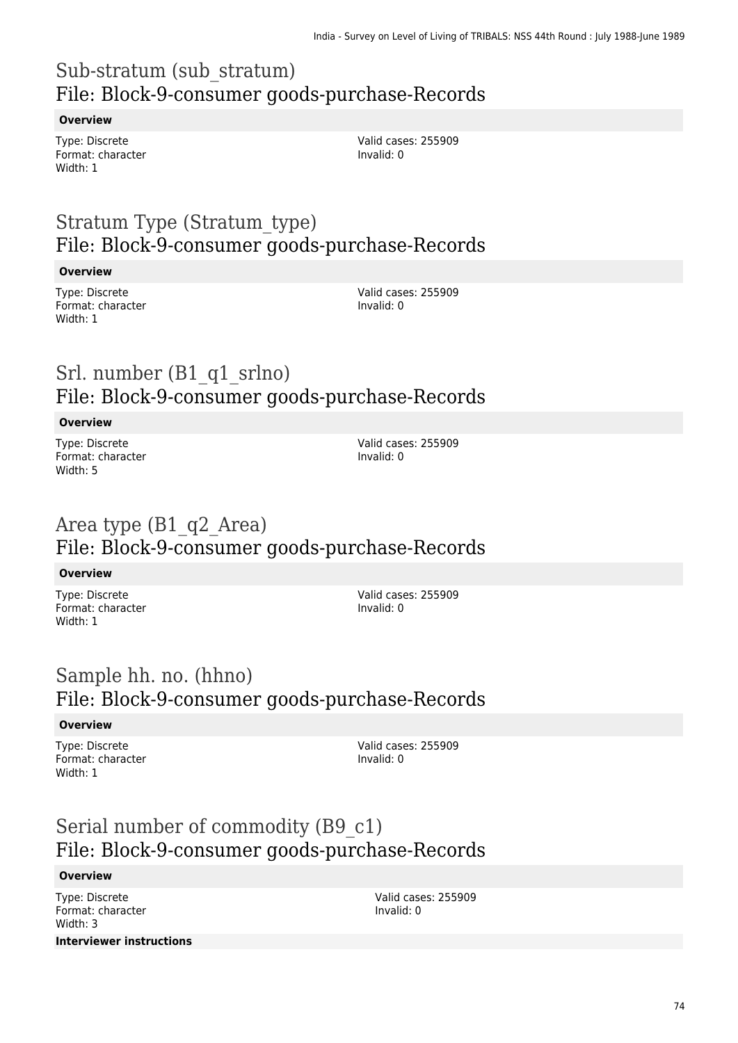# Sub-stratum (sub_stratum)
## File: Block-9-consumer goods-purchase-Records

**Overview**

Type: Discrete
Format: character
Width: 1

Valid cases: 255909
Invalid: 0

# Stratum Type (Stratum_type)
## File: Block-9-consumer goods-purchase-Records

**Overview**

Type: Discrete
Format: character
Width: 1

Valid cases: 255909
Invalid: 0

# Srl. number (B1_q1_srlno)
## File: Block-9-consumer goods-purchase-Records

**Overview**

Type: Discrete
Format: character
Width: 5

Valid cases: 255909
Invalid: 0

# Area type (B1_q2_Area)
## File: Block-9-consumer goods-purchase-Records

**Overview**

Type: Discrete
Format: character
Width: 1

Valid cases: 255909
Invalid: 0

# Sample hh. no. (hhno)
## File: Block-9-consumer goods-purchase-Records

**Overview**

Type: Discrete
Format: character
Width: 1

Valid cases: 255909
Invalid: 0

# Serial number of commodity (B9_c1)
## File: Block-9-consumer goods-purchase-Records

**Overview**

Type: Discrete
Format: character
Width: 3

Valid cases: 255909
Invalid: 0

**Interviewer instructions**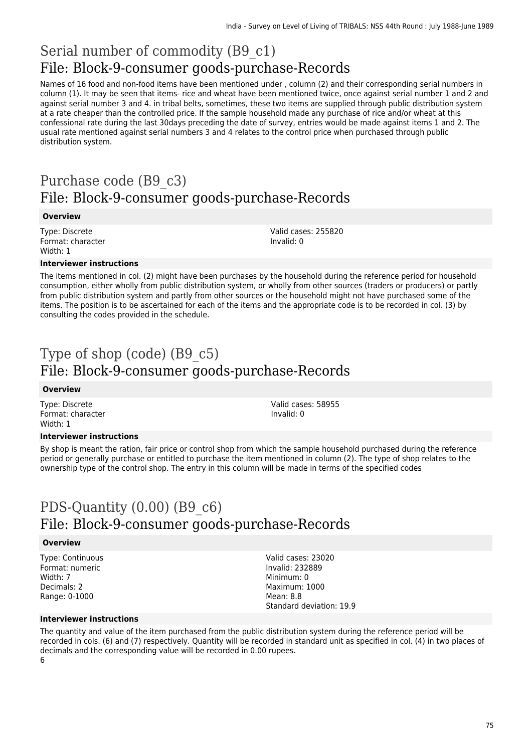# Serial number of commodity (B9_c1)

## File: Block-9-consumer goods-purchase-Records

Names of 16 food and non-food items have been mentioned under , column (2) and their corresponding serial numbers in column (1). It may be seen that items- rice and wheat have been mentioned twice, once against serial number 1 and 2 and against serial number 3 and 4. in tribal belts, sometimes, these two items are supplied through public distribution system at a rate cheaper than the controlled price. If the sample household made any purchase of rice and/or wheat at this confessional rate during the last 30days preceding the date of survey, entries would be made against items 1 and 2. The usual rate mentioned against serial numbers 3 and 4 relates to the control price when purchased through public distribution system.

# Purchase code (B9_c3)

## File: Block-9-consumer goods-purchase-Records

**Overview**

Type: Discrete
Format: character
Width: 1

Valid cases: 255820
Invalid: 0

**Interviewer instructions**

The items mentioned in col. (2) might have been purchases by the household during the reference period for household consumption, either wholly from public distribution system, or wholly from other sources (traders or producers) or partly from public distribution system and partly from other sources or the household might not have purchased some of the items. The position is to be ascertained for each of the items and the appropriate code is to be recorded in col. (3) by consulting the codes provided in the schedule.

# Type of shop (code) (B9_c5)

## File: Block-9-consumer goods-purchase-Records

**Overview**

Type: Discrete
Format: character
Width: 1

Valid cases: 58955
Invalid: 0

**Interviewer instructions**

By shop is meant the ration, fair price or control shop from which the sample household purchased during the reference period or generally purchase or entitled to purchase the item mentioned in column (2). The type of shop relates to the ownership type of the control shop. The entry in this column will be made in terms of the specified codes

# PDS-Quantity (0.00) (B9_c6)

## File: Block-9-consumer goods-purchase-Records

**Overview**

Type: Continuous
Format: numeric
Width: 7
Decimals: 2
Range: 0-1000

Valid cases: 23020
Invalid: 232889
Minimum: 0
Maximum: 1000
Mean: 8.8
Standard deviation: 19.9

**Interviewer instructions**

The quantity and value of the item purchased from the public distribution system during the reference period will be recorded in cols. (6) and (7) respectively. Quantity will be recorded in standard unit as specified in col. (4) in two places of decimals and the corresponding value will be recorded in 0.00 rupees.
6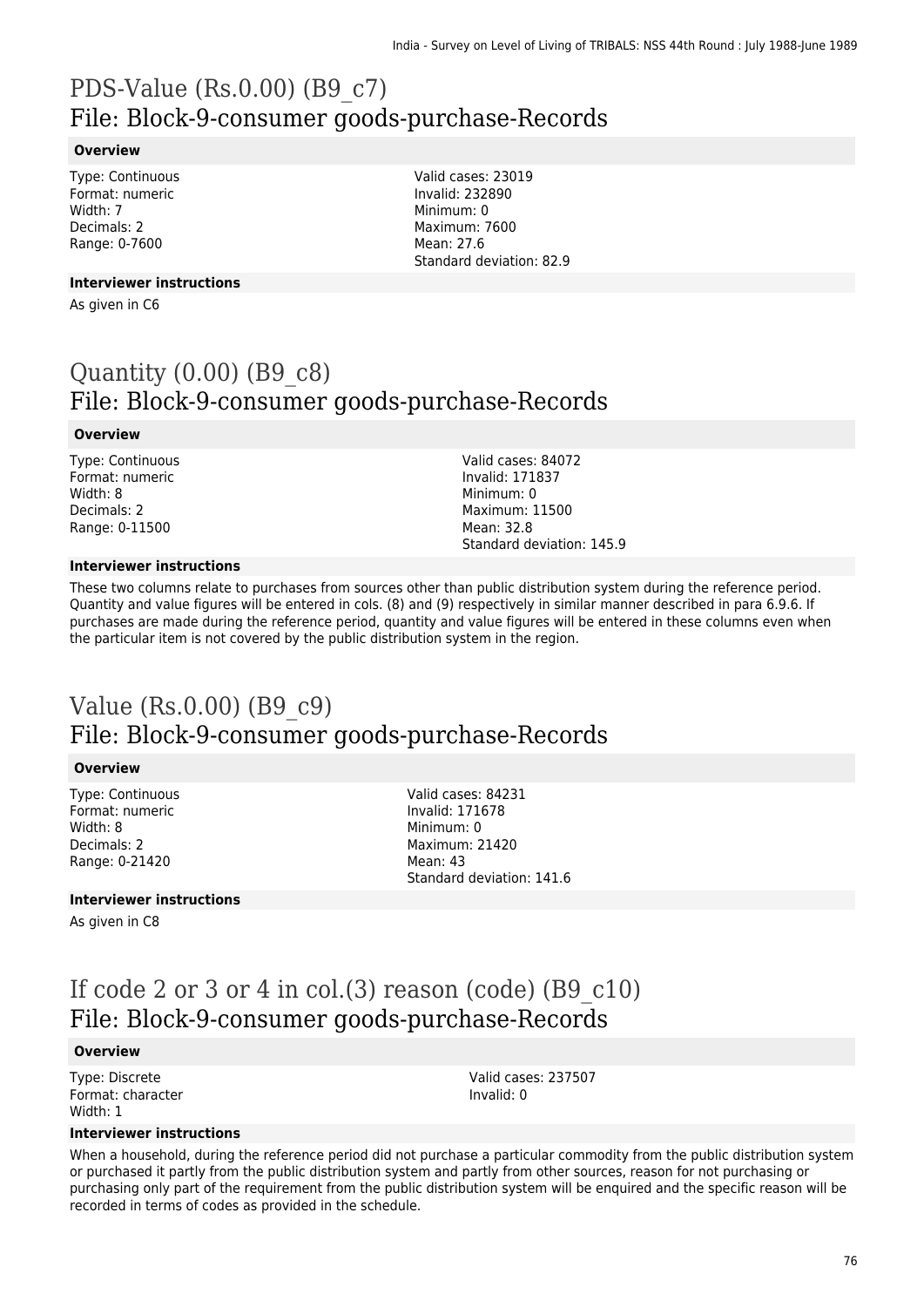# PDS-Value (Rs.0.00) (B9_c7)
## File: Block-9-consumer goods-purchase-Records

**Overview**

Type: Continuous
Format: numeric
Width: 7
Decimals: 2
Range: 0-7600

Valid cases: 23019
Invalid: 232890
Minimum: 0
Maximum: 7600
Mean: 27.6
Standard deviation: 82.9

**Interviewer instructions**

As given in C6

# Quantity (0.00) (B9_c8)
## File: Block-9-consumer goods-purchase-Records

**Overview**

Type: Continuous
Format: numeric
Width: 8
Decimals: 2
Range: 0-11500

Valid cases: 84072
Invalid: 171837
Minimum: 0
Maximum: 11500
Mean: 32.8
Standard deviation: 145.9

**Interviewer instructions**

These two columns relate to purchases from sources other than public distribution system during the reference period. Quantity and value figures will be entered in cols. (8) and (9) respectively in similar manner described in para 6.9.6. If purchases are made during the reference period, quantity and value figures will be entered in these columns even when the particular item is not covered by the public distribution system in the region.

# Value (Rs.0.00) (B9_c9)
## File: Block-9-consumer goods-purchase-Records

**Overview**

Type: Continuous
Format: numeric
Width: 8
Decimals: 2
Range: 0-21420

Valid cases: 84231
Invalid: 171678
Minimum: 0
Maximum: 21420
Mean: 43
Standard deviation: 141.6

**Interviewer instructions**

As given in C8

# If code 2 or 3 or 4 in col.(3) reason (code) (B9_c10)
## File: Block-9-consumer goods-purchase-Records

**Overview**

Type: Discrete
Format: character
Width: 1

Valid cases: 237507
Invalid: 0

**Interviewer instructions**

When a household, during the reference period did not purchase a particular commodity from the public distribution system or purchased it partly from the public distribution system and partly from other sources, reason for not purchasing or purchasing only part of the requirement from the public distribution system will be enquired and the specific reason will be recorded in terms of codes as provided in the schedule.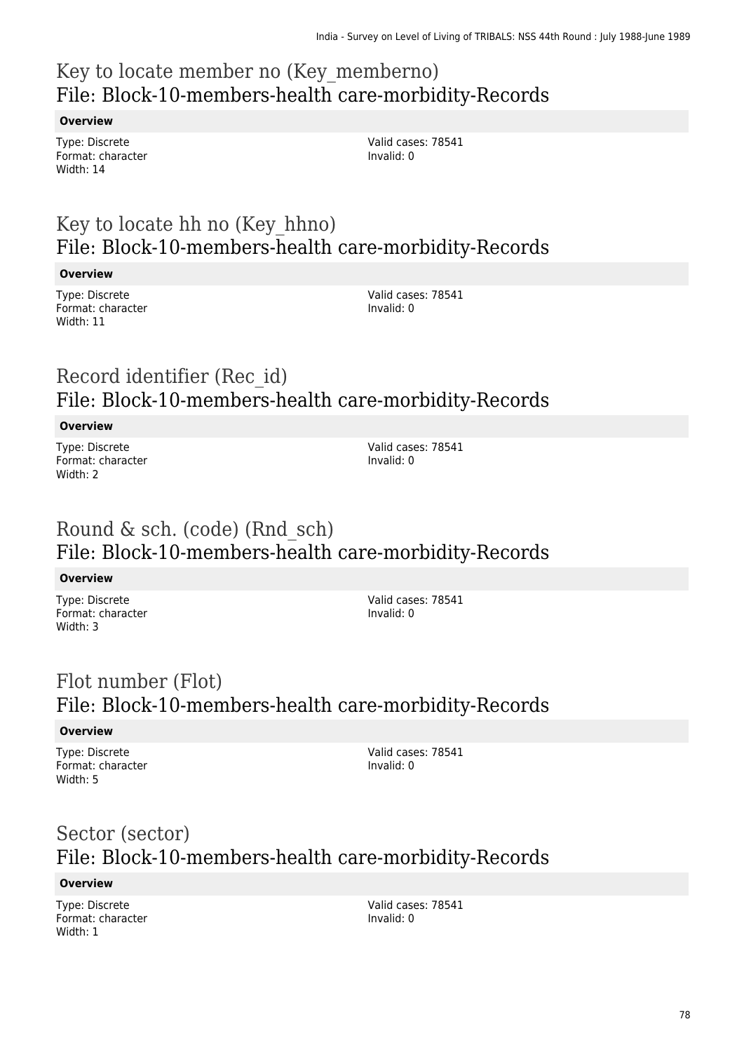## Key to locate member no (Key_memberno)
## File: Block-10-members-health care-morbidity-Records

**Overview**

Type: Discrete
Format: character
Width: 14

Valid cases: 78541
Invalid: 0

## Key to locate hh no (Key_hhno)
## File: Block-10-members-health care-morbidity-Records

**Overview**

Type: Discrete
Format: character
Width: 11

Valid cases: 78541
Invalid: 0

## Record identifier (Rec_id)
## File: Block-10-members-health care-morbidity-Records

**Overview**

Type: Discrete
Format: character
Width: 2

Valid cases: 78541
Invalid: 0

## Round & sch. (code) (Rnd_sch)
## File: Block-10-members-health care-morbidity-Records

**Overview**

Type: Discrete
Format: character
Width: 3

Valid cases: 78541
Invalid: 0

## Flot number (Flot)
## File: Block-10-members-health care-morbidity-Records

**Overview**

Type: Discrete
Format: character
Width: 5

Valid cases: 78541
Invalid: 0

## Sector (sector)
## File: Block-10-members-health care-morbidity-Records

**Overview**

Type: Discrete
Format: character
Width: 1

Valid cases: 78541
Invalid: 0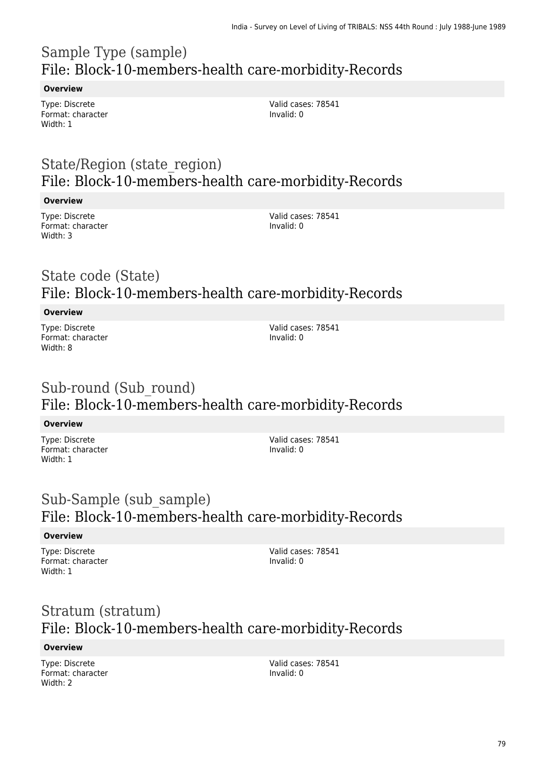## Sample Type (sample)
## File: Block-10-members-health care-morbidity-Records

**Overview**

Type: Discrete
Format: character
Width: 1

Valid cases: 78541
Invalid: 0

## State/Region (state_region)
## File: Block-10-members-health care-morbidity-Records

**Overview**

Type: Discrete
Format: character
Width: 3

Valid cases: 78541
Invalid: 0

## State code (State)
## File: Block-10-members-health care-morbidity-Records

**Overview**

Type: Discrete
Format: character
Width: 8

Valid cases: 78541
Invalid: 0

## Sub-round (Sub_round)
## File: Block-10-members-health care-morbidity-Records

**Overview**

Type: Discrete
Format: character
Width: 1

Valid cases: 78541
Invalid: 0

## Sub-Sample (sub_sample)
## File: Block-10-members-health care-morbidity-Records

**Overview**

Type: Discrete
Format: character
Width: 1

Valid cases: 78541
Invalid: 0

## Stratum (stratum)
## File: Block-10-members-health care-morbidity-Records

**Overview**

Type: Discrete
Format: character
Width: 2

Valid cases: 78541
Invalid: 0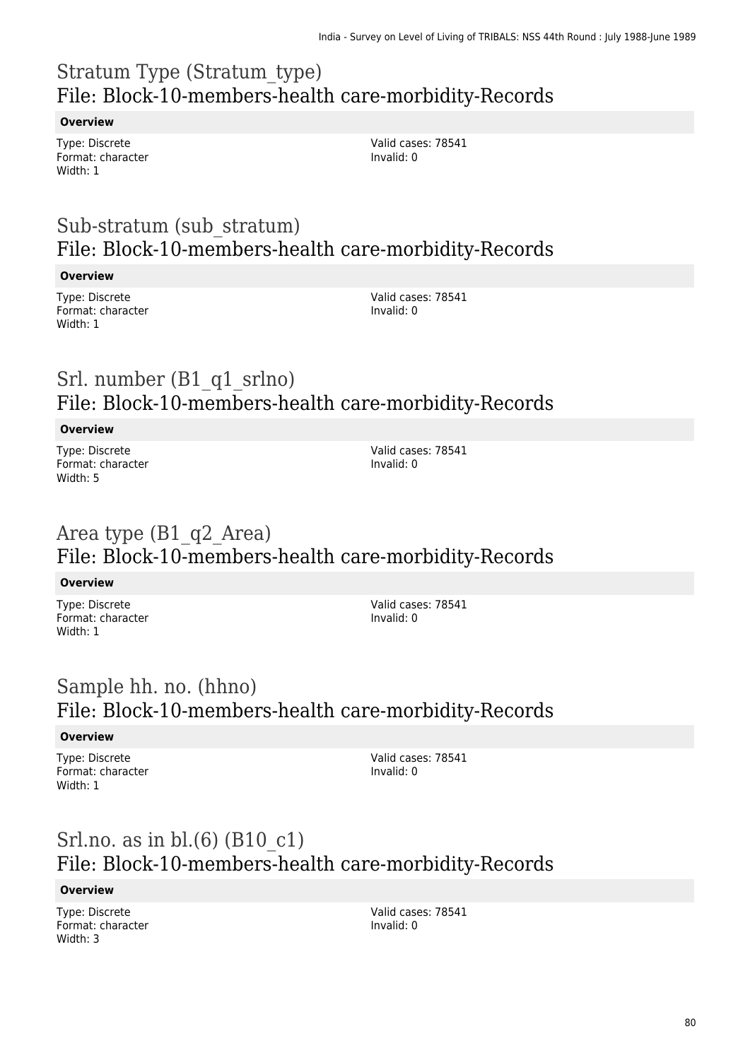# Stratum Type (Stratum_type)
## File: Block-10-members-health care-morbidity-Records

**Overview**

Type: Discrete
Format: character
Width: 1

Valid cases: 78541
Invalid: 0

# Sub-stratum (sub_stratum)
## File: Block-10-members-health care-morbidity-Records

**Overview**

Type: Discrete
Format: character
Width: 1

Valid cases: 78541
Invalid: 0

# Srl. number (B1_q1_srlno)
## File: Block-10-members-health care-morbidity-Records

**Overview**

Type: Discrete
Format: character
Width: 5

Valid cases: 78541
Invalid: 0

# Area type (B1_q2_Area)
## File: Block-10-members-health care-morbidity-Records

**Overview**

Type: Discrete
Format: character
Width: 1

Valid cases: 78541
Invalid: 0

# Sample hh. no. (hhno)
## File: Block-10-members-health care-morbidity-Records

**Overview**

Type: Discrete
Format: character
Width: 1

Valid cases: 78541
Invalid: 0

# Srl.no. as in bl.(6) (B10_c1)
## File: Block-10-members-health care-morbidity-Records

**Overview**

Type: Discrete
Format: character
Width: 3

Valid cases: 78541
Invalid: 0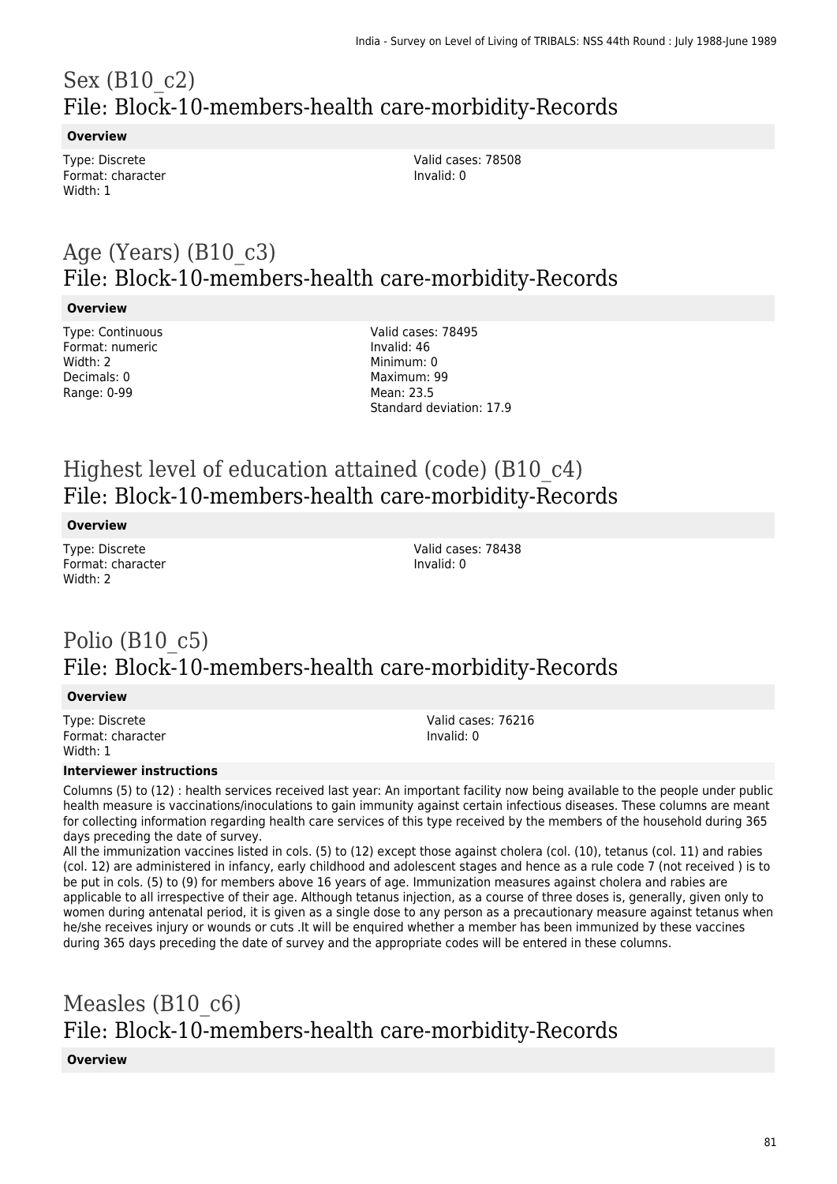# Sex (B10_c2)
## File: Block-10-members-health care-morbidity-Records

**Overview**

Type: Discrete
Format: character
Width: 1

Valid cases: 78508
Invalid: 0

# Age (Years) (B10_c3)
## File: Block-10-members-health care-morbidity-Records

**Overview**

Type: Continuous
Format: numeric
Width: 2
Decimals: 0
Range: 0-99

Valid cases: 78495
Invalid: 46
Minimum: 0
Maximum: 99
Mean: 23.5
Standard deviation: 17.9

# Highest level of education attained (code) (B10_c4)
## File: Block-10-members-health care-morbidity-Records

**Overview**

Type: Discrete
Format: character
Width: 2

Valid cases: 78438
Invalid: 0

# Polio (B10_c5)
## File: Block-10-members-health care-morbidity-Records

**Overview**

Type: Discrete
Format: character
Width: 1

Valid cases: 76216
Invalid: 0

**Interviewer instructions**

Columns (5) to (12) : health services received last year: An important facility now being available to the people under public health measure is vaccinations/inoculations to gain immunity against certain infectious diseases. These columns are meant for collecting information regarding health care services of this type received by the members of the household during 365 days preceding the date of survey.
All the immunization vaccines listed in cols. (5) to (12) except those against cholera (col. (10), tetanus (col. 11) and rabies (col. 12) are administered in infancy, early childhood and adolescent stages and hence as a rule code 7 (not received ) is to be put in cols. (5) to (9) for members above 16 years of age. Immunization measures against cholera and rabies are applicable to all irrespective of their age. Although tetanus injection, as a course of three doses is, generally, given only to women during antenatal period, it is given as a single dose to any person as a precautionary measure against tetanus when he/she receives injury or wounds or cuts .It will be enquired whether a member has been immunized by these vaccines during 365 days preceding the date of survey and the appropriate codes will be entered in these columns.

# Measles (B10_c6)
## File: Block-10-members-health care-morbidity-Records

**Overview**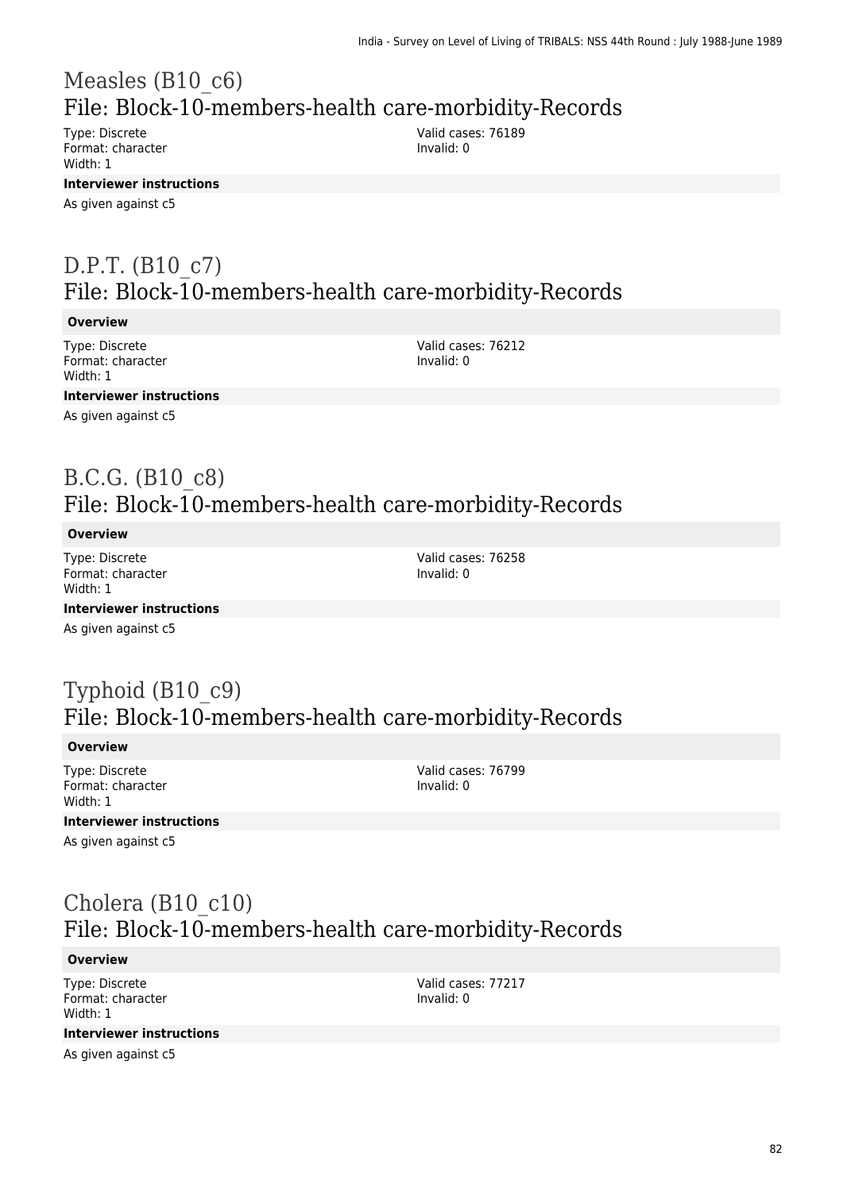## Measles (B10_c6)
## File: Block-10-members-health care-morbidity-Records

Type: Discrete
Format: character
Width: 1

Valid cases: 76189
Invalid: 0

**Interviewer instructions**

As given against c5

## D.P.T. (B10_c7)
## File: Block-10-members-health care-morbidity-Records

**Overview**

Type: Discrete
Format: character
Width: 1

Valid cases: 76212
Invalid: 0

**Interviewer instructions**

As given against c5

## B.C.G. (B10_c8)
## File: Block-10-members-health care-morbidity-Records

**Overview**

Type: Discrete
Format: character
Width: 1

Valid cases: 76258
Invalid: 0

**Interviewer instructions**

As given against c5

## Typhoid (B10_c9)
## File: Block-10-members-health care-morbidity-Records

**Overview**

Type: Discrete
Format: character
Width: 1

Valid cases: 76799
Invalid: 0

**Interviewer instructions**

As given against c5

## Cholera (B10_c10)
## File: Block-10-members-health care-morbidity-Records

**Overview**

Type: Discrete
Format: character
Width: 1

Valid cases: 77217
Invalid: 0

**Interviewer instructions**

As given against c5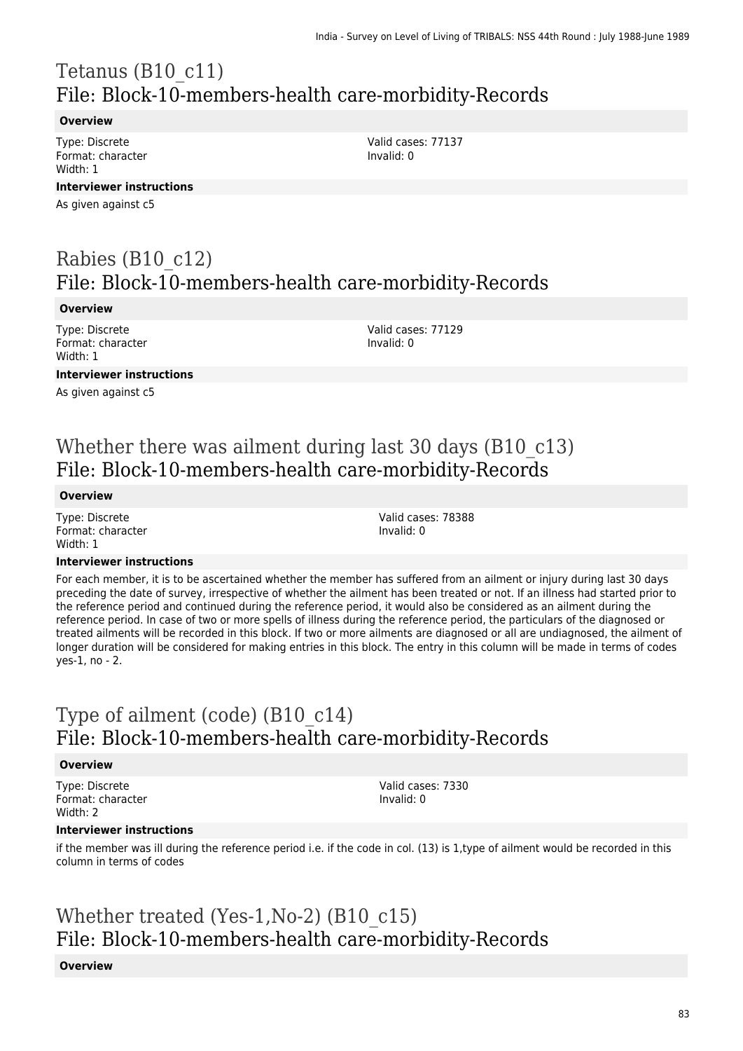# Tetanus (B10_c11)
## File: Block-10-members-health care-morbidity-Records

**Overview**

Type: Discrete
Format: character
Width: 1

Valid cases: 77137
Invalid: 0

**Interviewer instructions**

As given against c5

# Rabies (B10_c12)
## File: Block-10-members-health care-morbidity-Records

**Overview**

Type: Discrete
Format: character
Width: 1

Valid cases: 77129
Invalid: 0

**Interviewer instructions**

As given against c5

# Whether there was ailment during last 30 days (B10_c13)
## File: Block-10-members-health care-morbidity-Records

**Overview**

Type: Discrete
Format: character
Width: 1

Valid cases: 78388
Invalid: 0

**Interviewer instructions**

For each member, it is to be ascertained whether the member has suffered from an ailment or injury during last 30 days preceding the date of survey, irrespective of whether the ailment has been treated or not. If an illness had started prior to the reference period and continued during the reference period, it would also be considered as an ailment during the reference period. In case of two or more spells of illness during the reference period, the particulars of the diagnosed or treated ailments will be recorded in this block. If two or more ailments are diagnosed or all are undiagnosed, the ailment of longer duration will be considered for making entries in this block. The entry in this column will be made in terms of codes yes-1, no - 2.

# Type of ailment (code) (B10_c14)
## File: Block-10-members-health care-morbidity-Records

**Overview**

Type: Discrete
Format: character
Width: 2

Valid cases: 7330
Invalid: 0

**Interviewer instructions**

if the member was ill during the reference period i.e. if the code in col. (13) is 1,type of ailment would be recorded in this column in terms of codes

# Whether treated (Yes-1,No-2) (B10_c15)
## File: Block-10-members-health care-morbidity-Records

**Overview**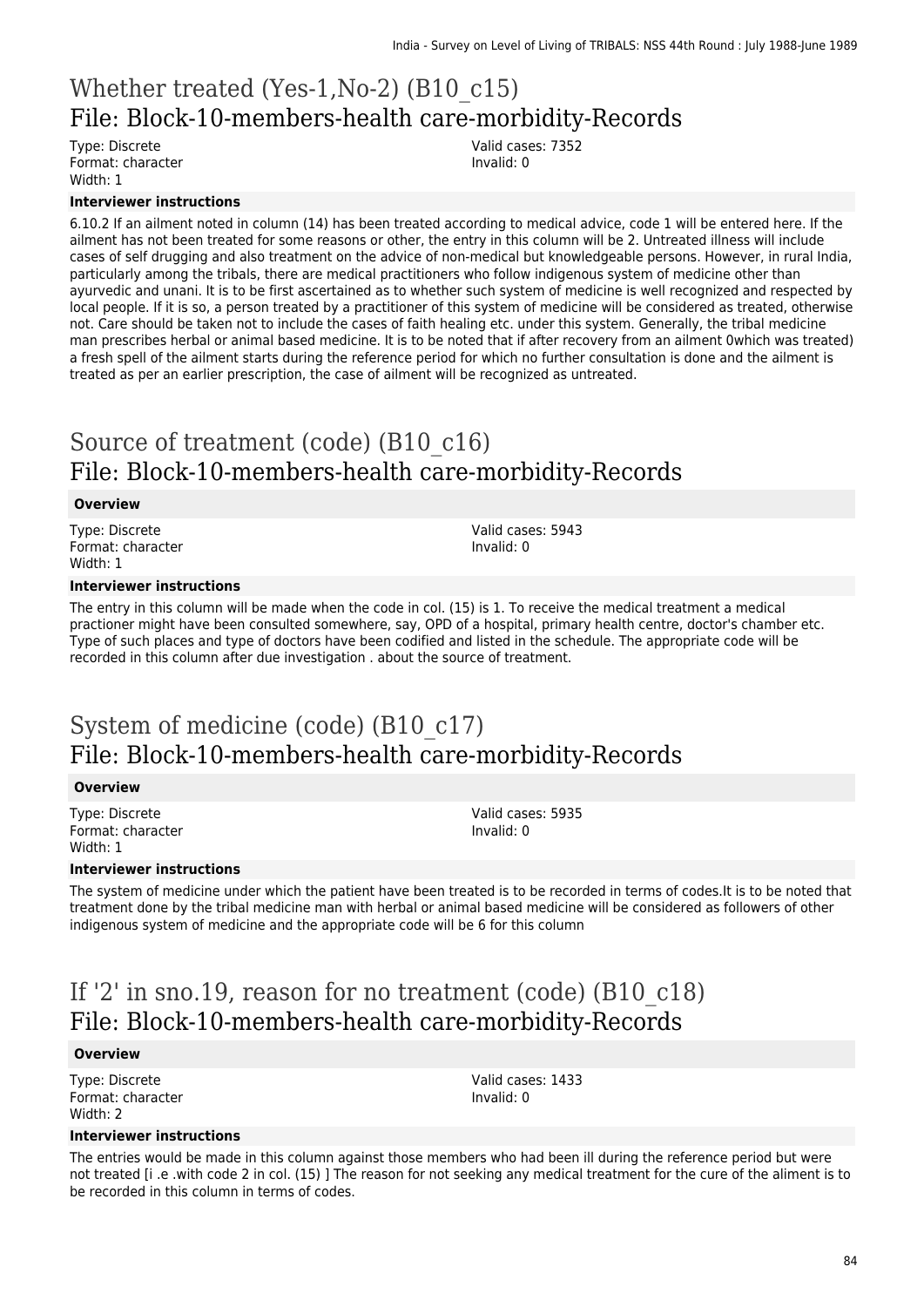# Whether treated (Yes-1,No-2) (B10_c15)
## File: Block-10-members-health care-morbidity-Records

Type: Discrete
Format: character
Width: 1

Valid cases: 7352
Invalid: 0

**Interviewer instructions**

6.10.2 If an ailment noted in column (14) has been treated according to medical advice, code 1 will be entered here. If the ailment has not been treated for some reasons or other, the entry in this column will be 2. Untreated illness will include cases of self drugging and also treatment on the advice of non-medical but knowledgeable persons. However, in rural India, particularly among the tribals, there are medical practitioners who follow indigenous system of medicine other than ayurvedic and unani. It is to be first ascertained as to whether such system of medicine is well recognized and respected by local people. If it is so, a person treated by a practitioner of this system of medicine will be considered as treated, otherwise not. Care should be taken not to include the cases of faith healing etc. under this system. Generally, the tribal medicine man prescribes herbal or animal based medicine. It is to be noted that if after recovery from an ailment 0which was treated) a fresh spell of the ailment starts during the reference period for which no further consultation is done and the ailment is treated as per an earlier prescription, the case of ailment will be recognized as untreated.

# Source of treatment (code) (B10_c16)
## File: Block-10-members-health care-morbidity-Records

**Overview**

Type: Discrete
Format: character
Width: 1

Valid cases: 5943
Invalid: 0

**Interviewer instructions**

The entry in this column will be made when the code in col. (15) is 1. To receive the medical treatment a medical practioner might have been consulted somewhere, say, OPD of a hospital, primary health centre, doctor's chamber etc. Type of such places and type of doctors have been codified and listed in the schedule. The appropriate code will be recorded in this column after due investigation . about the source of treatment.

# System of medicine (code) (B10_c17)
## File: Block-10-members-health care-morbidity-Records

**Overview**

Type: Discrete
Format: character
Width: 1

Valid cases: 5935
Invalid: 0

**Interviewer instructions**

The system of medicine under which the patient have been treated is to be recorded in terms of codes.It is to be noted that treatment done by the tribal medicine man with herbal or animal based medicine will be considered as followers of other indigenous system of medicine and the appropriate code will be 6 for this column

# If '2' in sno.19, reason for no treatment (code) (B10_c18)
## File: Block-10-members-health care-morbidity-Records

**Overview**

Type: Discrete
Format: character
Width: 2

Valid cases: 1433
Invalid: 0

**Interviewer instructions**

The entries would be made in this column against those members who had been ill during the reference period but were not treated [i .e .with code 2 in col. (15) ] The reason for not seeking any medical treatment for the cure of the aliment is to be recorded in this column in terms of codes.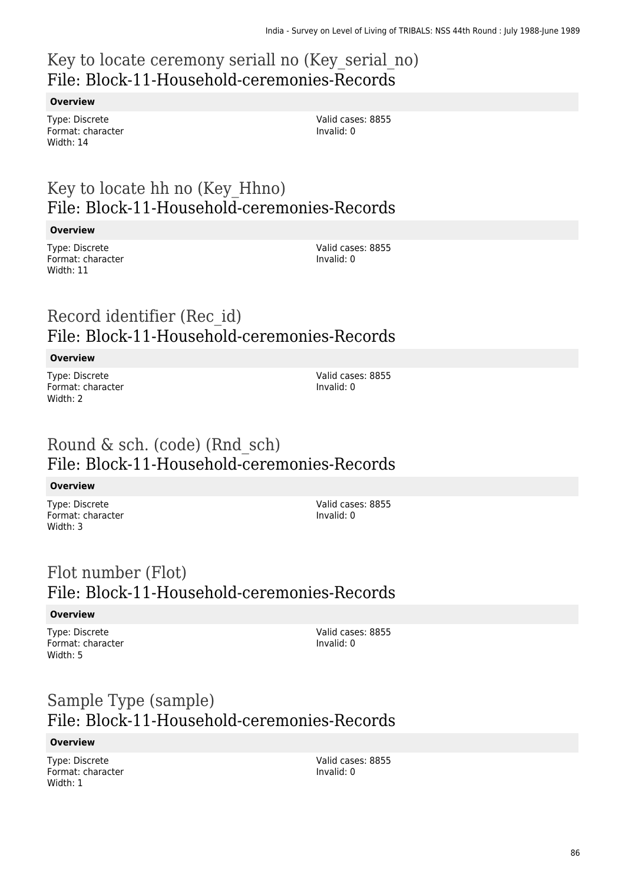## Key to locate ceremony seriall no (Key_serial_no)
## File: Block-11-Household-ceremonies-Records

**Overview**

Type: Discrete
Format: character
Width: 14

Valid cases: 8855
Invalid: 0

## Key to locate hh no (Key_Hhno)
## File: Block-11-Household-ceremonies-Records

**Overview**

Type: Discrete
Format: character
Width: 11

Valid cases: 8855
Invalid: 0

## Record identifier (Rec_id)
## File: Block-11-Household-ceremonies-Records

**Overview**

Type: Discrete
Format: character
Width: 2

Valid cases: 8855
Invalid: 0

## Round & sch. (code) (Rnd_sch)
## File: Block-11-Household-ceremonies-Records

**Overview**

Type: Discrete
Format: character
Width: 3

Valid cases: 8855
Invalid: 0

## Flot number (Flot)
## File: Block-11-Household-ceremonies-Records

**Overview**

Type: Discrete
Format: character
Width: 5

Valid cases: 8855
Invalid: 0

## Sample Type (sample)
## File: Block-11-Household-ceremonies-Records

**Overview**

Type: Discrete
Format: character
Width: 1

Valid cases: 8855
Invalid: 0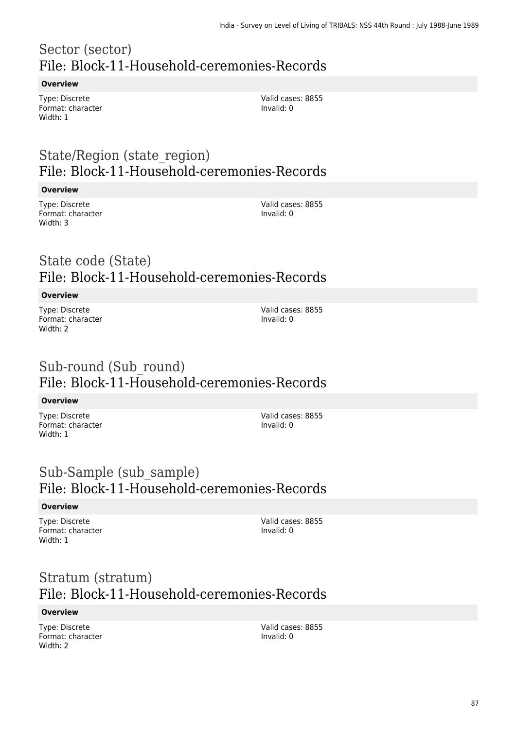# Sector (sector)
## File: Block-11-Household-ceremonies-Records

### Overview

Type: Discrete
Format: character
Width: 1

Valid cases: 8855
Invalid: 0

# State/Region (state_region)
## File: Block-11-Household-ceremonies-Records

### Overview

Type: Discrete
Format: character
Width: 3

Valid cases: 8855
Invalid: 0

# State code (State)
## File: Block-11-Household-ceremonies-Records

### Overview

Type: Discrete
Format: character
Width: 2

Valid cases: 8855
Invalid: 0

# Sub-round (Sub_round)
## File: Block-11-Household-ceremonies-Records

### Overview

Type: Discrete
Format: character
Width: 1

Valid cases: 8855
Invalid: 0

# Sub-Sample (sub_sample)
## File: Block-11-Household-ceremonies-Records

### Overview

Type: Discrete
Format: character
Width: 1

Valid cases: 8855
Invalid: 0

# Stratum (stratum)
## File: Block-11-Household-ceremonies-Records

### Overview

Type: Discrete
Format: character
Width: 2

Valid cases: 8855
Invalid: 0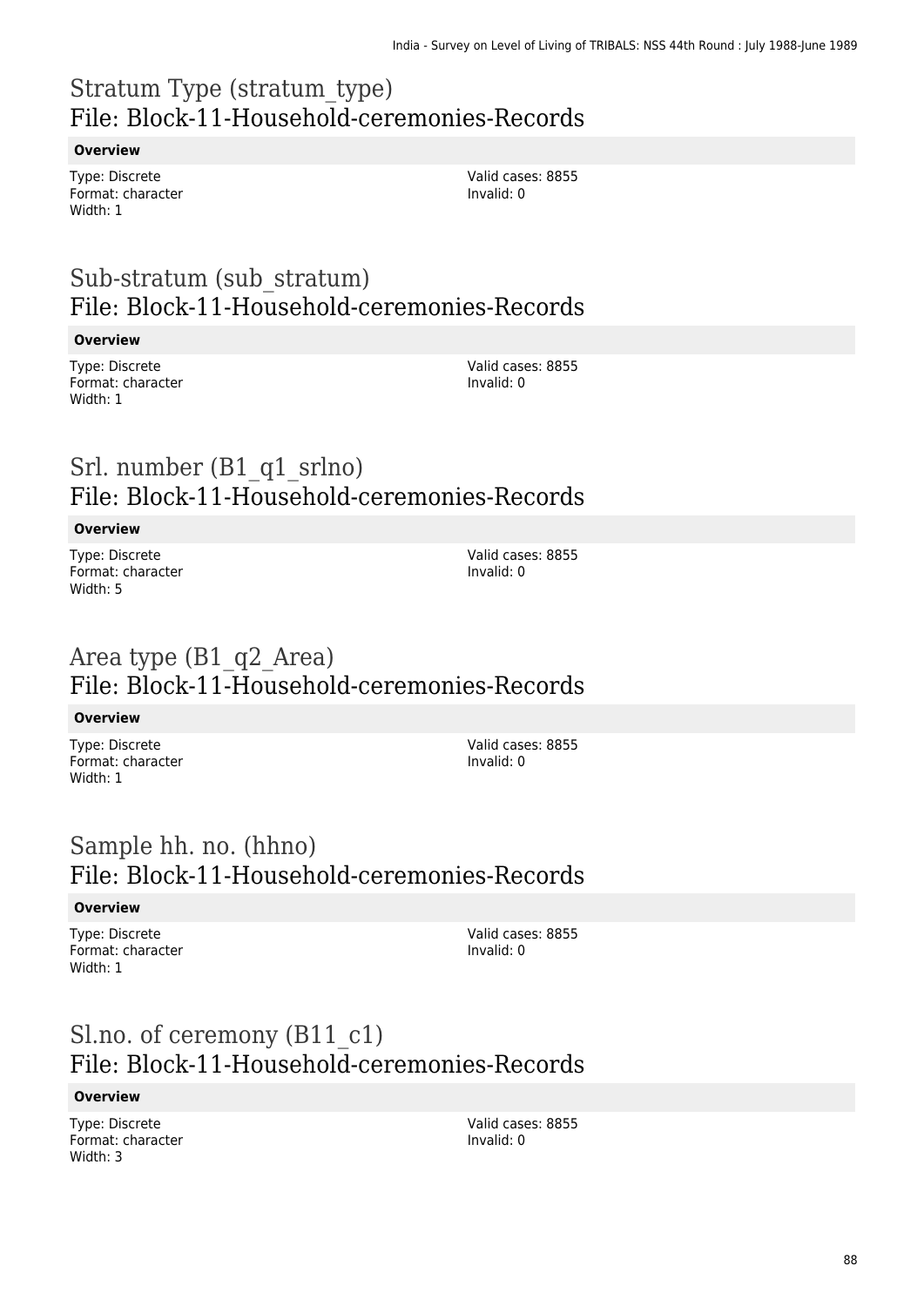# Stratum Type (stratum_type)
## File: Block-11-Household-ceremonies-Records

**Overview**

Type: Discrete
Format: character
Width: 1

Valid cases: 8855
Invalid: 0

# Sub-stratum (sub_stratum)
## File: Block-11-Household-ceremonies-Records

**Overview**

Type: Discrete
Format: character
Width: 1

Valid cases: 8855
Invalid: 0

# Srl. number (B1_q1_srlno)
## File: Block-11-Household-ceremonies-Records

**Overview**

Type: Discrete
Format: character
Width: 5

Valid cases: 8855
Invalid: 0

# Area type (B1_q2_Area)
## File: Block-11-Household-ceremonies-Records

**Overview**

Type: Discrete
Format: character
Width: 1

Valid cases: 8855
Invalid: 0

# Sample hh. no. (hhno)
## File: Block-11-Household-ceremonies-Records

**Overview**

Type: Discrete
Format: character
Width: 1

Valid cases: 8855
Invalid: 0

# Sl.no. of ceremony (B11_c1)
## File: Block-11-Household-ceremonies-Records

**Overview**

Type: Discrete
Format: character
Width: 3

Valid cases: 8855
Invalid: 0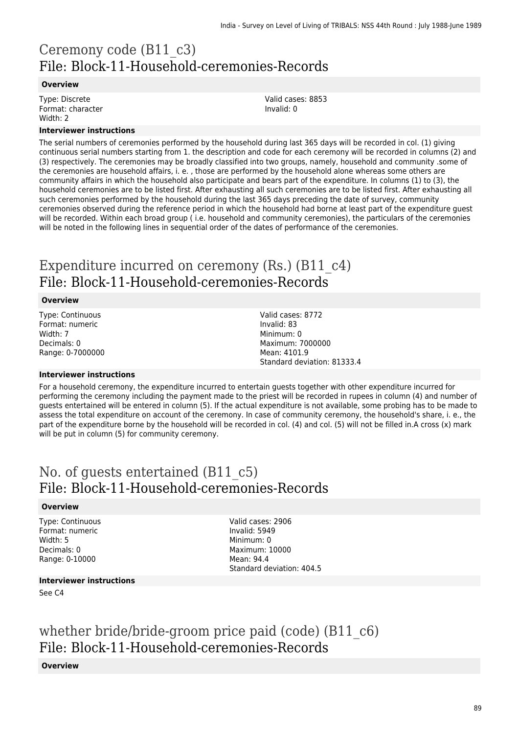# Ceremony code (B11_c3)
## File: Block-11-Household-ceremonies-Records

### Overview

Type: Discrete
Format: character
Width: 2

Valid cases: 8853
Invalid: 0

### Interviewer instructions

The serial numbers of ceremonies performed by the household during last 365 days will be recorded in col. (1) giving continuous serial numbers starting from 1. the description and code for each ceremony will be recorded in columns (2) and (3) respectively. The ceremonies may be broadly classified into two groups, namely, household and community .some of the ceremonies are household affairs, i. e. , those are performed by the household alone whereas some others are community affairs in which the household also participate and bears part of the expenditure. In columns (1) to (3), the household ceremonies are to be listed first. After exhausting all such ceremonies are to be listed first. After exhausting all such ceremonies performed by the household during the last 365 days preceding the date of survey, community ceremonies observed during the reference period in which the household had borne at least part of the expenditure guest will be recorded. Within each broad group ( i.e. household and community ceremonies), the particulars of the ceremonies will be noted in the following lines in sequential order of the dates of performance of the ceremonies.

# Expenditure incurred on ceremony (Rs.) (B11_c4)
## File: Block-11-Household-ceremonies-Records

### Overview

Type: Continuous
Format: numeric
Width: 7
Decimals: 0
Range: 0-7000000

Valid cases: 8772
Invalid: 83
Minimum: 0
Maximum: 7000000
Mean: 4101.9
Standard deviation: 81333.4

### Interviewer instructions

For a household ceremony, the expenditure incurred to entertain guests together with other expenditure incurred for performing the ceremony including the payment made to the priest will be recorded in rupees in column (4) and number of guests entertained will be entered in column (5). If the actual expenditure is not available, some probing has to be made to assess the total expenditure on account of the ceremony. In case of community ceremony, the household's share, i. e., the part of the expenditure borne by the household will be recorded in col. (4) and col. (5) will not be filled in.A cross (x) mark will be put in column (5) for community ceremony.

# No. of guests entertained (B11_c5)
## File: Block-11-Household-ceremonies-Records

### Overview

Type: Continuous
Format: numeric
Width: 5
Decimals: 0
Range: 0-10000

Valid cases: 2906
Invalid: 5949
Minimum: 0
Maximum: 10000
Mean: 94.4
Standard deviation: 404.5

### Interviewer instructions

See C4

# whether bride/bride-groom price paid (code) (B11_c6)
## File: Block-11-Household-ceremonies-Records

### Overview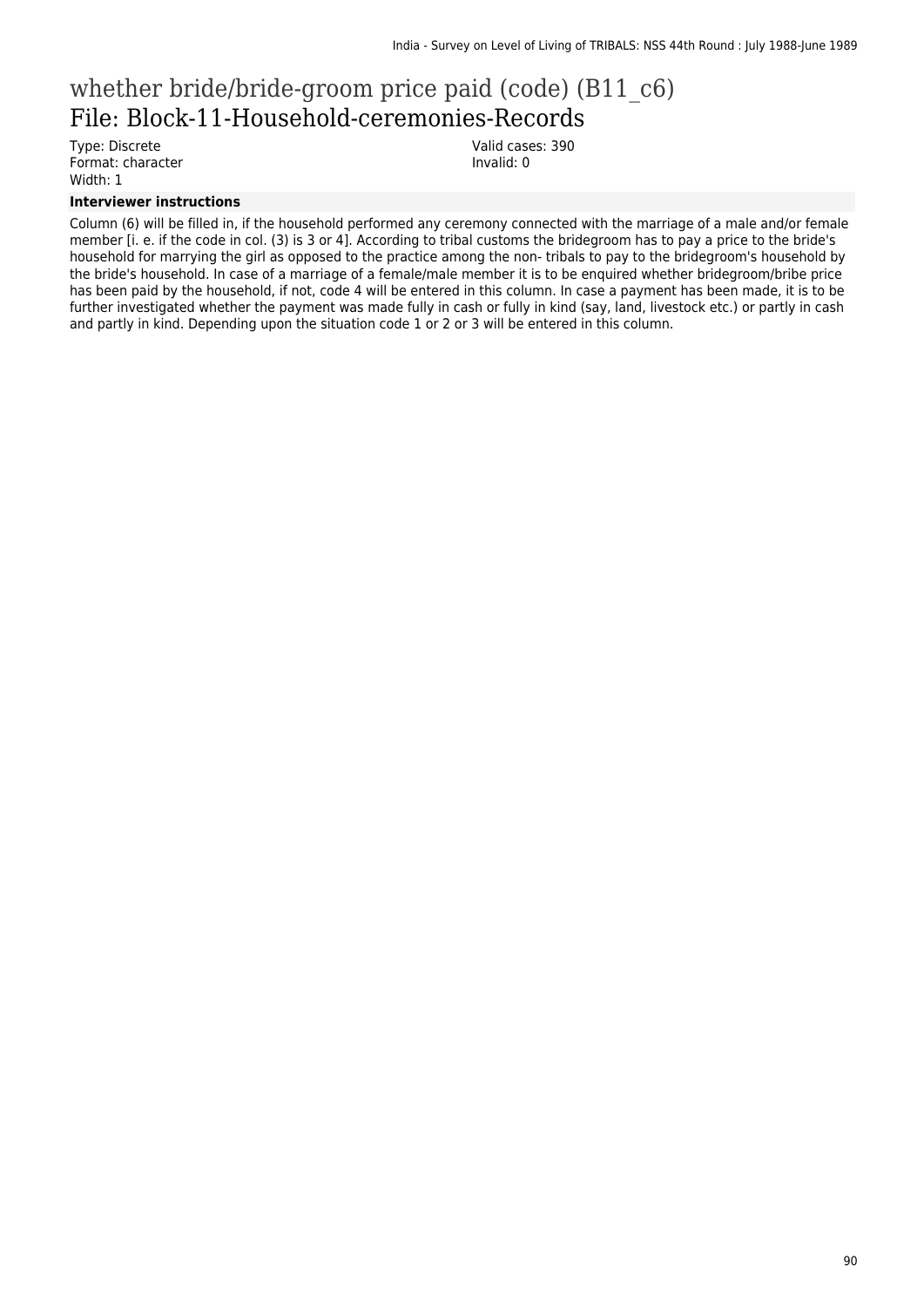# whether bride/bride-groom price paid (code) (B11_c6)

## File: Block-11-Household-ceremonies-Records

Type: Discrete
Format: character
Width: 1

Valid cases: 390
Invalid: 0

**Interviewer instructions**

Column (6) will be filled in, if the household performed any ceremony connected with the marriage of a male and/or female member [i. e. if the code in col. (3) is 3 or 4]. According to tribal customs the bridegroom has to pay a price to the bride's household for marrying the girl as opposed to the practice among the non- tribals to pay to the bridegroom's household by the bride's household. In case of a marriage of a female/male member it is to be enquired whether bridegroom/bribe price has been paid by the household, if not, code 4 will be entered in this column. In case a payment has been made, it is to be further investigated whether the payment was made fully in cash or fully in kind (say, land, livestock etc.) or partly in cash and partly in kind. Depending upon the situation code 1 or 2 or 3 will be entered in this column.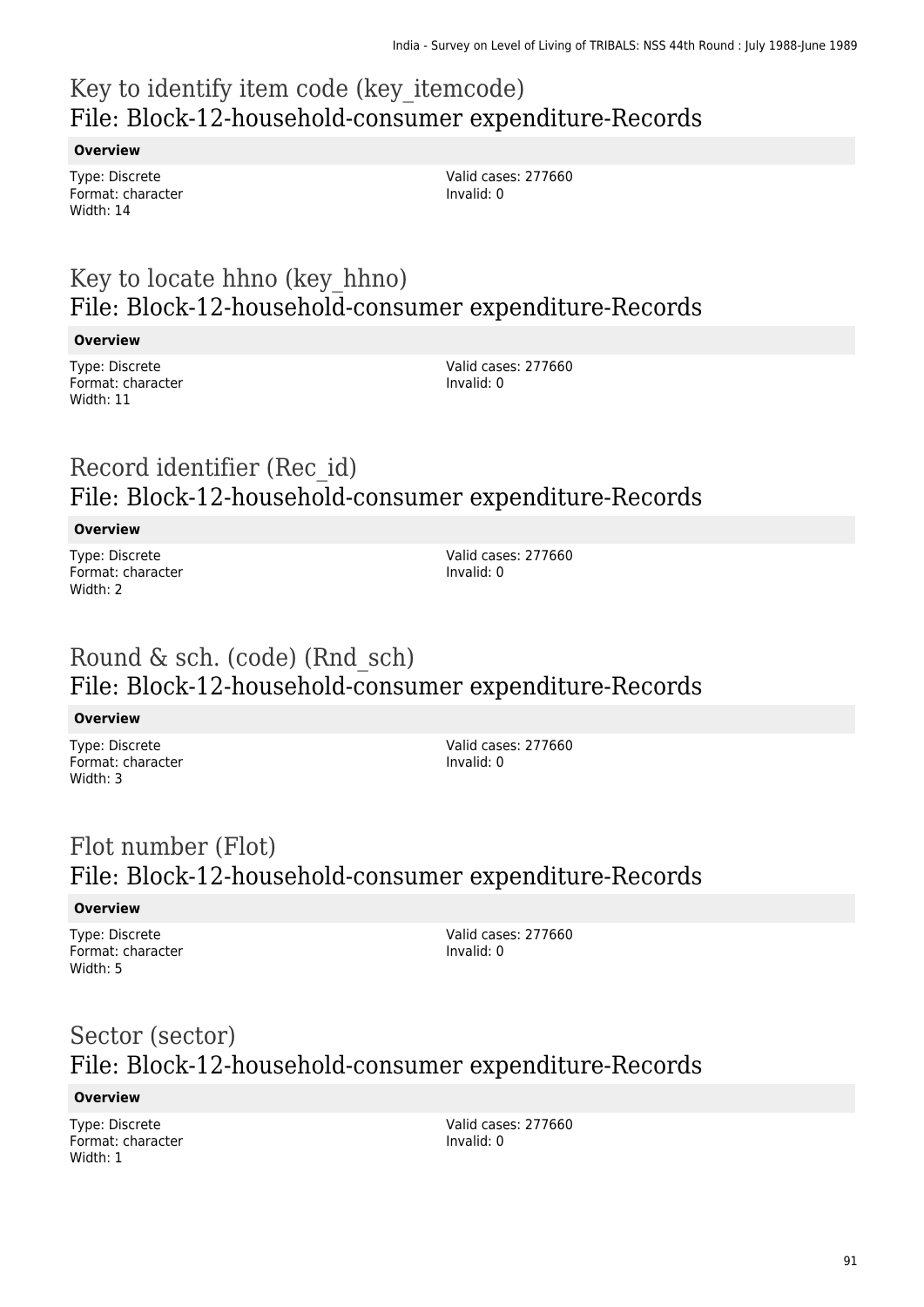## Key to identify item code (key_itemcode)
## File: Block-12-household-consumer expenditure-Records

**Overview**

Type: Discrete
Format: character
Width: 14

Valid cases: 277660
Invalid: 0

## Key to locate hhno (key_hhno)
## File: Block-12-household-consumer expenditure-Records

**Overview**

Type: Discrete
Format: character
Width: 11

Valid cases: 277660
Invalid: 0

## Record identifier (Rec_id)
## File: Block-12-household-consumer expenditure-Records

**Overview**

Type: Discrete
Format: character
Width: 2

Valid cases: 277660
Invalid: 0

## Round & sch. (code) (Rnd_sch)
## File: Block-12-household-consumer expenditure-Records

**Overview**

Type: Discrete
Format: character
Width: 3

Valid cases: 277660
Invalid: 0

## Flot number (Flot)
## File: Block-12-household-consumer expenditure-Records

**Overview**

Type: Discrete
Format: character
Width: 5

Valid cases: 277660
Invalid: 0

## Sector (sector)
## File: Block-12-household-consumer expenditure-Records

**Overview**

Type: Discrete
Format: character
Width: 1

Valid cases: 277660
Invalid: 0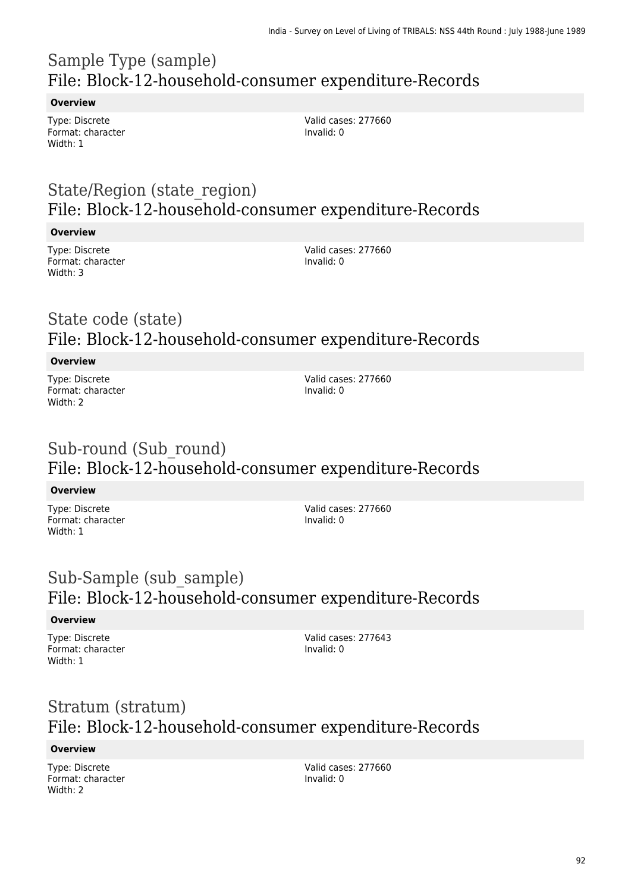# Sample Type (sample)
## File: Block-12-household-consumer expenditure-Records

**Overview**

Type: Discrete
Format: character
Width: 1

Valid cases: 277660
Invalid: 0

# State/Region (state_region)
## File: Block-12-household-consumer expenditure-Records

**Overview**

Type: Discrete
Format: character
Width: 3

Valid cases: 277660
Invalid: 0

# State code (state)
## File: Block-12-household-consumer expenditure-Records

**Overview**

Type: Discrete
Format: character
Width: 2

Valid cases: 277660
Invalid: 0

# Sub-round (Sub_round)
## File: Block-12-household-consumer expenditure-Records

**Overview**

Type: Discrete
Format: character
Width: 1

Valid cases: 277660
Invalid: 0

# Sub-Sample (sub_sample)
## File: Block-12-household-consumer expenditure-Records

**Overview**

Type: Discrete
Format: character
Width: 1

Valid cases: 277643
Invalid: 0

# Stratum (stratum)
## File: Block-12-household-consumer expenditure-Records

**Overview**

Type: Discrete
Format: character
Width: 2

Valid cases: 277660
Invalid: 0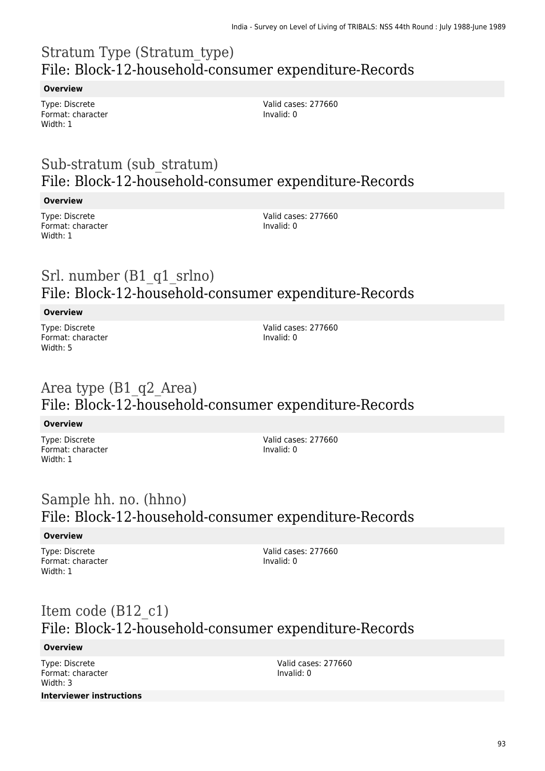# Stratum Type (Stratum_type)
## File: Block-12-household-consumer expenditure-Records

**Overview**

Type: Discrete
Format: character
Width: 1

Valid cases: 277660
Invalid: 0

# Sub-stratum (sub_stratum)
## File: Block-12-household-consumer expenditure-Records

**Overview**

Type: Discrete
Format: character
Width: 1

Valid cases: 277660
Invalid: 0

# Srl. number (B1_q1_srlno)
## File: Block-12-household-consumer expenditure-Records

**Overview**

Type: Discrete
Format: character
Width: 5

Valid cases: 277660
Invalid: 0

# Area type (B1_q2_Area)
## File: Block-12-household-consumer expenditure-Records

**Overview**

Type: Discrete
Format: character
Width: 1

Valid cases: 277660
Invalid: 0

# Sample hh. no. (hhno)
## File: Block-12-household-consumer expenditure-Records

**Overview**

Type: Discrete
Format: character
Width: 1

Valid cases: 277660
Invalid: 0

# Item code (B12_c1)
## File: Block-12-household-consumer expenditure-Records

**Overview**

Type: Discrete
Format: character
Width: 3

Valid cases: 277660
Invalid: 0

**Interviewer instructions**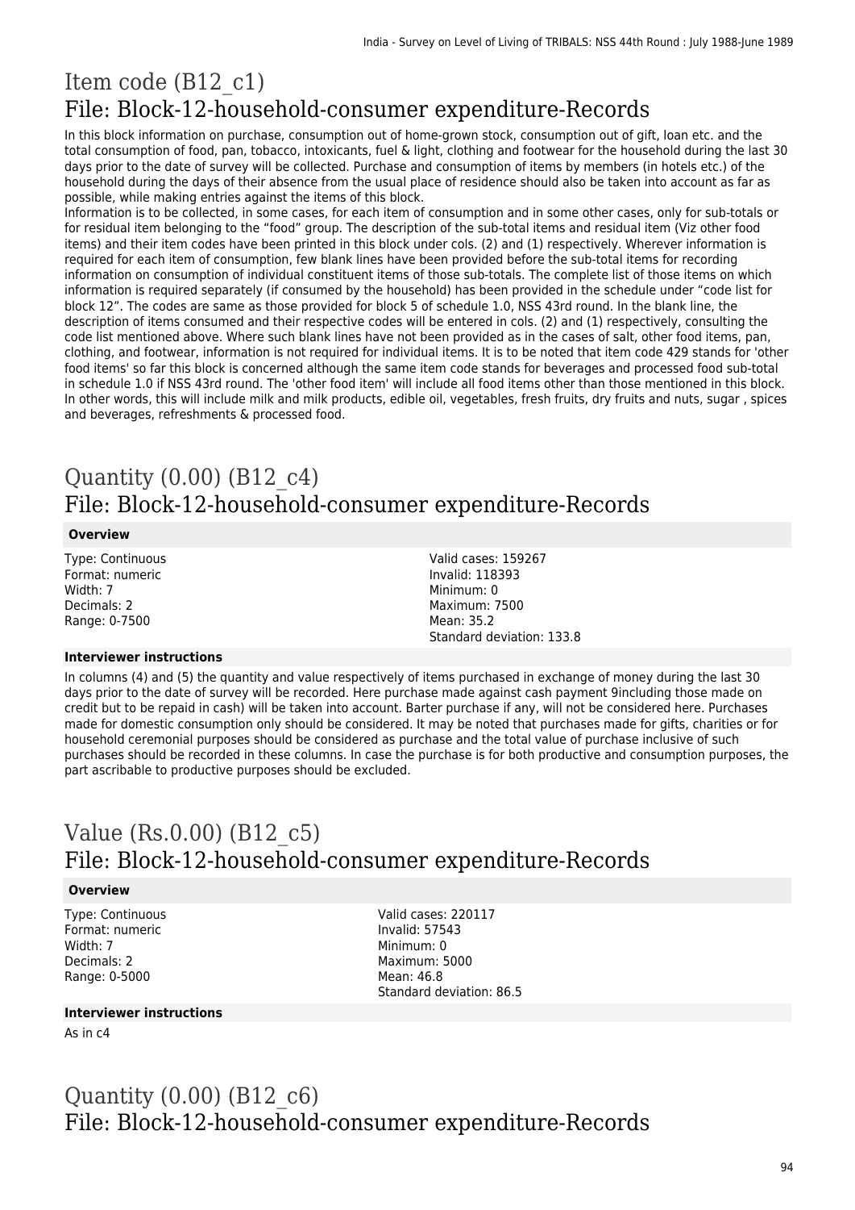# Item code (B12_c1)

## File: Block-12-household-consumer expenditure-Records

In this block information on purchase, consumption out of home-grown stock, consumption out of gift, loan etc. and the total consumption of food, pan, tobacco, intoxicants, fuel & light, clothing and footwear for the household during the last 30 days prior to the date of survey will be collected. Purchase and consumption of items by members (in hotels etc.) of the household during the days of their absence from the usual place of residence should also be taken into account as far as possible, while making entries against the items of this block.

Information is to be collected, in some cases, for each item of consumption and in some other cases, only for sub-totals or for residual item belonging to the "food" group. The description of the sub-total items and residual item (Viz other food items) and their item codes have been printed in this block under cols. (2) and (1) respectively. Wherever information is required for each item of consumption, few blank lines have been provided before the sub-total items for recording information on consumption of individual constituent items of those sub-totals. The complete list of those items on which information is required separately (if consumed by the household) has been provided in the schedule under "code list for block 12". The codes are same as those provided for block 5 of schedule 1.0, NSS 43rd round. In the blank line, the description of items consumed and their respective codes will be entered in cols. (2) and (1) respectively, consulting the code list mentioned above. Where such blank lines have not been provided as in the cases of salt, other food items, pan, clothing, and footwear, information is not required for individual items. It is to be noted that item code 429 stands for 'other food items' so far this block is concerned although the same item code stands for beverages and processed food sub-total in schedule 1.0 if NSS 43rd round. The 'other food item' will include all food items other than those mentioned in this block. In other words, this will include milk and milk products, edible oil, vegetables, fresh fruits, dry fruits and nuts, sugar , spices and beverages, refreshments & processed food.

# Quantity (0.00) (B12_c4)

## File: Block-12-household-consumer expenditure-Records

### Overview

Type: Continuous
Format: numeric
Width: 7
Decimals: 2
Range: 0-7500

Valid cases: 159267
Invalid: 118393
Minimum: 0
Maximum: 7500
Mean: 35.2
Standard deviation: 133.8

### Interviewer instructions

In columns (4) and (5) the quantity and value respectively of items purchased in exchange of money during the last 30 days prior to the date of survey will be recorded. Here purchase made against cash payment 9including those made on credit but to be repaid in cash) will be taken into account. Barter purchase if any, will not be considered here. Purchases made for domestic consumption only should be considered. It may be noted that purchases made for gifts, charities or for household ceremonial purposes should be considered as purchase and the total value of purchase inclusive of such purchases should be recorded in these columns. In case the purchase is for both productive and consumption purposes, the part ascribable to productive purposes should be excluded.

# Value (Rs.0.00) (B12_c5)

## File: Block-12-household-consumer expenditure-Records

### Overview

Type: Continuous
Format: numeric
Width: 7
Decimals: 2
Range: 0-5000

Valid cases: 220117
Invalid: 57543
Minimum: 0
Maximum: 5000
Mean: 46.8
Standard deviation: 86.5

### Interviewer instructions

As in c4

# Quantity (0.00) (B12_c6)

## File: Block-12-household-consumer expenditure-Records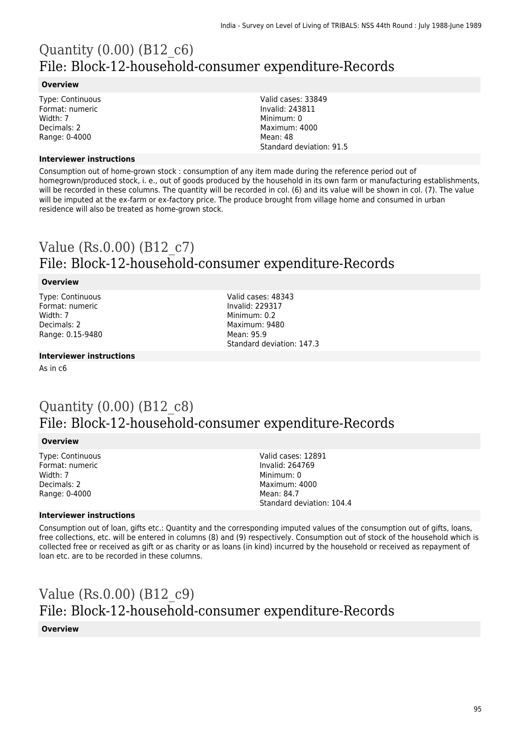# Quantity (0.00) (B12_c6)
## File: Block-12-household-consumer expenditure-Records

**Overview**

Type: Continuous
Format: numeric
Width: 7
Decimals: 2
Range: 0-4000

Valid cases: 33849
Invalid: 243811
Minimum: 0
Maximum: 4000
Mean: 48
Standard deviation: 91.5

**Interviewer instructions**

Consumption out of home-grown stock : consumption of any item made during the reference period out of homegrown/produced stock, i. e., out of goods produced by the household in its own farm or manufacturing establishments, will be recorded in these columns. The quantity will be recorded in col. (6) and its value will be shown in col. (7). The value will be imputed at the ex-farm or ex-factory price. The produce brought from village home and consumed in urban residence will also be treated as home-grown stock.

# Value (Rs.0.00) (B12_c7)
## File: Block-12-household-consumer expenditure-Records

**Overview**

Type: Continuous
Format: numeric
Width: 7
Decimals: 2
Range: 0.15-9480

Valid cases: 48343
Invalid: 229317
Minimum: 0.2
Maximum: 9480
Mean: 95.9
Standard deviation: 147.3

**Interviewer instructions**

As in c6

# Quantity (0.00) (B12_c8)
## File: Block-12-household-consumer expenditure-Records

**Overview**

Type: Continuous
Format: numeric
Width: 7
Decimals: 2
Range: 0-4000

Valid cases: 12891
Invalid: 264769
Minimum: 0
Maximum: 4000
Mean: 84.7
Standard deviation: 104.4

**Interviewer instructions**

Consumption out of loan, gifts etc.: Quantity and the corresponding imputed values of the consumption out of gifts, loans, free collections, etc. will be entered in columns (8) and (9) respectively. Consumption out of stock of the household which is collected free or received as gift or as charity or as loans (in kind) incurred by the household or received as repayment of loan etc. are to be recorded in these columns.

# Value (Rs.0.00) (B12_c9)
## File: Block-12-household-consumer expenditure-Records

**Overview**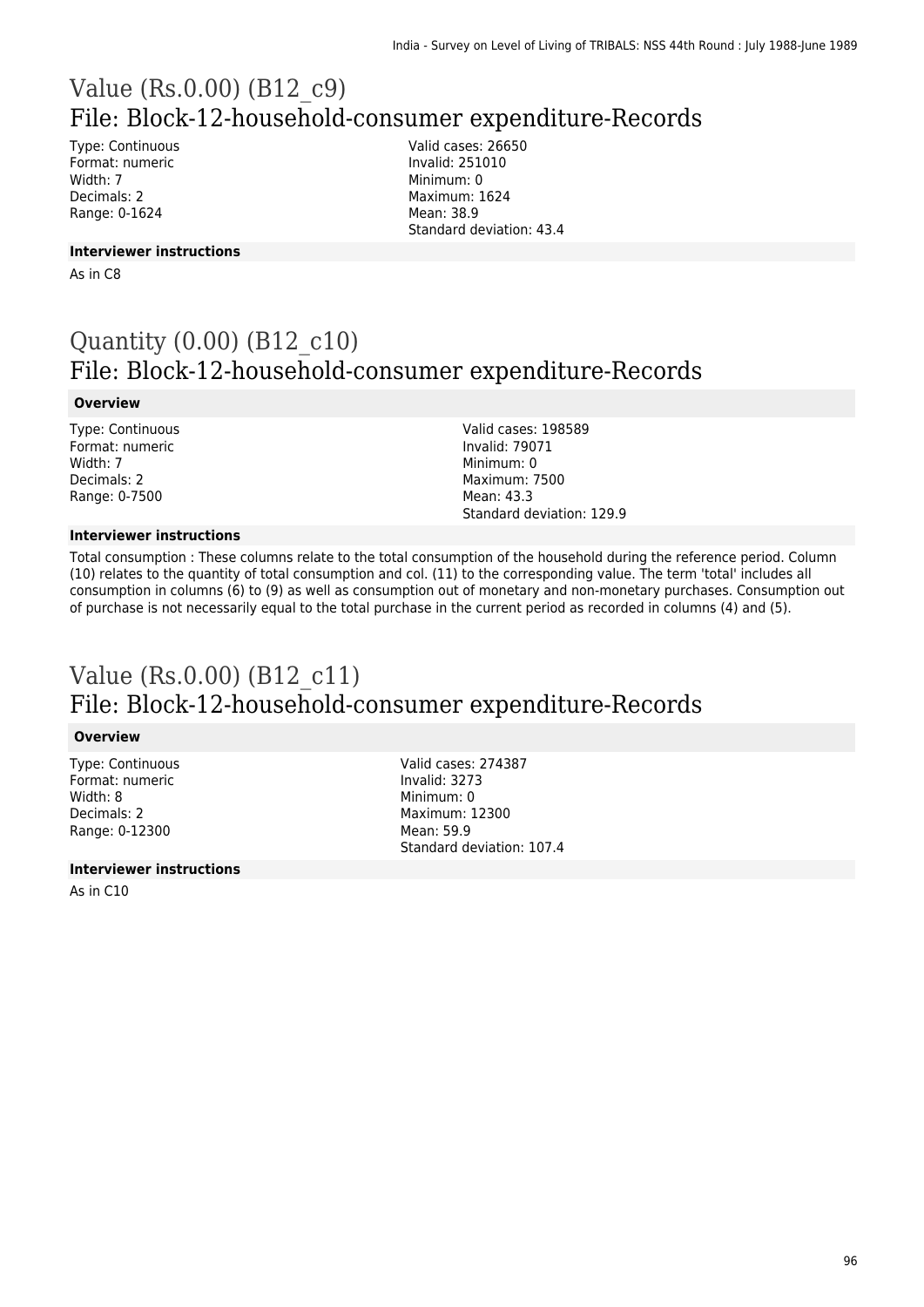## Value (Rs.0.00) (B12_c9)
## File: Block-12-household-consumer expenditure-Records

Type: Continuous
Format: numeric
Width: 7
Decimals: 2
Range: 0-1624

Valid cases: 26650
Invalid: 251010
Minimum: 0
Maximum: 1624
Mean: 38.9
Standard deviation: 43.4

**Interviewer instructions**

As in C8

## Quantity (0.00) (B12_c10)
## File: Block-12-household-consumer expenditure-Records

**Overview**

Type: Continuous
Format: numeric
Width: 7
Decimals: 2
Range: 0-7500

Valid cases: 198589
Invalid: 79071
Minimum: 0
Maximum: 7500
Mean: 43.3
Standard deviation: 129.9

**Interviewer instructions**

Total consumption : These columns relate to the total consumption of the household during the reference period. Column (10) relates to the quantity of total consumption and col. (11) to the corresponding value. The term 'total' includes all consumption in columns (6) to (9) as well as consumption out of monetary and non-monetary purchases. Consumption out of purchase is not necessarily equal to the total purchase in the current period as recorded in columns (4) and (5).

## Value (Rs.0.00) (B12_c11)
## File: Block-12-household-consumer expenditure-Records

**Overview**

Type: Continuous
Format: numeric
Width: 8
Decimals: 2
Range: 0-12300

Valid cases: 274387
Invalid: 3273
Minimum: 0
Maximum: 12300
Mean: 59.9
Standard deviation: 107.4

**Interviewer instructions**

As in C10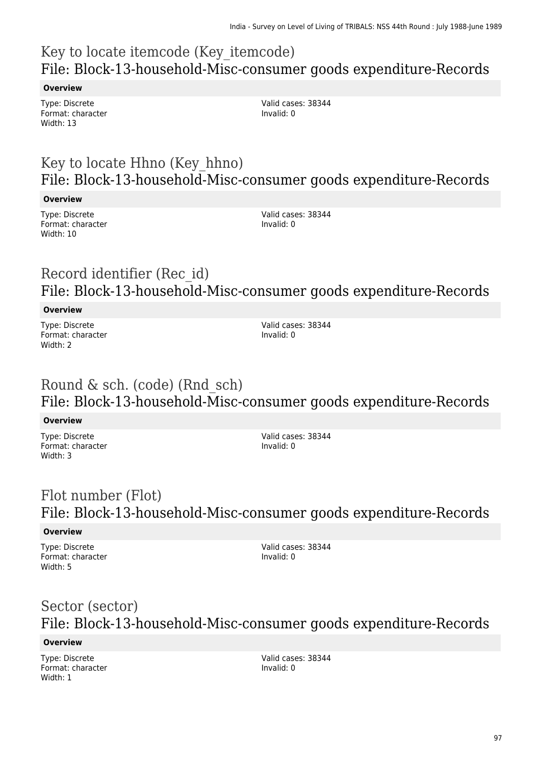## Key to locate itemcode (Key_itemcode)
## File: Block-13-household-Misc-consumer goods expenditure-Records

**Overview**

Type: Discrete
Format: character
Width: 13

Valid cases: 38344
Invalid: 0

## Key to locate Hhno (Key_hhno)
## File: Block-13-household-Misc-consumer goods expenditure-Records

**Overview**

Type: Discrete
Format: character
Width: 10

Valid cases: 38344
Invalid: 0

## Record identifier (Rec_id)
## File: Block-13-household-Misc-consumer goods expenditure-Records

**Overview**

Type: Discrete
Format: character
Width: 2

Valid cases: 38344
Invalid: 0

## Round & sch. (code) (Rnd_sch)
## File: Block-13-household-Misc-consumer goods expenditure-Records

**Overview**

Type: Discrete
Format: character
Width: 3

Valid cases: 38344
Invalid: 0

## Flot number (Flot)
## File: Block-13-household-Misc-consumer goods expenditure-Records

**Overview**

Type: Discrete
Format: character
Width: 5

Valid cases: 38344
Invalid: 0

## Sector (sector)
## File: Block-13-household-Misc-consumer goods expenditure-Records

**Overview**

Type: Discrete
Format: character
Width: 1

Valid cases: 38344
Invalid: 0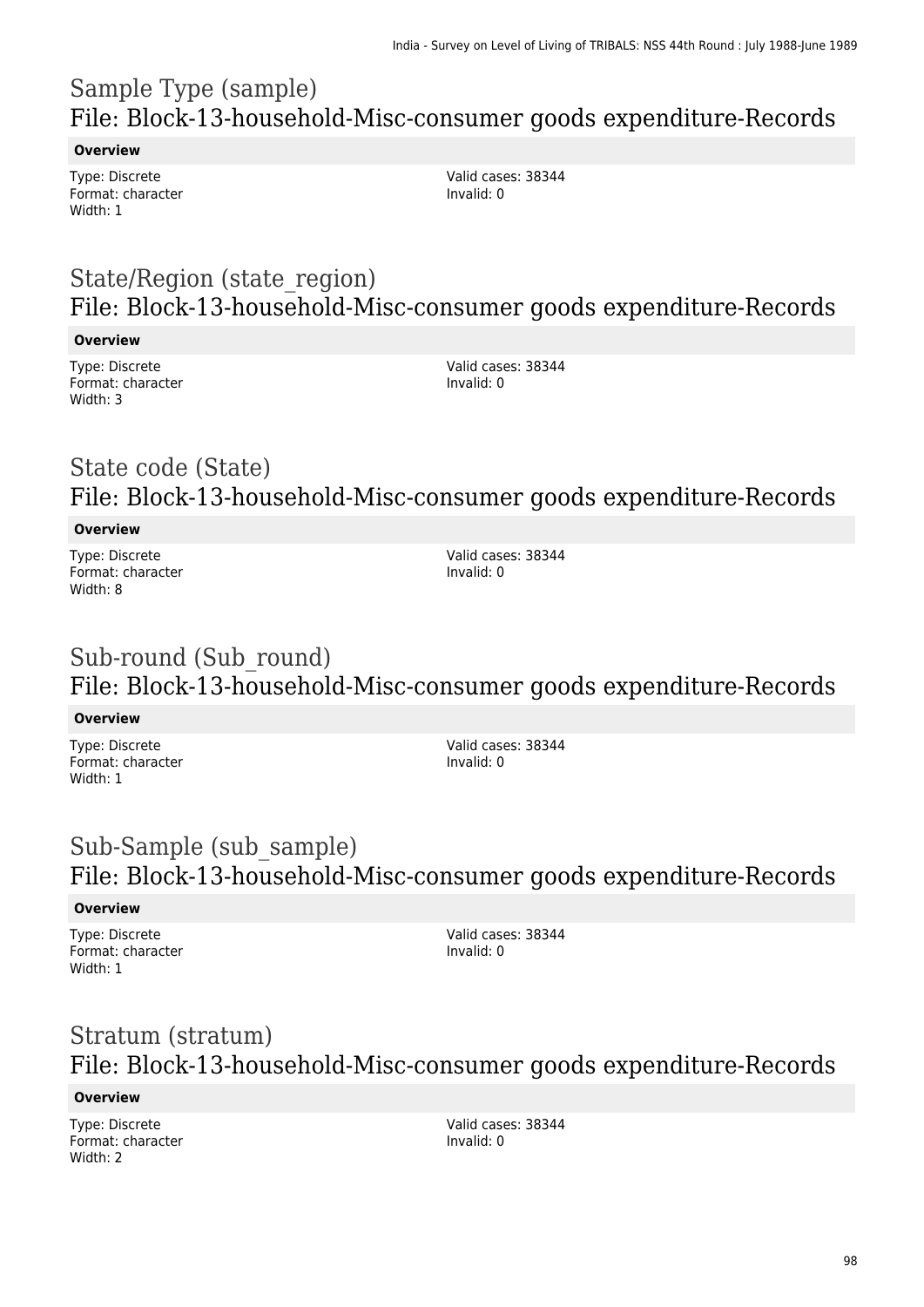## Sample Type (sample)
## File: Block-13-household-Misc-consumer goods expenditure-Records

**Overview**

Type: Discrete
Format: character
Width: 1

Valid cases: 38344
Invalid: 0

## State/Region (state_region)
## File: Block-13-household-Misc-consumer goods expenditure-Records

**Overview**

Type: Discrete
Format: character
Width: 3

Valid cases: 38344
Invalid: 0

## State code (State)
## File: Block-13-household-Misc-consumer goods expenditure-Records

**Overview**

Type: Discrete
Format: character
Width: 8

Valid cases: 38344
Invalid: 0

## Sub-round (Sub_round)
## File: Block-13-household-Misc-consumer goods expenditure-Records

**Overview**

Type: Discrete
Format: character
Width: 1

Valid cases: 38344
Invalid: 0

## Sub-Sample (sub_sample)
## File: Block-13-household-Misc-consumer goods expenditure-Records

**Overview**

Type: Discrete
Format: character
Width: 1

Valid cases: 38344
Invalid: 0

## Stratum (stratum)
## File: Block-13-household-Misc-consumer goods expenditure-Records

**Overview**

Type: Discrete
Format: character
Width: 2

Valid cases: 38344
Invalid: 0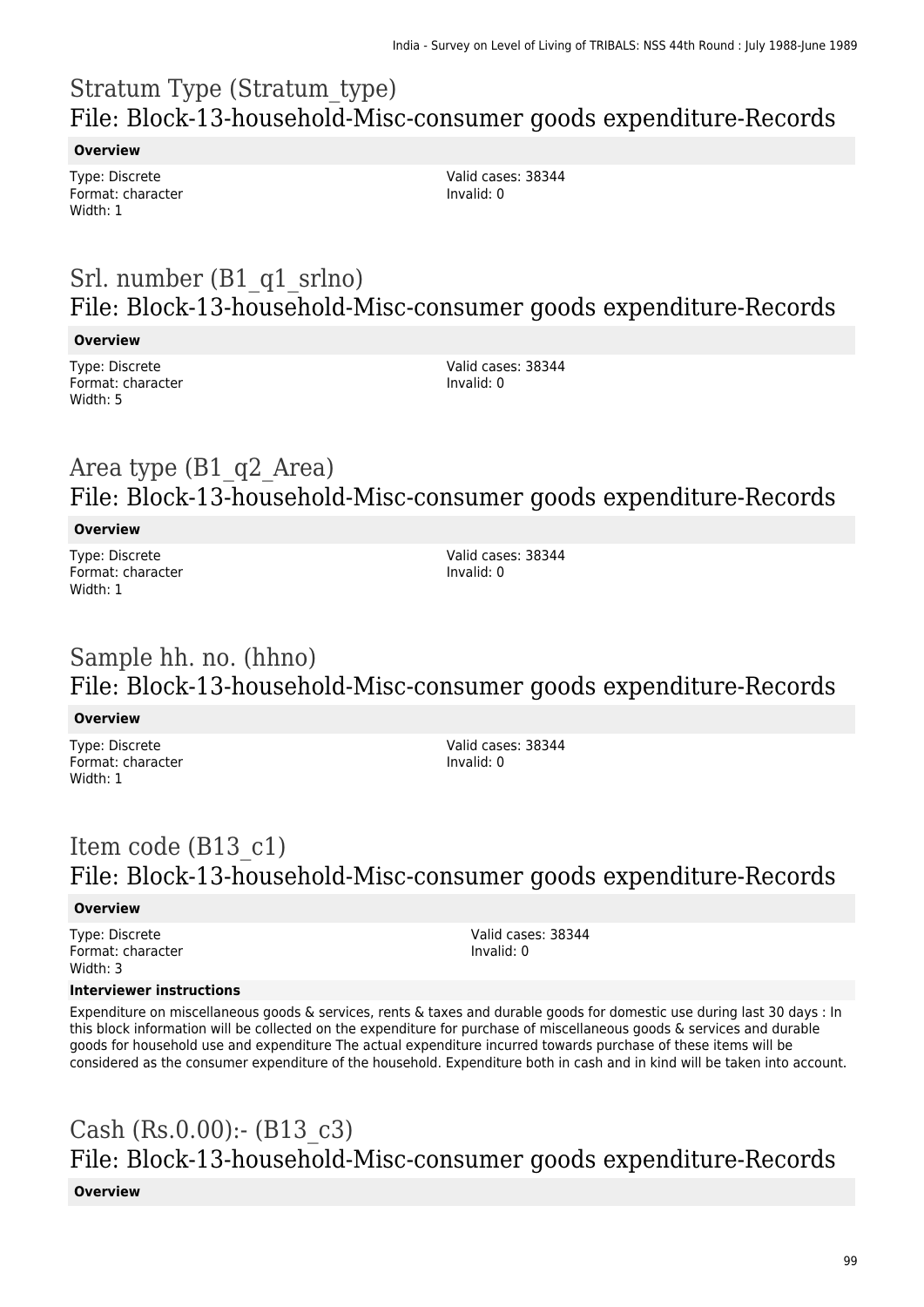# Stratum Type (Stratum_type)
## File: Block-13-household-Misc-consumer goods expenditure-Records

**Overview**

Type: Discrete
Format: character
Width: 1

Valid cases: 38344
Invalid: 0

# Srl. number (B1_q1_srlno)
## File: Block-13-household-Misc-consumer goods expenditure-Records

**Overview**

Type: Discrete
Format: character
Width: 5

Valid cases: 38344
Invalid: 0

# Area type (B1_q2_Area)
## File: Block-13-household-Misc-consumer goods expenditure-Records

**Overview**

Type: Discrete
Format: character
Width: 1

Valid cases: 38344
Invalid: 0

# Sample hh. no. (hhno)
## File: Block-13-household-Misc-consumer goods expenditure-Records

**Overview**

Type: Discrete
Format: character
Width: 1

Valid cases: 38344
Invalid: 0

# Item code (B13_c1)
## File: Block-13-household-Misc-consumer goods expenditure-Records

**Overview**

Type: Discrete
Format: character
Width: 3

Valid cases: 38344
Invalid: 0

**Interviewer instructions**

Expenditure on miscellaneous goods & services, rents & taxes and durable goods for domestic use during last 30 days : In this block information will be collected on the expenditure for purchase of miscellaneous goods & services and durable goods for household use and expenditure The actual expenditure incurred towards purchase of these items will be considered as the consumer expenditure of the household. Expenditure both in cash and in kind will be taken into account.

# Cash (Rs.0.00):- (B13_c3)
## File: Block-13-household-Misc-consumer goods expenditure-Records

**Overview**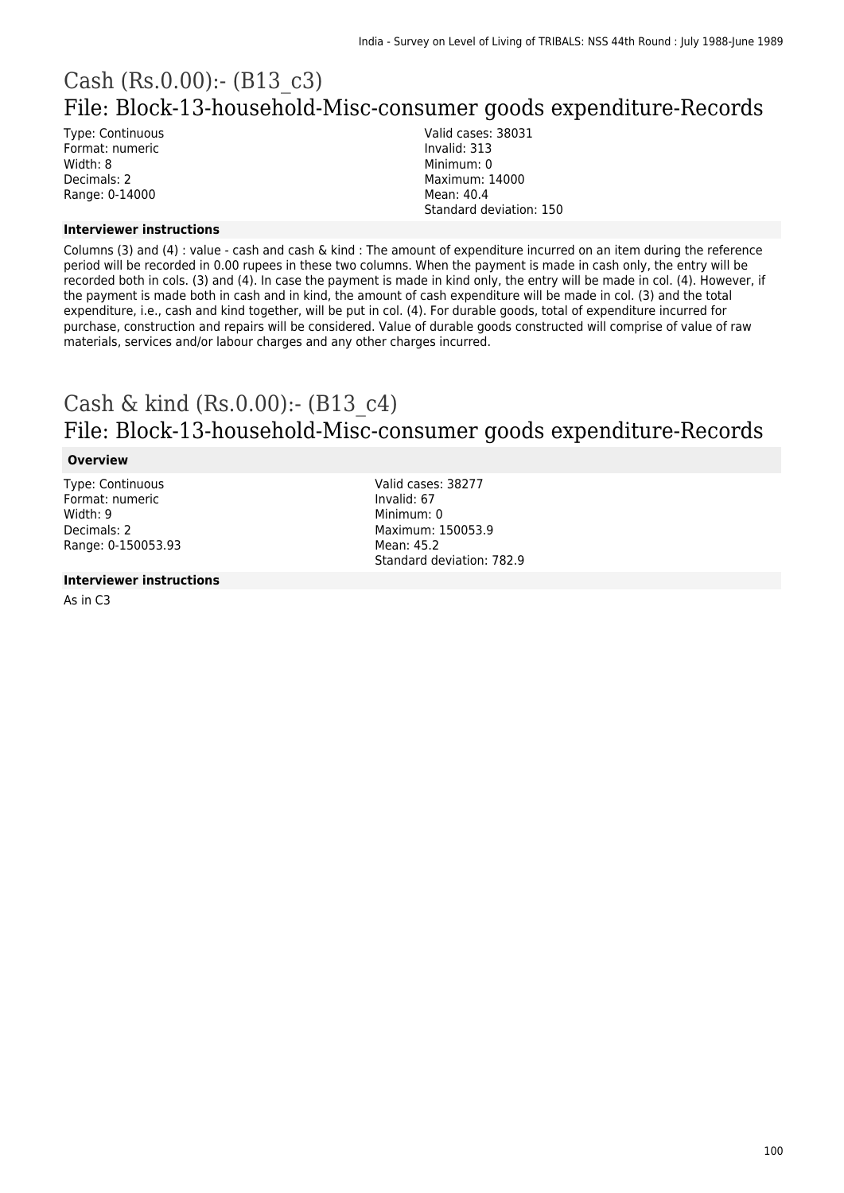# Cash (Rs.0.00):- (B13_c3)

## File: Block-13-household-Misc-consumer goods expenditure-Records

Type: Continuous
Format: numeric
Width: 8
Decimals: 2
Range: 0-14000

Valid cases: 38031
Invalid: 313
Minimum: 0
Maximum: 14000
Mean: 40.4
Standard deviation: 150

**Interviewer instructions**

Columns (3) and (4) : value - cash and cash & kind : The amount of expenditure incurred on an item during the reference period will be recorded in 0.00 rupees in these two columns. When the payment is made in cash only, the entry will be recorded both in cols. (3) and (4). In case the payment is made in kind only, the entry will be made in col. (4). However, if the payment is made both in cash and in kind, the amount of cash expenditure will be made in col. (3) and the total expenditure, i.e., cash and kind together, will be put in col. (4). For durable goods, total of expenditure incurred for purchase, construction and repairs will be considered. Value of durable goods constructed will comprise of value of raw materials, services and/or labour charges and any other charges incurred.

# Cash & kind (Rs.0.00):- (B13_c4)

## File: Block-13-household-Misc-consumer goods expenditure-Records

**Overview**

Type: Continuous
Format: numeric
Width: 9
Decimals: 2
Range: 0-150053.93

Valid cases: 38277
Invalid: 67
Minimum: 0
Maximum: 150053.9
Mean: 45.2
Standard deviation: 782.9

**Interviewer instructions**

As in C3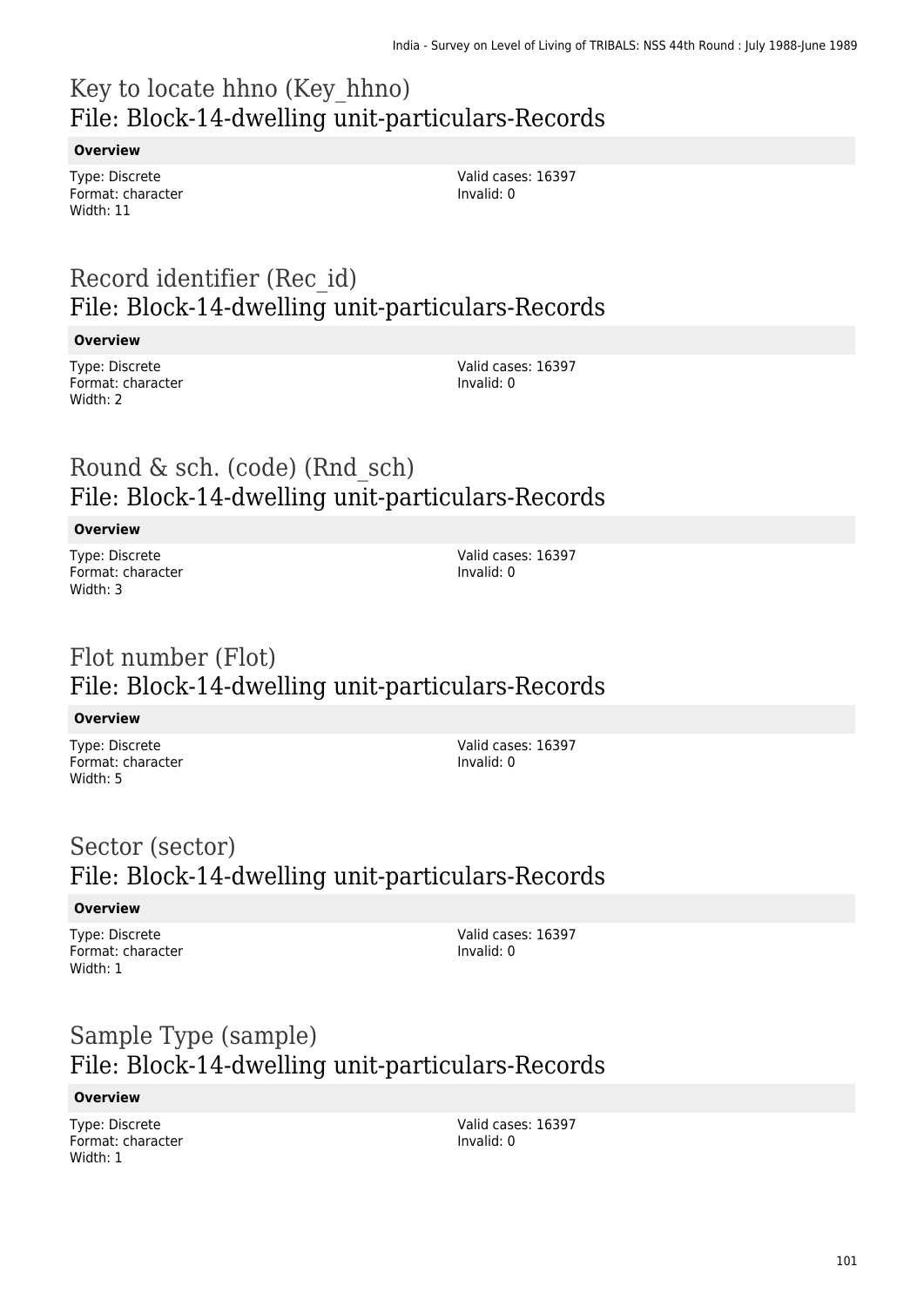## Key to locate hhno (Key_hhno)
## File: Block-14-dwelling unit-particulars-Records

**Overview**

Type: Discrete
Format: character
Width: 11

Valid cases: 16397
Invalid: 0

## Record identifier (Rec_id)
## File: Block-14-dwelling unit-particulars-Records

**Overview**

Type: Discrete
Format: character
Width: 2

Valid cases: 16397
Invalid: 0

## Round & sch. (code) (Rnd_sch)
## File: Block-14-dwelling unit-particulars-Records

**Overview**

Type: Discrete
Format: character
Width: 3

Valid cases: 16397
Invalid: 0

## Flot number (Flot)
## File: Block-14-dwelling unit-particulars-Records

**Overview**

Type: Discrete
Format: character
Width: 5

Valid cases: 16397
Invalid: 0

## Sector (sector)
## File: Block-14-dwelling unit-particulars-Records

**Overview**

Type: Discrete
Format: character
Width: 1

Valid cases: 16397
Invalid: 0

## Sample Type (sample)
## File: Block-14-dwelling unit-particulars-Records

**Overview**

Type: Discrete
Format: character
Width: 1

Valid cases: 16397
Invalid: 0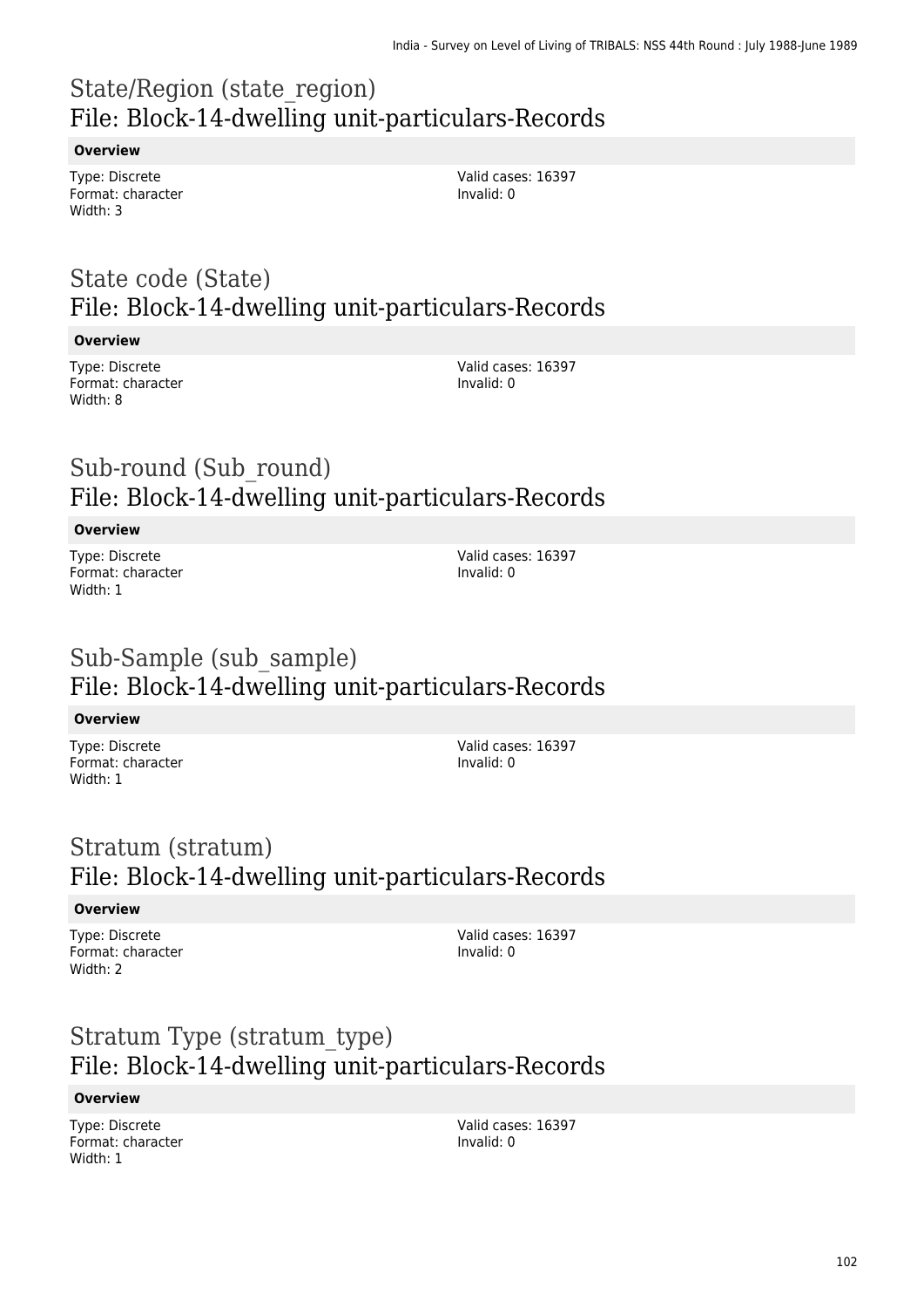## State/Region (state_region)
## File: Block-14-dwelling unit-particulars-Records

**Overview**

Type: Discrete
Format: character
Width: 3

Valid cases: 16397
Invalid: 0

## State code (State)
## File: Block-14-dwelling unit-particulars-Records

**Overview**

Type: Discrete
Format: character
Width: 8

Valid cases: 16397
Invalid: 0

## Sub-round (Sub_round)
## File: Block-14-dwelling unit-particulars-Records

**Overview**

Type: Discrete
Format: character
Width: 1

Valid cases: 16397
Invalid: 0

## Sub-Sample (sub_sample)
## File: Block-14-dwelling unit-particulars-Records

**Overview**

Type: Discrete
Format: character
Width: 1

Valid cases: 16397
Invalid: 0

## Stratum (stratum)
## File: Block-14-dwelling unit-particulars-Records

**Overview**

Type: Discrete
Format: character
Width: 2

Valid cases: 16397
Invalid: 0

## Stratum Type (stratum_type)
## File: Block-14-dwelling unit-particulars-Records

**Overview**

Type: Discrete
Format: character
Width: 1

Valid cases: 16397
Invalid: 0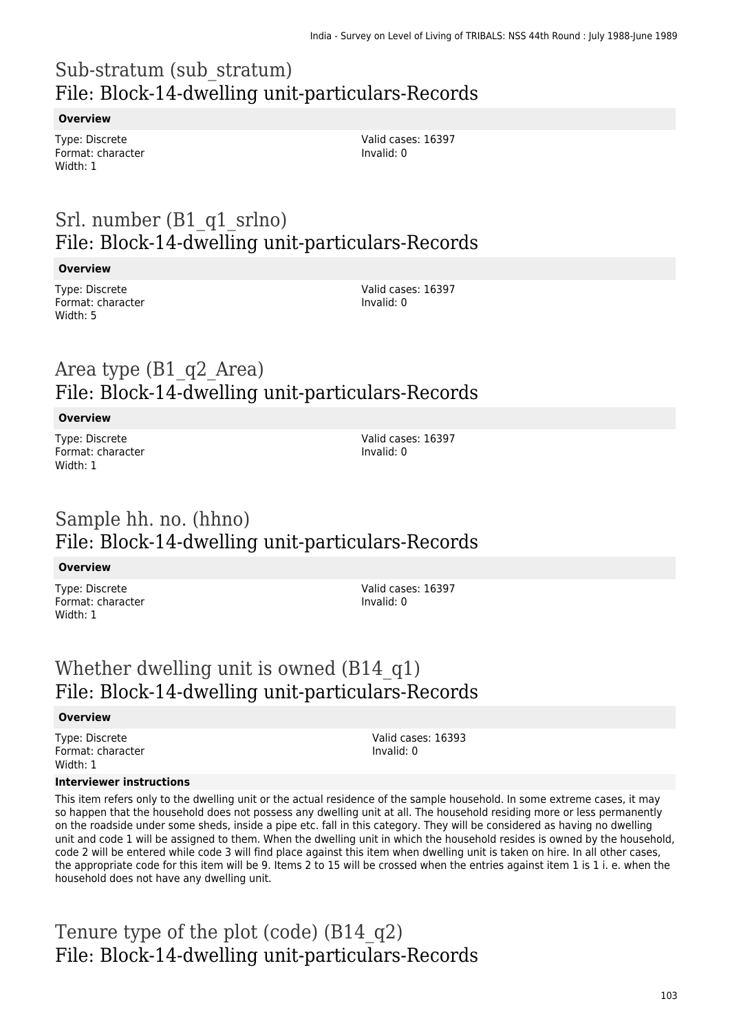# Sub-stratum (sub_stratum)
## File: Block-14-dwelling unit-particulars-Records

### Overview

Type: Discrete
Format: character
Width: 1

Valid cases: 16397
Invalid: 0

# Srl. number (B1_q1_srlno)
## File: Block-14-dwelling unit-particulars-Records

### Overview

Type: Discrete
Format: character
Width: 5

Valid cases: 16397
Invalid: 0

# Area type (B1_q2_Area)
## File: Block-14-dwelling unit-particulars-Records

### Overview

Type: Discrete
Format: character
Width: 1

Valid cases: 16397
Invalid: 0

# Sample hh. no. (hhno)
## File: Block-14-dwelling unit-particulars-Records

### Overview

Type: Discrete
Format: character
Width: 1

Valid cases: 16397
Invalid: 0

# Whether dwelling unit is owned (B14_q1)
## File: Block-14-dwelling unit-particulars-Records

### Overview

Type: Discrete
Format: character
Width: 1

Valid cases: 16393
Invalid: 0

### Interviewer instructions

This item refers only to the dwelling unit or the actual residence of the sample household. In some extreme cases, it may so happen that the household does not possess any dwelling unit at all. The household residing more or less permanently on the roadside under some sheds, inside a pipe etc. fall in this category. They will be considered as having no dwelling unit and code 1 will be assigned to them. When the dwelling unit in which the household resides is owned by the household, code 2 will be entered while code 3 will find place against this item when dwelling unit is taken on hire. In all other cases, the appropriate code for this item will be 9. Items 2 to 15 will be crossed when the entries against item 1 is 1 i. e. when the household does not have any dwelling unit.

# Tenure type of the plot (code) (B14_q2)
## File: Block-14-dwelling unit-particulars-Records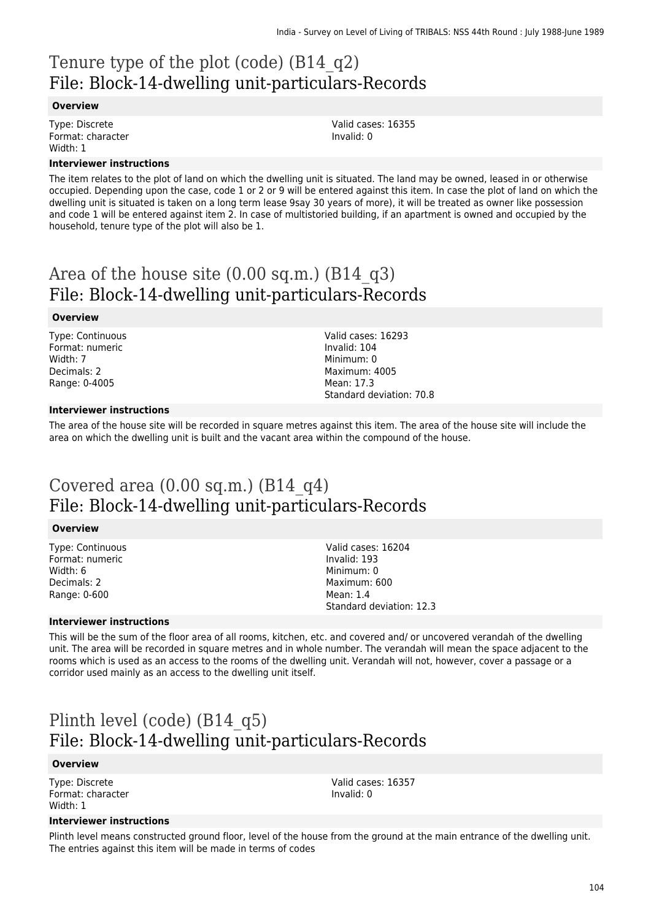# Tenure type of the plot (code) (B14_q2)
## File: Block-14-dwelling unit-particulars-Records

### Overview

Type: Discrete
Format: character
Width: 1

Valid cases: 16355
Invalid: 0

### Interviewer instructions

The item relates to the plot of land on which the dwelling unit is situated. The land may be owned, leased in or otherwise occupied. Depending upon the case, code 1 or 2 or 9 will be entered against this item. In case the plot of land on which the dwelling unit is situated is taken on a long term lease 9say 30 years of more), it will be treated as owner like possession and code 1 will be entered against item 2. In case of multistoried building, if an apartment is owned and occupied by the household, tenure type of the plot will also be 1.

# Area of the house site (0.00 sq.m.) (B14_q3)
## File: Block-14-dwelling unit-particulars-Records

### Overview

Type: Continuous
Format: numeric
Width: 7
Decimals: 2
Range: 0-4005

Valid cases: 16293
Invalid: 104
Minimum: 0
Maximum: 4005
Mean: 17.3
Standard deviation: 70.8

### Interviewer instructions

The area of the house site will be recorded in square metres against this item. The area of the house site will include the area on which the dwelling unit is built and the vacant area within the compound of the house.

# Covered area (0.00 sq.m.) (B14_q4)
## File: Block-14-dwelling unit-particulars-Records

### Overview

Type: Continuous
Format: numeric
Width: 6
Decimals: 2
Range: 0-600

Valid cases: 16204
Invalid: 193
Minimum: 0
Maximum: 600
Mean: 1.4
Standard deviation: 12.3

### Interviewer instructions

This will be the sum of the floor area of all rooms, kitchen, etc. and covered and/ or uncovered verandah of the dwelling unit. The area will be recorded in square metres and in whole number. The verandah will mean the space adjacent to the rooms which is used as an access to the rooms of the dwelling unit. Verandah will not, however, cover a passage or a corridor used mainly as an access to the dwelling unit itself.

# Plinth level (code) (B14_q5)
## File: Block-14-dwelling unit-particulars-Records

### Overview

Type: Discrete
Format: character
Width: 1

Valid cases: 16357
Invalid: 0

### Interviewer instructions

Plinth level means constructed ground floor, level of the house from the ground at the main entrance of the dwelling unit. The entries against this item will be made in terms of codes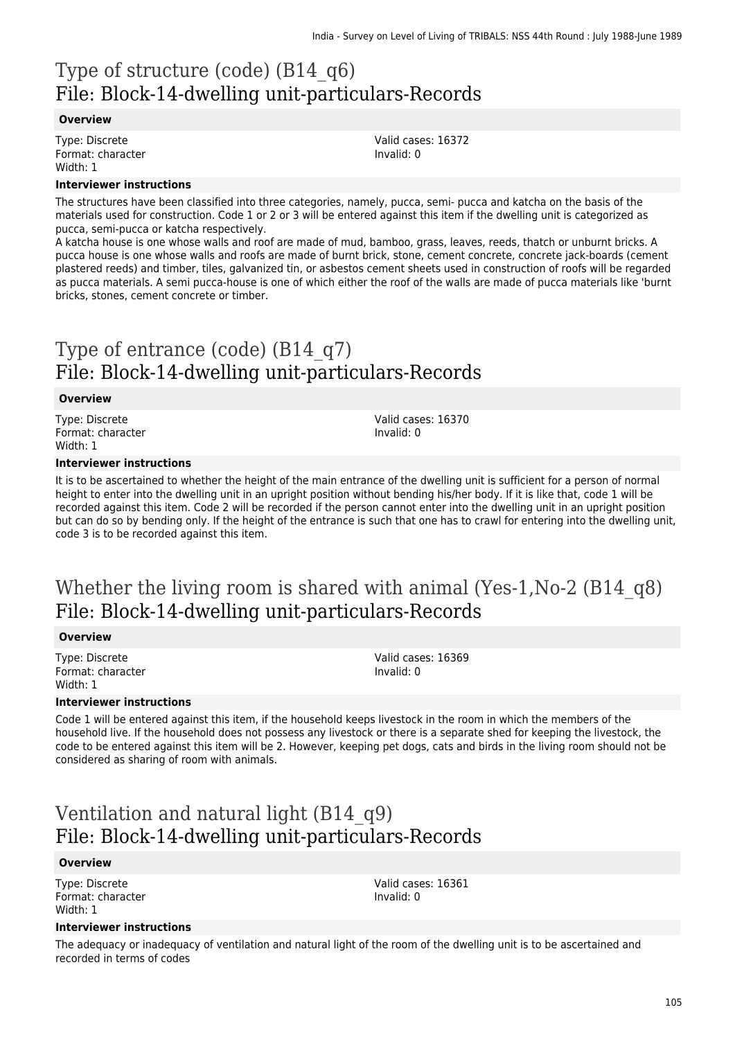# Type of structure (code) (B14_q6)
# File: Block-14-dwelling unit-particulars-Records

**Overview**

Type: Discrete
Format: character
Width: 1

Valid cases: 16372
Invalid: 0

**Interviewer instructions**

The structures have been classified into three categories, namely, pucca, semi- pucca and katcha on the basis of the materials used for construction. Code 1 or 2 or 3 will be entered against this item if the dwelling unit is categorized as pucca, semi-pucca or katcha respectively.
A katcha house is one whose walls and roof are made of mud, bamboo, grass, leaves, reeds, thatch or unburnt bricks. A pucca house is one whose walls and roofs are made of burnt brick, stone, cement concrete, concrete jack-boards (cement plastered reeds) and timber, tiles, galvanized tin, or asbestos cement sheets used in construction of roofs will be regarded as pucca materials. A semi pucca-house is one of which either the roof of the walls are made of pucca materials like 'burnt bricks, stones, cement concrete or timber.

# Type of entrance (code) (B14_q7)
# File: Block-14-dwelling unit-particulars-Records

**Overview**

Type: Discrete
Format: character
Width: 1

Valid cases: 16370
Invalid: 0

**Interviewer instructions**

It is to be ascertained to whether the height of the main entrance of the dwelling unit is sufficient for a person of normal height to enter into the dwelling unit in an upright position without bending his/her body. If it is like that, code 1 will be recorded against this item. Code 2 will be recorded if the person cannot enter into the dwelling unit in an upright position but can do so by bending only. If the height of the entrance is such that one has to crawl for entering into the dwelling unit, code 3 is to be recorded against this item.

# Whether the living room is shared with animal (Yes-1,No-2 (B14_q8)
# File: Block-14-dwelling unit-particulars-Records

**Overview**

Type: Discrete
Format: character
Width: 1

Valid cases: 16369
Invalid: 0

**Interviewer instructions**

Code 1 will be entered against this item, if the household keeps livestock in the room in which the members of the household live. If the household does not possess any livestock or there is a separate shed for keeping the livestock, the code to be entered against this item will be 2. However, keeping pet dogs, cats and birds in the living room should not be considered as sharing of room with animals.

# Ventilation and natural light (B14_q9)
# File: Block-14-dwelling unit-particulars-Records

**Overview**

Type: Discrete
Format: character
Width: 1

Valid cases: 16361
Invalid: 0

**Interviewer instructions**

The adequacy or inadequacy of ventilation and natural light of the room of the dwelling unit is to be ascertained and recorded in terms of codes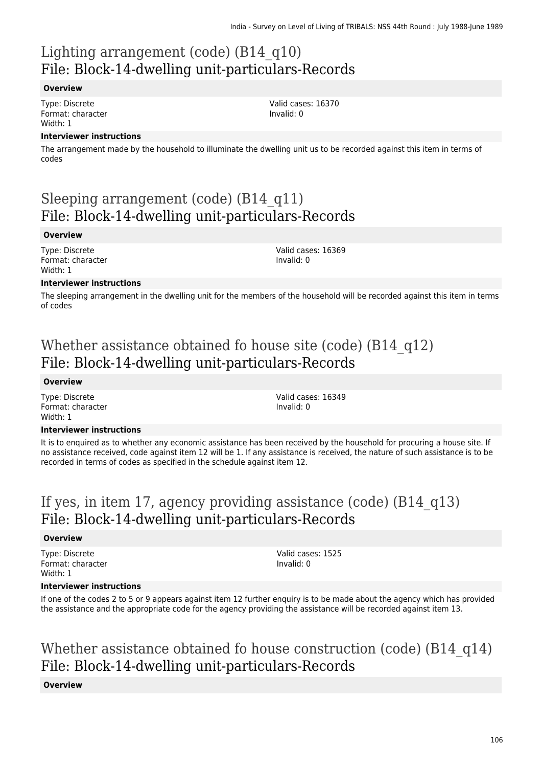## Lighting arrangement (code) (B14_q10)
## File: Block-14-dwelling unit-particulars-Records

**Overview**

Type: Discrete
Format: character
Width: 1

Valid cases: 16370
Invalid: 0

**Interviewer instructions**

The arrangement made by the household to illuminate the dwelling unit us to be recorded against this item in terms of codes

## Sleeping arrangement (code) (B14_q11)
## File: Block-14-dwelling unit-particulars-Records

**Overview**

Type: Discrete
Format: character
Width: 1

Valid cases: 16369
Invalid: 0

**Interviewer instructions**

The sleeping arrangement in the dwelling unit for the members of the household will be recorded against this item in terms of codes

## Whether assistance obtained fo house site (code) (B14_q12)
## File: Block-14-dwelling unit-particulars-Records

**Overview**

Type: Discrete
Format: character
Width: 1

Valid cases: 16349
Invalid: 0

**Interviewer instructions**

It is to enquired as to whether any economic assistance has been received by the household for procuring a house site. If no assistance received, code against item 12 will be 1. If any assistance is received, the nature of such assistance is to be recorded in terms of codes as specified in the schedule against item 12.

## If yes, in item 17, agency providing assistance (code) (B14_q13)
## File: Block-14-dwelling unit-particulars-Records

**Overview**

Type: Discrete
Format: character
Width: 1

Valid cases: 1525
Invalid: 0

**Interviewer instructions**

If one of the codes 2 to 5 or 9 appears against item 12 further enquiry is to be made about the agency which has provided the assistance and the appropriate code for the agency providing the assistance will be recorded against item 13.

## Whether assistance obtained fo house construction (code) (B14_q14)
## File: Block-14-dwelling unit-particulars-Records

**Overview**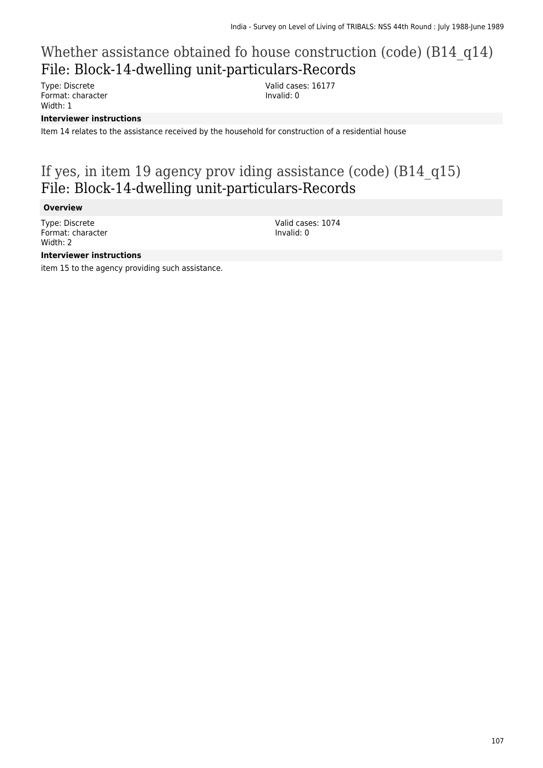# Whether assistance obtained fo house construction (code) (B14_q14)

## File: Block-14-dwelling unit-particulars-Records

Type: Discrete
Format: character
Width: 1

Valid cases: 16177
Invalid: 0

**Interviewer instructions**

Item 14 relates to the assistance received by the household for construction of a residential house

# If yes, in item 19 agency prov iding assistance (code) (B14_q15)

## File: Block-14-dwelling unit-particulars-Records

**Overview**

Type: Discrete
Format: character
Width: 2

Valid cases: 1074
Invalid: 0

**Interviewer instructions**

item 15 to the agency providing such assistance.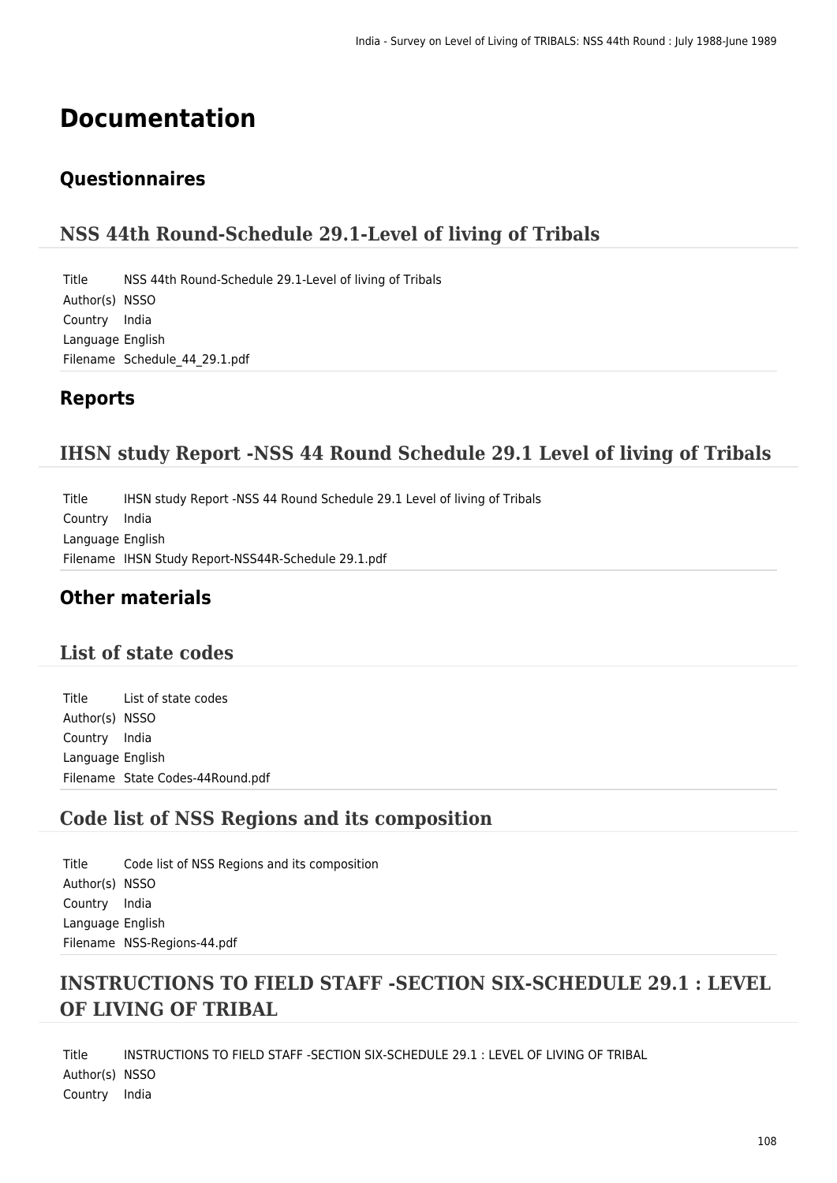# Documentation

## Questionnaires

### NSS 44th Round-Schedule 29.1-Level of living of Tribals

| | |
|---|---|
| Title | NSS 44th Round-Schedule 29.1-Level of living of Tribals |
| Author(s) | NSSO |
| Country | India |
| Language | English |
| Filename | Schedule_44_29.1.pdf |

## Reports

### IHSN study Report -NSS 44 Round Schedule 29.1 Level of living of Tribals

| | |
|---|---|
| Title | IHSN study Report -NSS 44 Round Schedule 29.1 Level of living of Tribals |
| Country | India |
| Language | English |
| Filename | IHSN Study Report-NSS44R-Schedule 29.1.pdf |

## Other materials

### List of state codes

| | |
|---|---|
| Title | List of state codes |
| Author(s) | NSSO |
| Country | India |
| Language | English |
| Filename | State Codes-44Round.pdf |

### Code list of NSS Regions and its composition

| | |
|---|---|
| Title | Code list of NSS Regions and its composition |
| Author(s) | NSSO |
| Country | India |
| Language | English |
| Filename | NSS-Regions-44.pdf |

### INSTRUCTIONS TO FIELD STAFF -SECTION SIX-SCHEDULE 29.1 : LEVEL OF LIVING OF TRIBAL

| | |
|---|---|
| Title | INSTRUCTIONS TO FIELD STAFF -SECTION SIX-SCHEDULE 29.1 : LEVEL OF LIVING OF TRIBAL |
| Author(s) | NSSO |
| Country | India |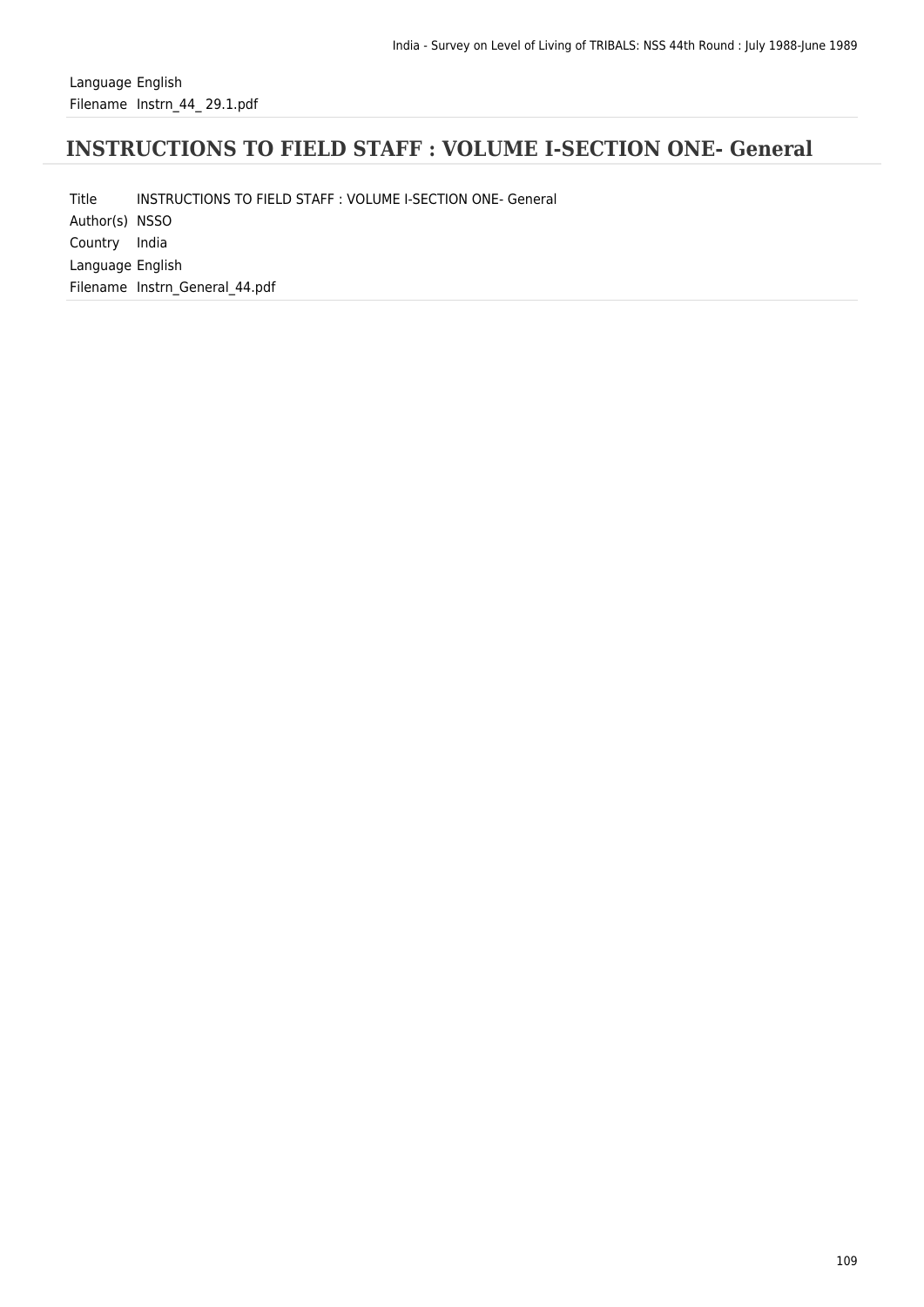| | |
|---|---|
| Language | English |
| Filename | Instrn_44_ 29.1.pdf |

## INSTRUCTIONS TO FIELD STAFF : VOLUME I-SECTION ONE- General

| | |
|---|---|
| Title | INSTRUCTIONS TO FIELD STAFF : VOLUME I-SECTION ONE- General |
| Author(s) | NSSO |
| Country | India |
| Language | English |
| Filename | Instrn_General_44.pdf |